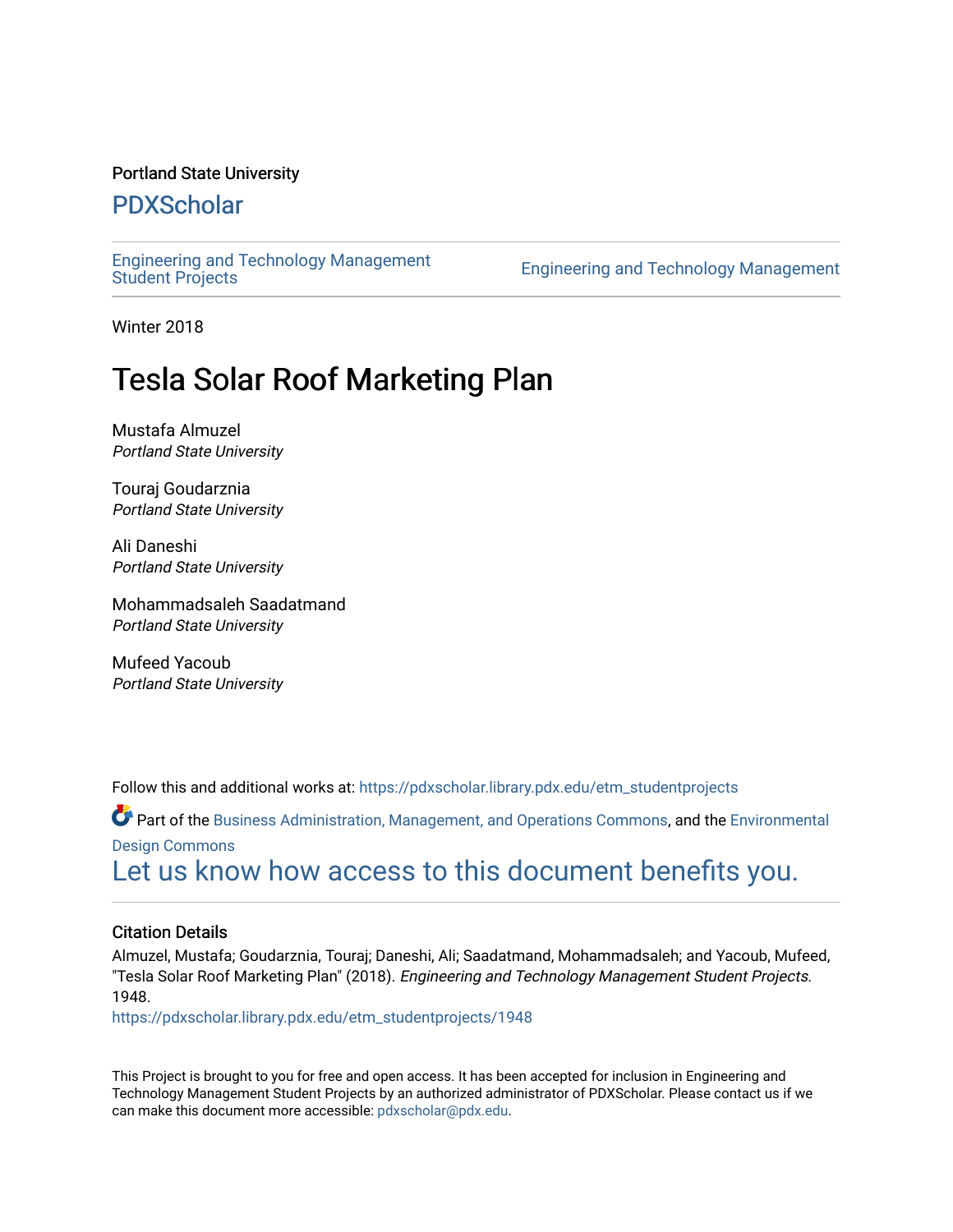Portland State University

# PDXScholar

Engineering and Technology Management Student Projects | Engineering and Technology Management

Winter 2018

# Tesla Solar Roof Marketing Plan

Mustafa Almuzel
*Portland State University*

Touraj Goudarznia
*Portland State University*

Ali Daneshi
*Portland State University*

Mohammadsaleh Saadatmand
*Portland State University*

Mufeed Yacoub
*Portland State University*

Follow this and additional works at: https://pdxscholar.library.pdx.edu/etm_studentprojects

Part of the Business Administration, Management, and Operations Commons, and the Environmental Design Commons

Let us know how access to this document benefits you.

### Citation Details

Almuzel, Mustafa; Goudarznia, Touraj; Daneshi, Ali; Saadatmand, Mohammadsaleh; and Yacoub, Mufeed, "Tesla Solar Roof Marketing Plan" (2018). *Engineering and Technology Management Student Projects*. 1948.
https://pdxscholar.library.pdx.edu/etm_studentprojects/1948

This Project is brought to you for free and open access. It has been accepted for inclusion in Engineering and Technology Management Student Projects by an authorized administrator of PDXScholar. Please contact us if we can make this document more accessible: pdxscholar@pdx.edu.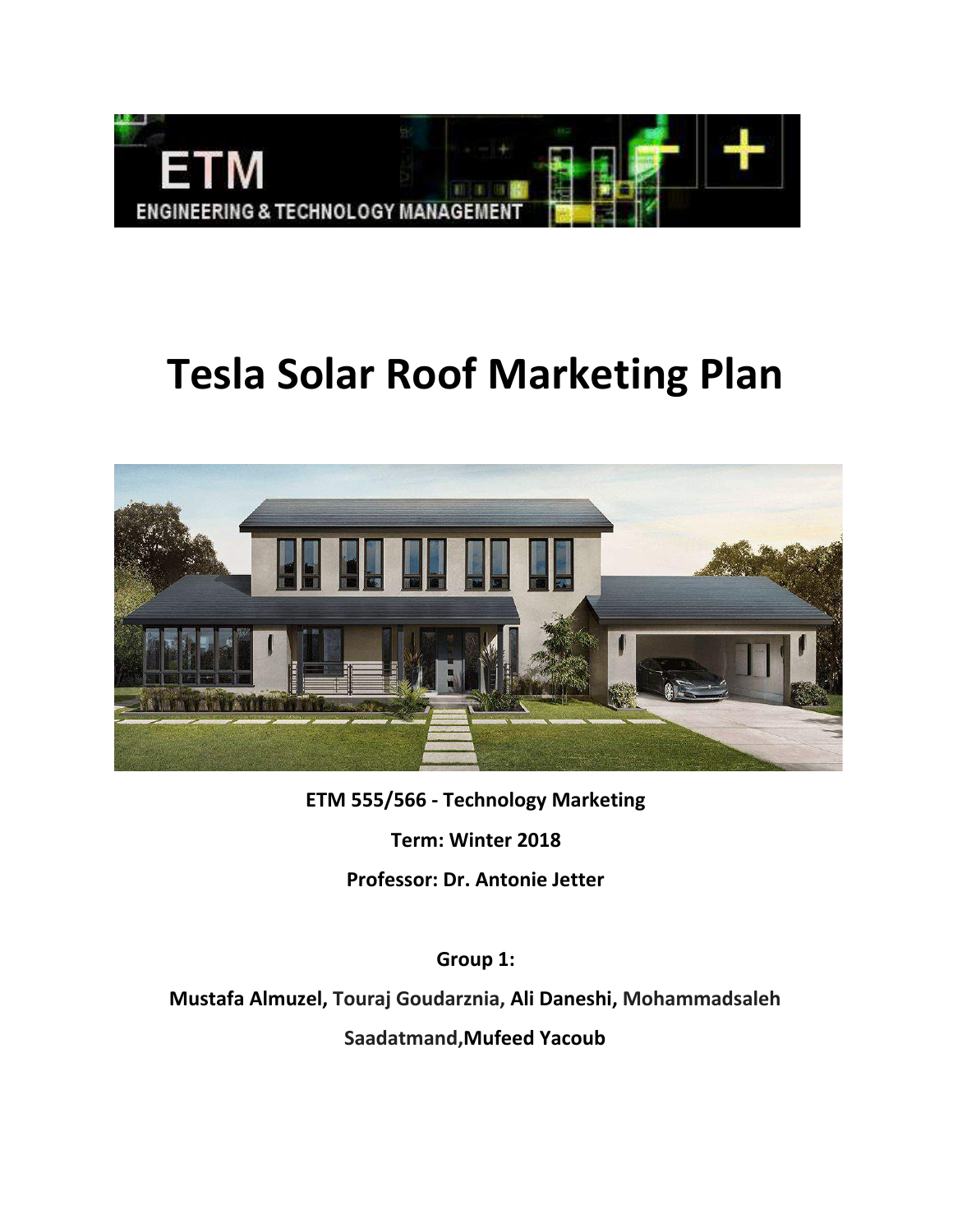# Tesla Solar Roof Marketing Plan

**ETM 555/566 - Technology Marketing**

**Term: Winter 2018**

**Professor: Dr. Antonie Jetter**

**Group 1:**

**Mustafa Almuzel, Touraj Goudarznia, Ali Daneshi, Mohammadsaleh Saadatmand, Mufeed Yacoub**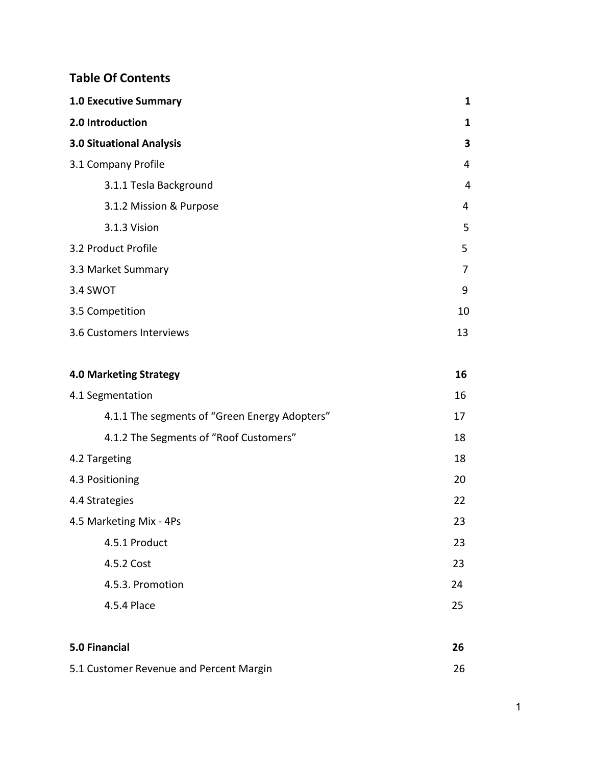## Table Of Contents

| | |
|---|---|
| **1.0 Executive Summary** | **1** |
| **2.0 Introduction** | **1** |
| **3.0 Situational Analysis** | **3** |
| 3.1 Company Profile | 4 |
| 3.1.1 Tesla Background | 4 |
| 3.1.2 Mission & Purpose | 4 |
| 3.1.3 Vision | 5 |
| 3.2 Product Profile | 5 |
| 3.3 Market Summary | 7 |
| 3.4 SWOT | 9 |
| 3.5 Competition | 10 |
| 3.6 Customers Interviews | 13 |
| **4.0 Marketing Strategy** | **16** |
| 4.1 Segmentation | 16 |
| 4.1.1 The segments of "Green Energy Adopters" | 17 |
| 4.1.2 The Segments of "Roof Customers" | 18 |
| 4.2 Targeting | 18 |
| 4.3 Positioning | 20 |
| 4.4 Strategies | 22 |
| 4.5 Marketing Mix - 4Ps | 23 |
| 4.5.1 Product | 23 |
| 4.5.2 Cost | 23 |
| 4.5.3. Promotion | 24 |
| 4.5.4 Place | 25 |
| **5.0 Financial** | **26** |
| 5.1 Customer Revenue and Percent Margin | 26 |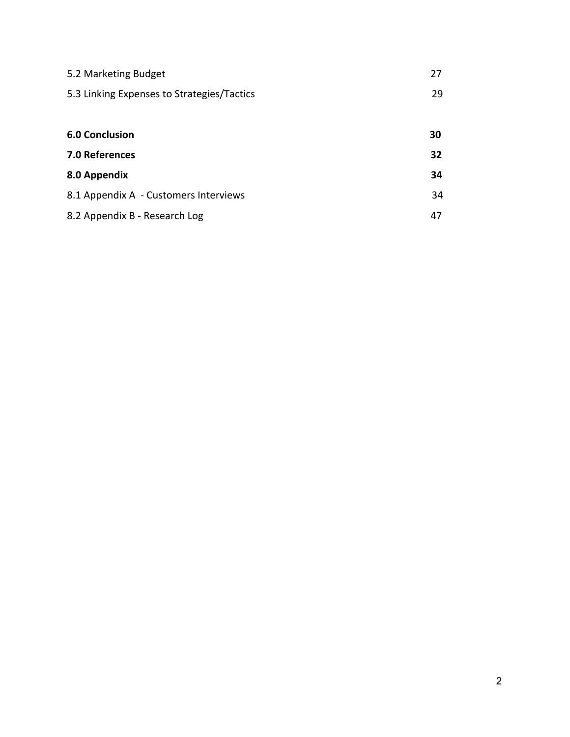| | |
|---|---|
| 5.2 Marketing Budget | 27 |
| 5.3 Linking Expenses to Strategies/Tactics | 29 |
| **6.0 Conclusion** | **30** |
| **7.0 References** | **32** |
| **8.0 Appendix** | **34** |
| 8.1 Appendix A - Customers Interviews | 34 |
| 8.2 Appendix B - Research Log | 47 |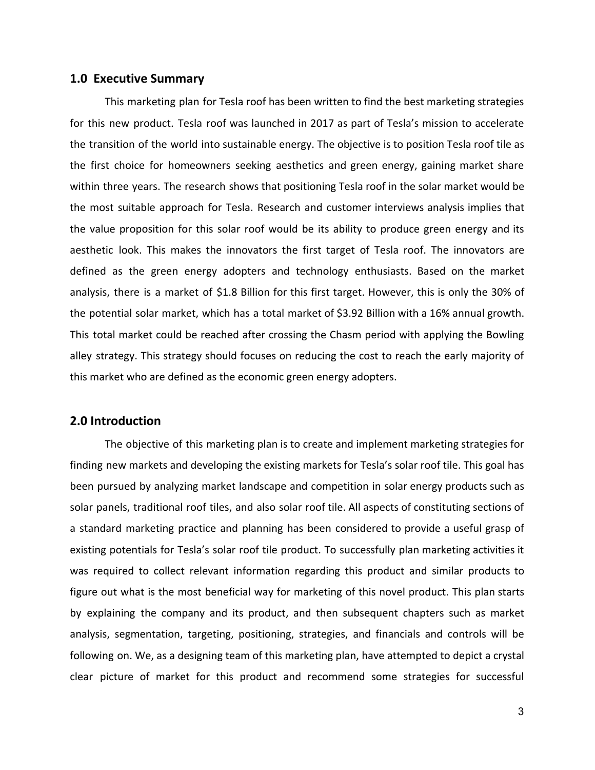## 1.0 Executive Summary

This marketing plan for Tesla roof has been written to find the best marketing strategies for this new product. Tesla roof was launched in 2017 as part of Tesla's mission to accelerate the transition of the world into sustainable energy. The objective is to position Tesla roof tile as the first choice for homeowners seeking aesthetics and green energy, gaining market share within three years. The research shows that positioning Tesla roof in the solar market would be the most suitable approach for Tesla. Research and customer interviews analysis implies that the value proposition for this solar roof would be its ability to produce green energy and its aesthetic look. This makes the innovators the first target of Tesla roof. The innovators are defined as the green energy adopters and technology enthusiasts. Based on the market analysis, there is a market of $1.8 Billion for this first target. However, this is only the 30% of the potential solar market, which has a total market of $3.92 Billion with a 16% annual growth. This total market could be reached after crossing the Chasm period with applying the Bowling alley strategy. This strategy should focuses on reducing the cost to reach the early majority of this market who are defined as the economic green energy adopters.

## 2.0 Introduction

The objective of this marketing plan is to create and implement marketing strategies for finding new markets and developing the existing markets for Tesla's solar roof tile. This goal has been pursued by analyzing market landscape and competition in solar energy products such as solar panels, traditional roof tiles, and also solar roof tile. All aspects of constituting sections of a standard marketing practice and planning has been considered to provide a useful grasp of existing potentials for Tesla's solar roof tile product. To successfully plan marketing activities it was required to collect relevant information regarding this product and similar products to figure out what is the most beneficial way for marketing of this novel product. This plan starts by explaining the company and its product, and then subsequent chapters such as market analysis, segmentation, targeting, positioning, strategies, and financials and controls will be following on. We, as a designing team of this marketing plan, have attempted to depict a crystal clear picture of market for this product and recommend some strategies for successful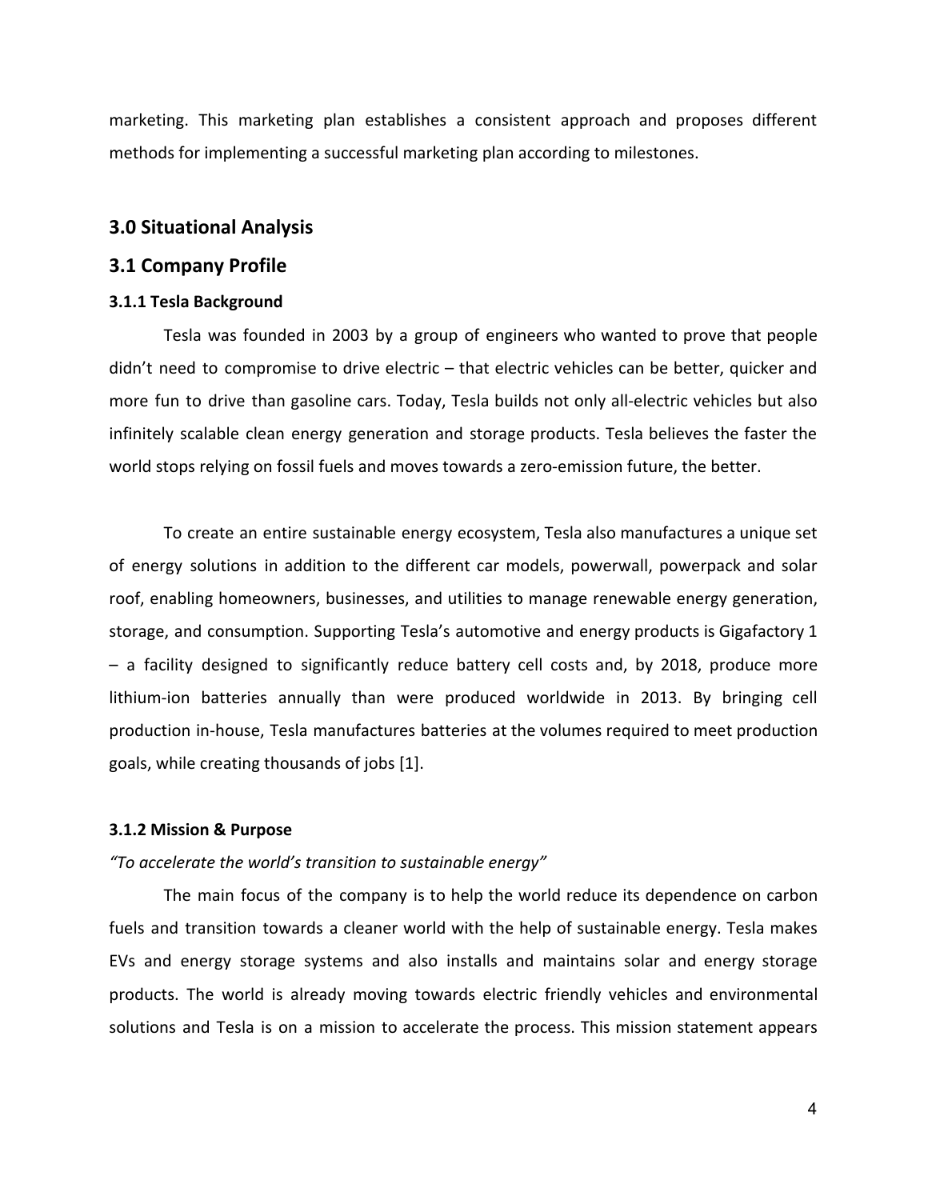marketing. This marketing plan establishes a consistent approach and proposes different methods for implementing a successful marketing plan according to milestones.

## 3.0 Situational Analysis

## 3.1 Company Profile

### 3.1.1 Tesla Background

Tesla was founded in 2003 by a group of engineers who wanted to prove that people didn't need to compromise to drive electric – that electric vehicles can be better, quicker and more fun to drive than gasoline cars. Today, Tesla builds not only all-electric vehicles but also infinitely scalable clean energy generation and storage products. Tesla believes the faster the world stops relying on fossil fuels and moves towards a zero-emission future, the better.

To create an entire sustainable energy ecosystem, Tesla also manufactures a unique set of energy solutions in addition to the different car models, powerwall, powerpack and solar roof, enabling homeowners, businesses, and utilities to manage renewable energy generation, storage, and consumption. Supporting Tesla's automotive and energy products is Gigafactory 1 – a facility designed to significantly reduce battery cell costs and, by 2018, produce more lithium-ion batteries annually than were produced worldwide in 2013. By bringing cell production in-house, Tesla manufactures batteries at the volumes required to meet production goals, while creating thousands of jobs [1].

### 3.1.2 Mission & Purpose

*"To accelerate the world's transition to sustainable energy"*

The main focus of the company is to help the world reduce its dependence on carbon fuels and transition towards a cleaner world with the help of sustainable energy. Tesla makes EVs and energy storage systems and also installs and maintains solar and energy storage products. The world is already moving towards electric friendly vehicles and environmental solutions and Tesla is on a mission to accelerate the process. This mission statement appears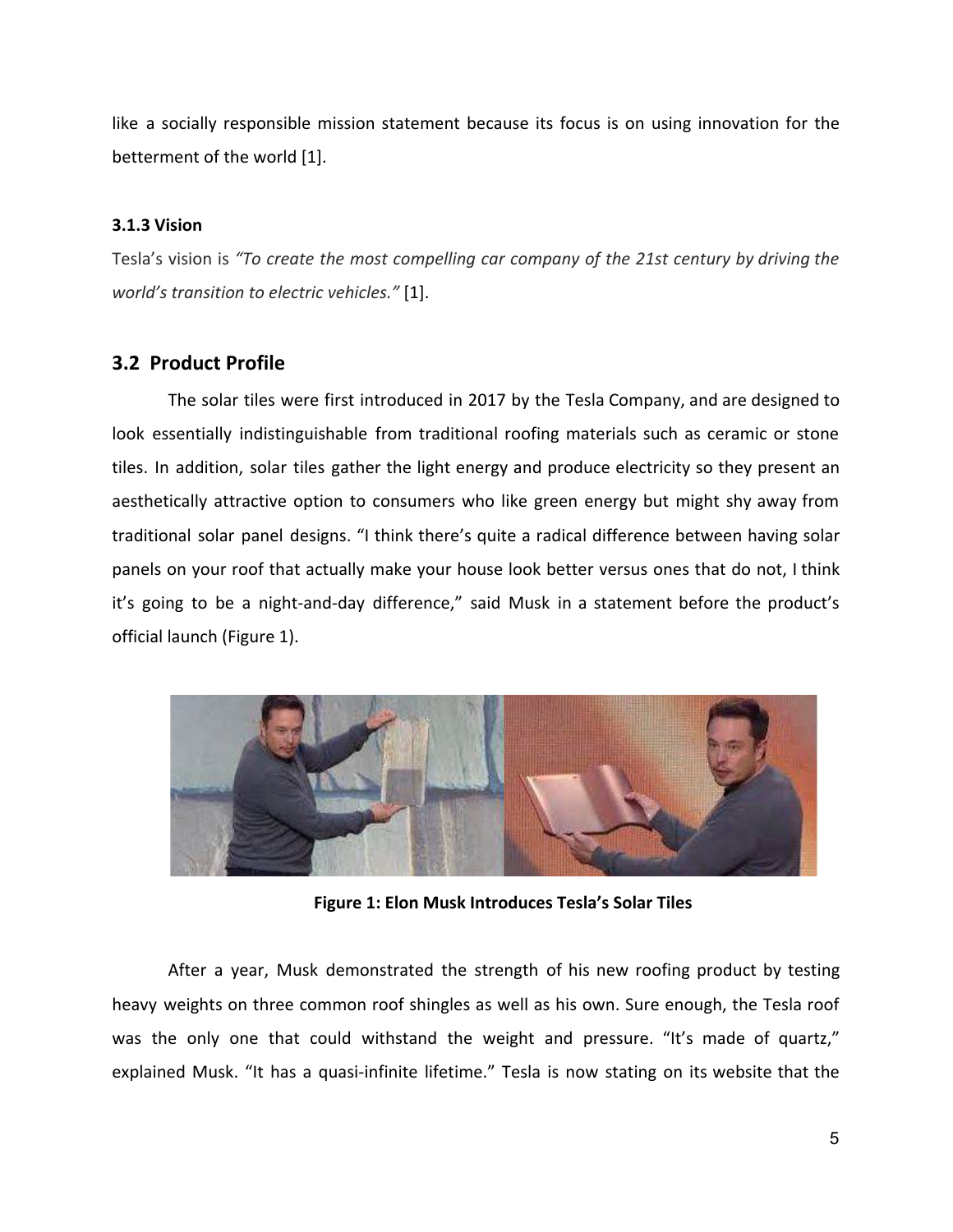like a socially responsible mission statement because its focus is on using innovation for the betterment of the world [1].

### 3.1.3 Vision

Tesla's vision is *"To create the most compelling car company of the 21st century by driving the world's transition to electric vehicles."* [1].

## 3.2 Product Profile

The solar tiles were first introduced in 2017 by the Tesla Company, and are designed to look essentially indistinguishable from traditional roofing materials such as ceramic or stone tiles. In addition, solar tiles gather the light energy and produce electricity so they present an aesthetically attractive option to consumers who like green energy but might shy away from traditional solar panel designs. "I think there's quite a radical difference between having solar panels on your roof that actually make your house look better versus ones that do not, I think it's going to be a night-and-day difference," said Musk in a statement before the product's official launch (Figure 1).

**Figure 1: Elon Musk Introduces Tesla's Solar Tiles**

After a year, Musk demonstrated the strength of his new roofing product by testing heavy weights on three common roof shingles as well as his own. Sure enough, the Tesla roof was the only one that could withstand the weight and pressure. "It's made of quartz," explained Musk. "It has a quasi-infinite lifetime." Tesla is now stating on its website that the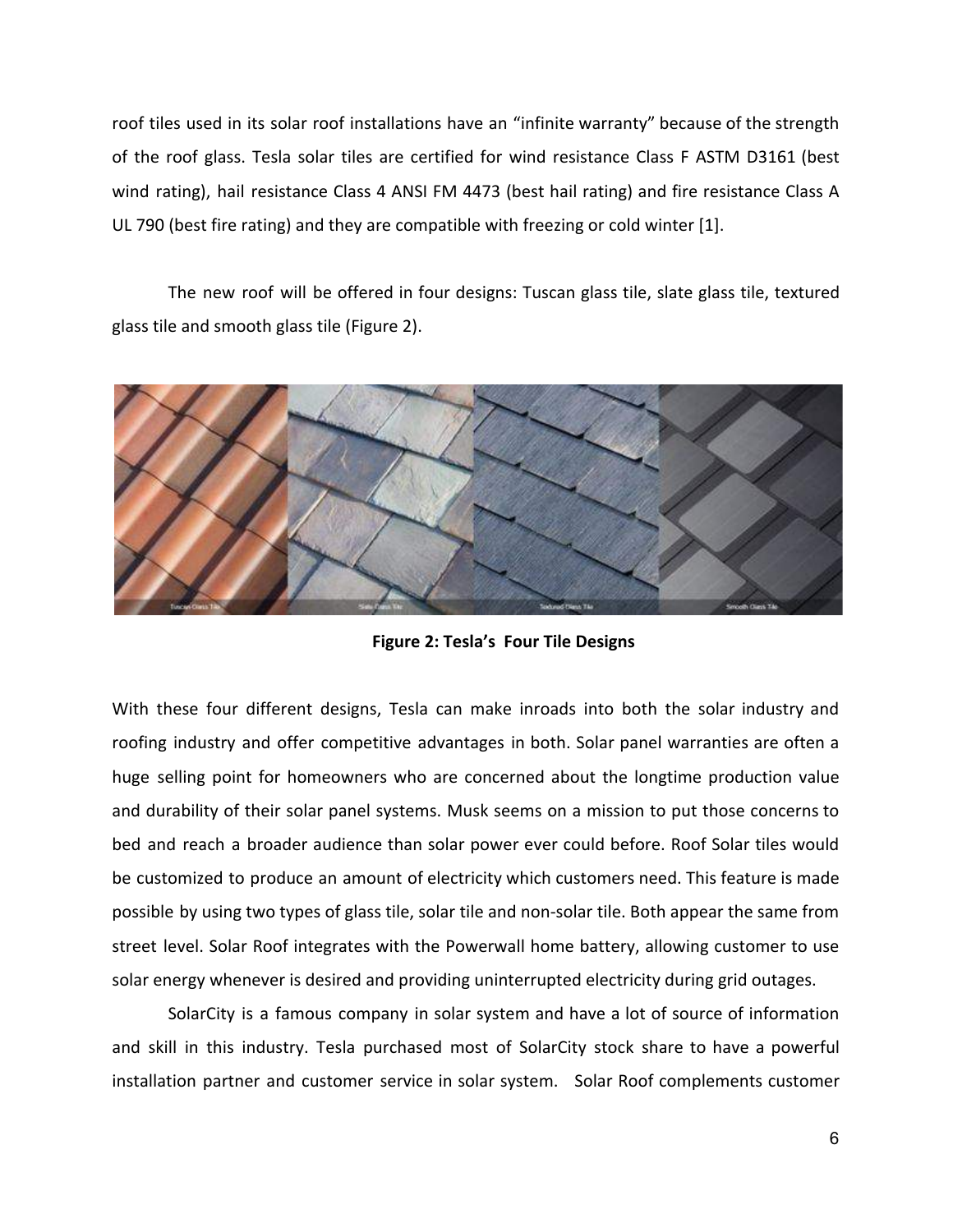roof tiles used in its solar roof installations have an "infinite warranty" because of the strength of the roof glass. Tesla solar tiles are certified for wind resistance Class F ASTM D3161 (best wind rating), hail resistance Class 4 ANSI FM 4473 (best hail rating) and fire resistance Class A UL 790 (best fire rating) and they are compatible with freezing or cold winter [1].

The new roof will be offered in four designs: Tuscan glass tile, slate glass tile, textured glass tile and smooth glass tile (Figure 2).

**Figure 2: Tesla's Four Tile Designs**

With these four different designs, Tesla can make inroads into both the solar industry and roofing industry and offer competitive advantages in both. Solar panel warranties are often a huge selling point for homeowners who are concerned about the longtime production value and durability of their solar panel systems. Musk seems on a mission to put those concerns to bed and reach a broader audience than solar power ever could before. Roof Solar tiles would be customized to produce an amount of electricity which customers need. This feature is made possible by using two types of glass tile, solar tile and non-solar tile. Both appear the same from street level. Solar Roof integrates with the Powerwall home battery, allowing customer to use solar energy whenever is desired and providing uninterrupted electricity during grid outages.

SolarCity is a famous company in solar system and have a lot of source of information and skill in this industry. Tesla purchased most of SolarCity stock share to have a powerful installation partner and customer service in solar system. Solar Roof complements customer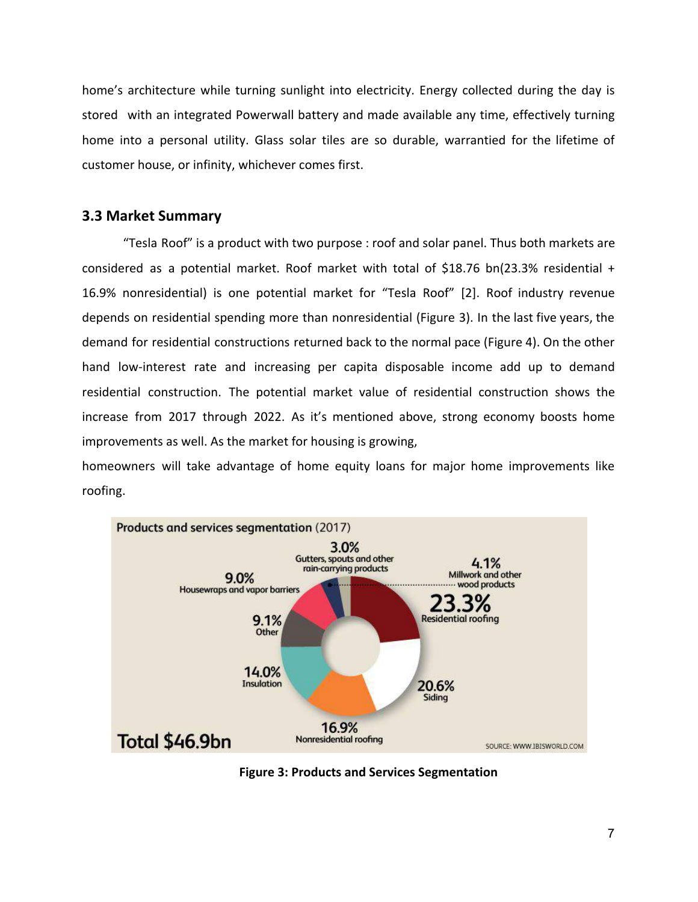home's architecture while turning sunlight into electricity. Energy collected during the day is stored with an integrated Powerwall battery and made available any time, effectively turning home into a personal utility. Glass solar tiles are so durable, warrantied for the lifetime of customer house, or infinity, whichever comes first.

### 3.3 Market Summary

"Tesla Roof" is a product with two purpose : roof and solar panel. Thus both markets are considered as a potential market. Roof market with total of $18.76 bn(23.3% residential + 16.9% nonresidential) is one potential market for "Tesla Roof" [2]. Roof industry revenue depends on residential spending more than nonresidential (Figure 3). In the last five years, the demand for residential constructions returned back to the normal pace (Figure 4). On the other hand low-interest rate and increasing per capita disposable income add up to demand residential construction. The potential market value of residential construction shows the increase from 2017 through 2022. As it's mentioned above, strong economy boosts home improvements as well. As the market for housing is growing,

homeowners will take advantage of home equity loans for major home improvements like roofing.

**Products and services segmentation** (2017)

| Segment | Share |
|---|---|
| Residential roofing | 23.3% |
| Siding | 20.6% |
| Nonresidential roofing | 16.9% |
| Insulation | 14.0% |
| Other | 9.1% |
| Housewraps and vapor barriers | 9.0% |
| Millwork and other wood products | 4.1% |
| Gutters, spouts and other rain-carrying products | 3.0% |

Total $46.9bn

SOURCE: WWW.IBISWORLD.COM

**Figure 3: Products and Services Segmentation**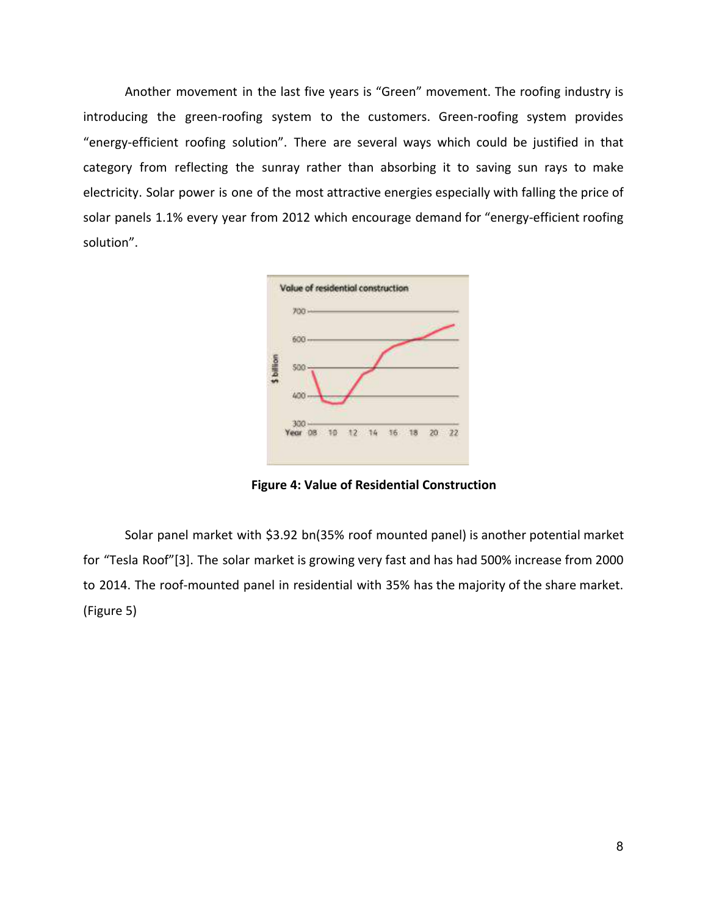Another movement in the last five years is "Green" movement. The roofing industry is introducing the green-roofing system to the customers. Green-roofing system provides "energy-efficient roofing solution". There are several ways which could be justified in that category from reflecting the sunray rather than absorbing it to saving sun rays to make electricity. Solar power is one of the most attractive energies especially with falling the price of solar panels 1.1% every year from 2012 which encourage demand for "energy-efficient roofing solution".

**Figure 4: Value of Residential Construction**

Solar panel market with $3.92 bn(35% roof mounted panel) is another potential market for "Tesla Roof"[3]. The solar market is growing very fast and has had 500% increase from 2000 to 2014. The roof-mounted panel in residential with 35% has the majority of the share market. (Figure 5)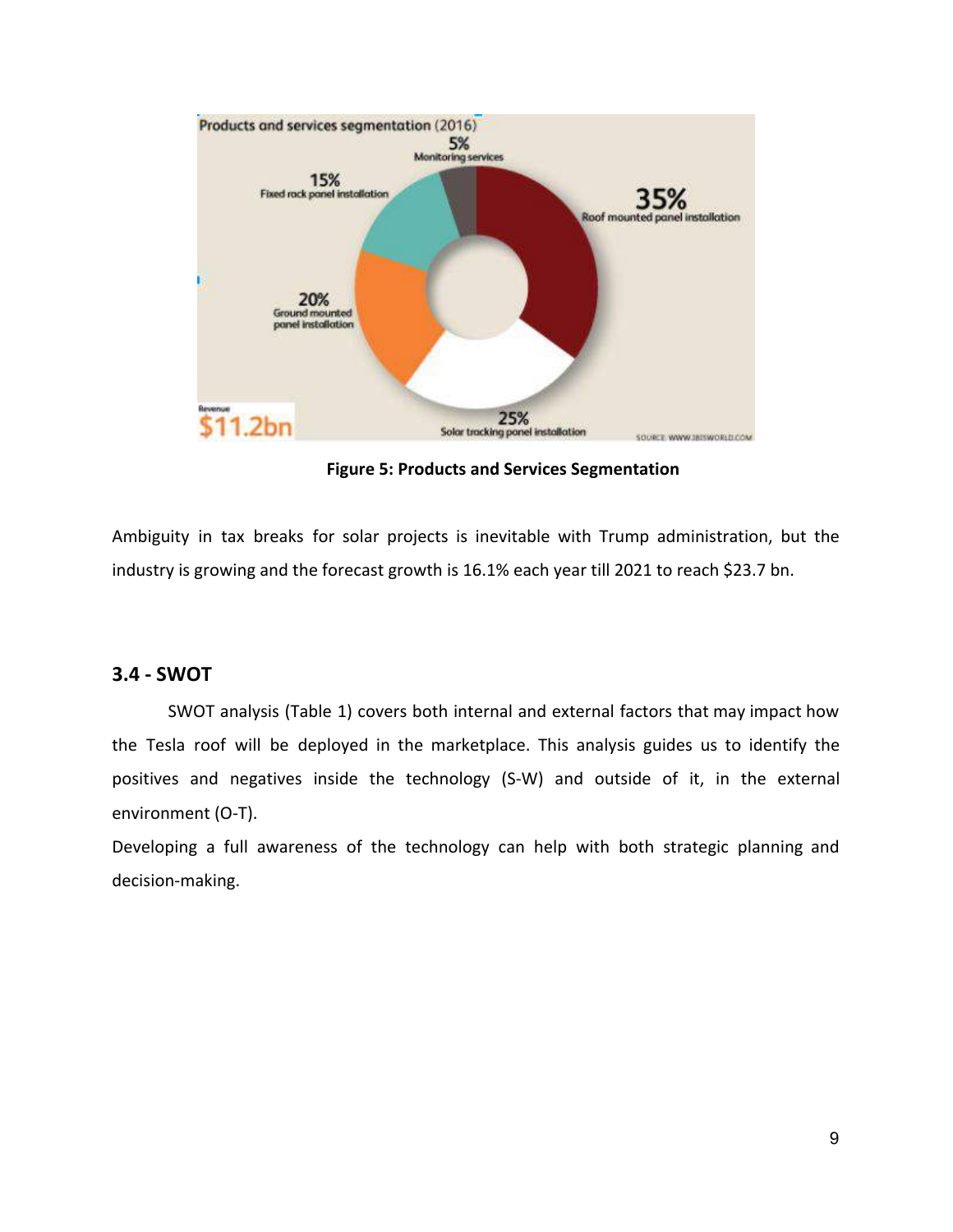Figure 5: Products and Services Segmentation

Ambiguity in tax breaks for solar projects is inevitable with Trump administration, but the industry is growing and the forecast growth is 16.1% each year till 2021 to reach $23.7 bn.

### 3.4 - SWOT

SWOT analysis (Table 1) covers both internal and external factors that may impact how the Tesla roof will be deployed in the marketplace. This analysis guides us to identify the positives and negatives inside the technology (S-W) and outside of it, in the external environment (O-T).

Developing a full awareness of the technology can help with both strategic planning and decision-making.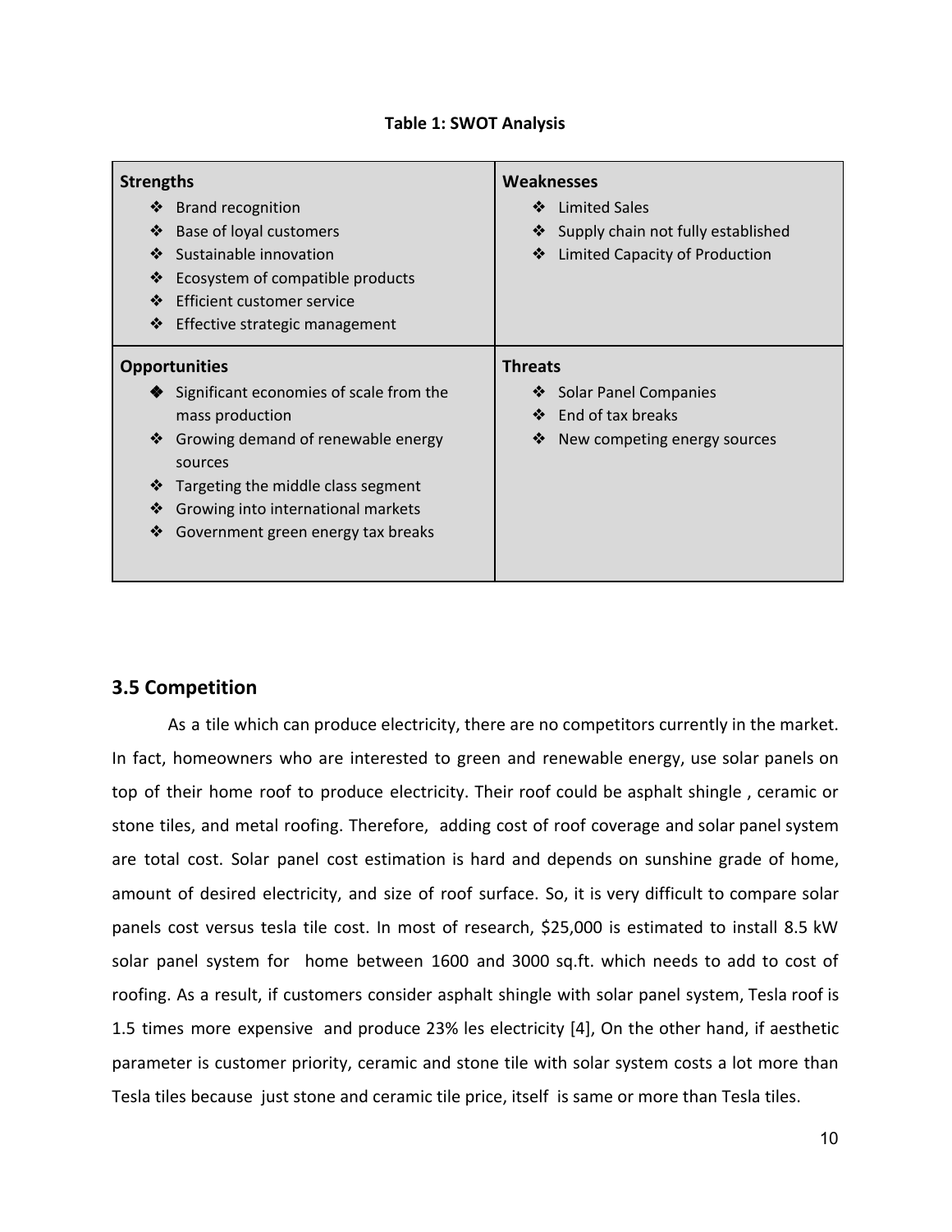**Table 1: SWOT Analysis**

| **Strengths** | **Weaknesses** |
| --- | --- |
| ❖ Brand recognition<br>❖ Base of loyal customers<br>❖ Sustainable innovation<br>❖ Ecosystem of compatible products<br>❖ Efficient customer service<br>❖ Effective strategic management | ❖ Limited Sales<br>❖ Supply chain not fully established<br>❖ Limited Capacity of Production |
| **Opportunities** | **Threats** |
| ❖ Significant economies of scale from the mass production<br>❖ Growing demand of renewable energy sources<br>❖ Targeting the middle class segment<br>❖ Growing into international markets<br>❖ Government green energy tax breaks | ❖ Solar Panel Companies<br>❖ End of tax breaks<br>❖ New competing energy sources |

## 3.5 Competition

As a tile which can produce electricity, there are no competitors currently in the market. In fact, homeowners who are interested to green and renewable energy, use solar panels on top of their home roof to produce electricity. Their roof could be asphalt shingle , ceramic or stone tiles, and metal roofing. Therefore, adding cost of roof coverage and solar panel system are total cost. Solar panel cost estimation is hard and depends on sunshine grade of home, amount of desired electricity, and size of roof surface. So, it is very difficult to compare solar panels cost versus tesla tile cost. In most of research, $25,000 is estimated to install 8.5 kW solar panel system for home between 1600 and 3000 sq.ft. which needs to add to cost of roofing. As a result, if customers consider asphalt shingle with solar panel system, Tesla roof is 1.5 times more expensive and produce 23% les electricity [4], On the other hand, if aesthetic parameter is customer priority, ceramic and stone tile with solar system costs a lot more than Tesla tiles because just stone and ceramic tile price, itself is same or more than Tesla tiles.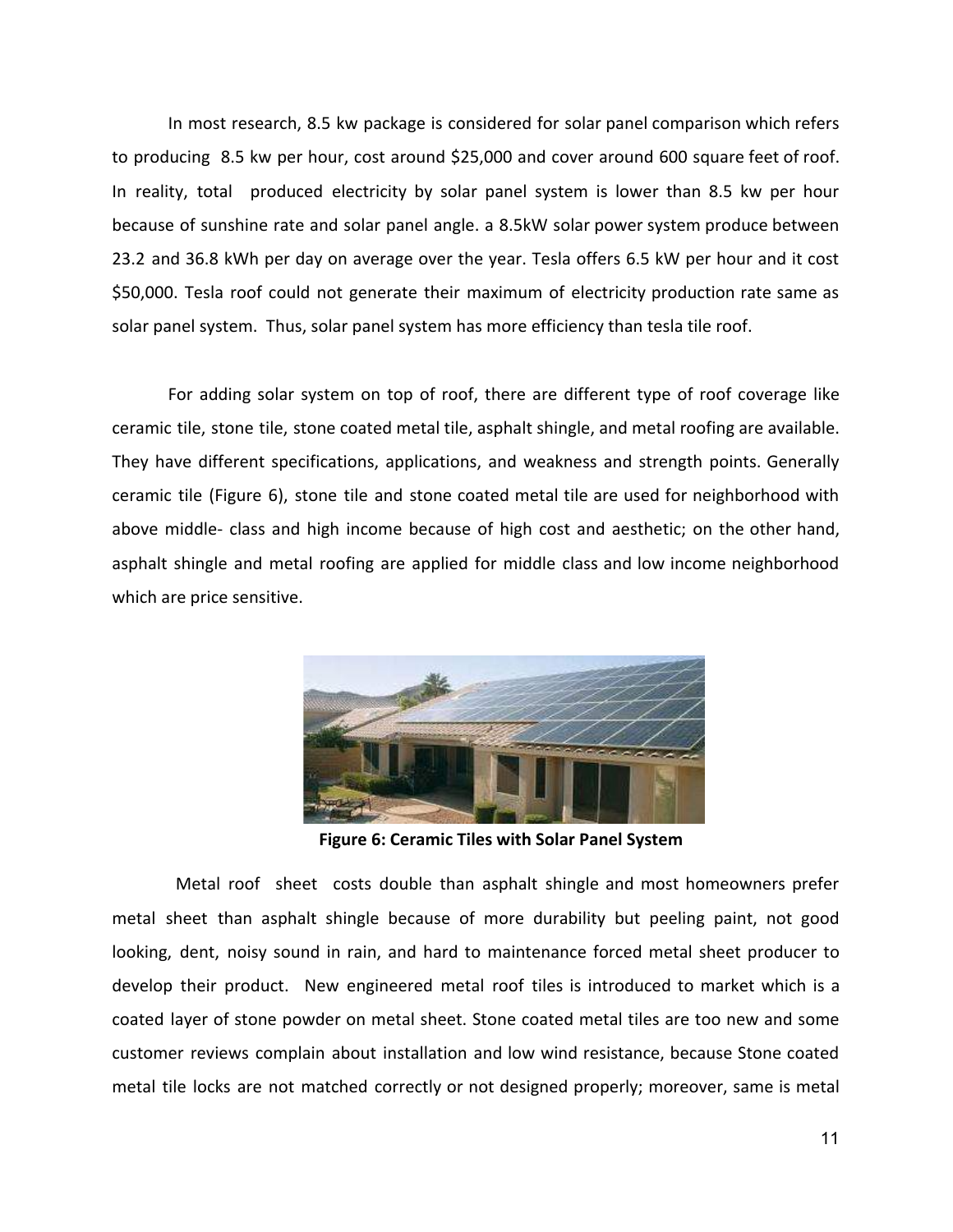In most research, 8.5 kw package is considered for solar panel comparison which refers to producing 8.5 kw per hour, cost around $25,000 and cover around 600 square feet of roof. In reality, total produced electricity by solar panel system is lower than 8.5 kw per hour because of sunshine rate and solar panel angle. a 8.5kW solar power system produce between 23.2 and 36.8 kWh per day on average over the year. Tesla offers 6.5 kW per hour and it cost $50,000. Tesla roof could not generate their maximum of electricity production rate same as solar panel system. Thus, solar panel system has more efficiency than tesla tile roof.

For adding solar system on top of roof, there are different type of roof coverage like ceramic tile, stone tile, stone coated metal tile, asphalt shingle, and metal roofing are available. They have different specifications, applications, and weakness and strength points. Generally ceramic tile (Figure 6), stone tile and stone coated metal tile are used for neighborhood with above middle- class and high income because of high cost and aesthetic; on the other hand, asphalt shingle and metal roofing are applied for middle class and low income neighborhood which are price sensitive.

**Figure 6: Ceramic Tiles with Solar Panel System**

Metal roof sheet costs double than asphalt shingle and most homeowners prefer metal sheet than asphalt shingle because of more durability but peeling paint, not good looking, dent, noisy sound in rain, and hard to maintenance forced metal sheet producer to develop their product. New engineered metal roof tiles is introduced to market which is a coated layer of stone powder on metal sheet. Stone coated metal tiles are too new and some customer reviews complain about installation and low wind resistance, because Stone coated metal tile locks are not matched correctly or not designed properly; moreover, same is metal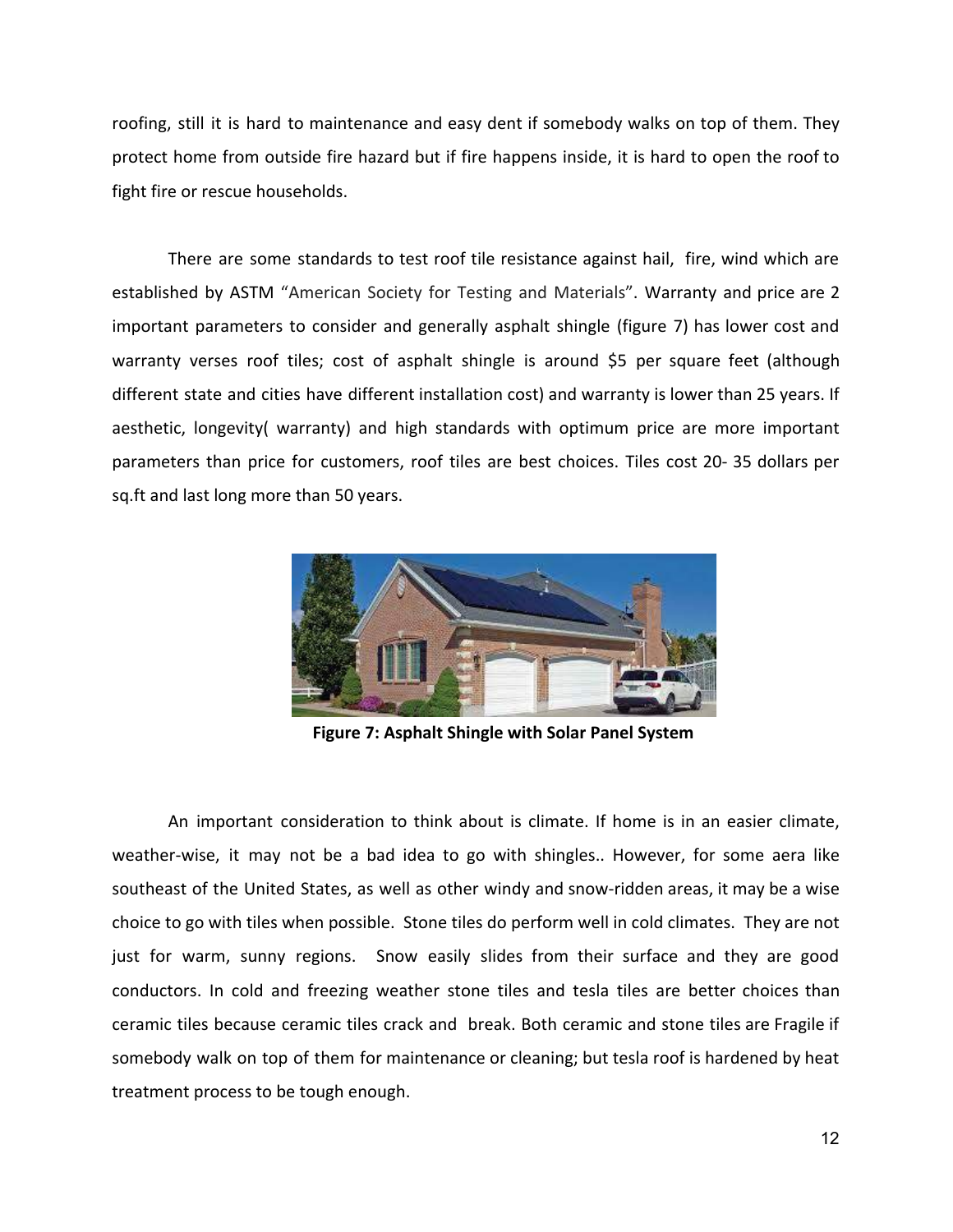roofing, still it is hard to maintenance and easy dent if somebody walks on top of them. They protect home from outside fire hazard but if fire happens inside, it is hard to open the roof to fight fire or rescue households.

There are some standards to test roof tile resistance against hail, fire, wind which are established by ASTM "American Society for Testing and Materials". Warranty and price are 2 important parameters to consider and generally asphalt shingle (figure 7) has lower cost and warranty verses roof tiles; cost of asphalt shingle is around $5 per square feet (although different state and cities have different installation cost) and warranty is lower than 25 years. If aesthetic, longevity( warranty) and high standards with optimum price are more important parameters than price for customers, roof tiles are best choices. Tiles cost 20- 35 dollars per sq.ft and last long more than 50 years.

**Figure 7: Asphalt Shingle with Solar Panel System**

An important consideration to think about is climate. If home is in an easier climate, weather-wise, it may not be a bad idea to go with shingles.. However, for some aera like southeast of the United States, as well as other windy and snow-ridden areas, it may be a wise choice to go with tiles when possible. Stone tiles do perform well in cold climates. They are not just for warm, sunny regions. Snow easily slides from their surface and they are good conductors. In cold and freezing weather stone tiles and tesla tiles are better choices than ceramic tiles because ceramic tiles crack and break. Both ceramic and stone tiles are Fragile if somebody walk on top of them for maintenance or cleaning; but tesla roof is hardened by heat treatment process to be tough enough.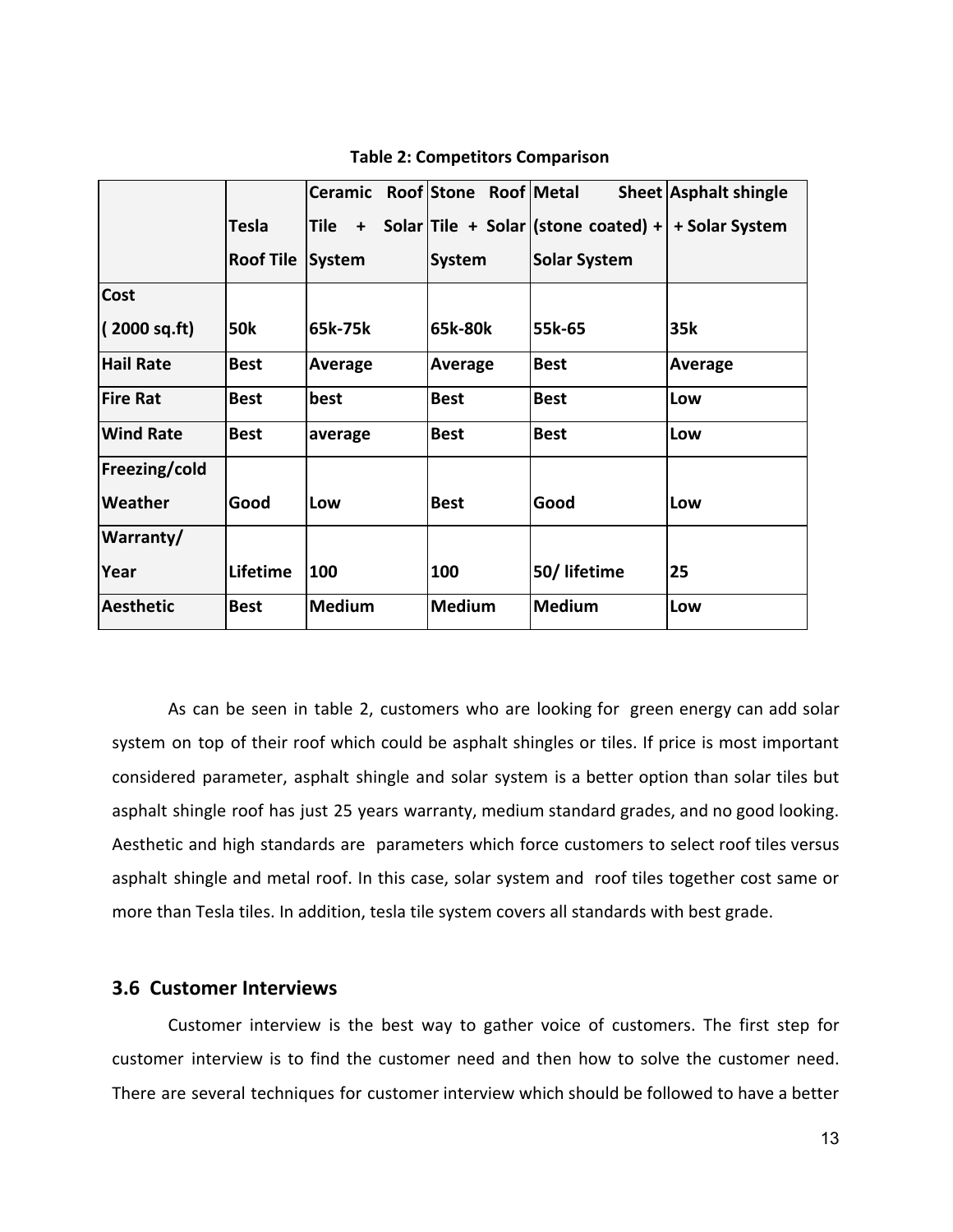**Table 2: Competitors Comparison**

| | Tesla Roof Tile | Ceramic Roof Tile + Solar System | Stone Roof Tile + Solar System | Metal Sheet (stone coated) + Solar System | Asphalt shingle + Solar System |
|---|---|---|---|---|---|
| **Cost ( 2000 sq.ft)** | **50k** | **65k-75k** | **65k-80k** | **55k-65** | **35k** |
| **Hail Rate** | **Best** | **Average** | **Average** | **Best** | **Average** |
| **Fire Rat** | **Best** | **best** | **Best** | **Best** | **Low** |
| **Wind Rate** | **Best** | **average** | **Best** | **Best** | **Low** |
| **Freezing/cold Weather** | **Good** | **Low** | **Best** | **Good** | **Low** |
| **Warranty/ Year** | **Lifetime** | **100** | **100** | **50/ lifetime** | **25** |
| **Aesthetic** | **Best** | **Medium** | **Medium** | **Medium** | **Low** |

As can be seen in table 2, customers who are looking for green energy can add solar system on top of their roof which could be asphalt shingles or tiles. If price is most important considered parameter, asphalt shingle and solar system is a better option than solar tiles but asphalt shingle roof has just 25 years warranty, medium standard grades, and no good looking. Aesthetic and high standards are parameters which force customers to select roof tiles versus asphalt shingle and metal roof. In this case, solar system and roof tiles together cost same or more than Tesla tiles. In addition, tesla tile system covers all standards with best grade.

### 3.6 Customer Interviews

Customer interview is the best way to gather voice of customers. The first step for customer interview is to find the customer need and then how to solve the customer need. There are several techniques for customer interview which should be followed to have a better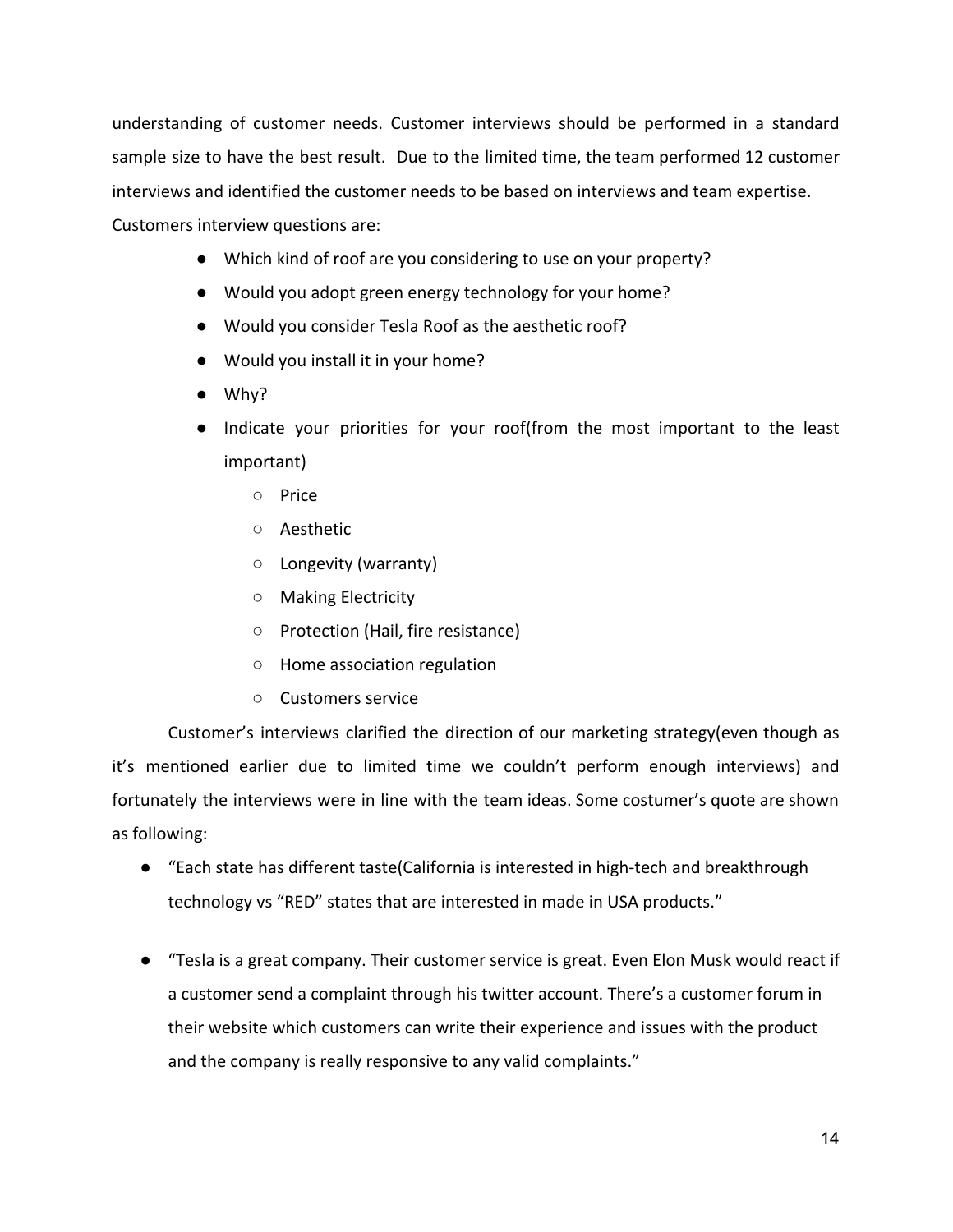understanding of customer needs. Customer interviews should be performed in a standard sample size to have the best result.  Due to the limited time, the team performed 12 customer interviews and identified the customer needs to be based on interviews and team expertise. Customers interview questions are:

- Which kind of roof are you considering to use on your property?
- Would you adopt green energy technology for your home?
- Would you consider Tesla Roof as the aesthetic roof?
- Would you install it in your home?
- Why?
- Indicate your priorities for your roof(from the most important to the least important)
    - Price
    - Aesthetic
    - Longevity (warranty)
    - Making Electricity
    - Protection (Hail, fire resistance)
    - Home association regulation
    - Customers service

Customer's interviews clarified the direction of our marketing strategy(even though as it's mentioned earlier due to limited time we couldn't perform enough interviews) and fortunately the interviews were in line with the team ideas. Some costumer's quote are shown as following:

- "Each state has different taste(California is interested in high-tech and breakthrough technology vs "RED" states that are interested in made in USA products."

- "Tesla is a great company. Their customer service is great. Even Elon Musk would react if a customer send a complaint through his twitter account. There's a customer forum in their website which customers can write their experience and issues with the product and the company is really responsive to any valid complaints."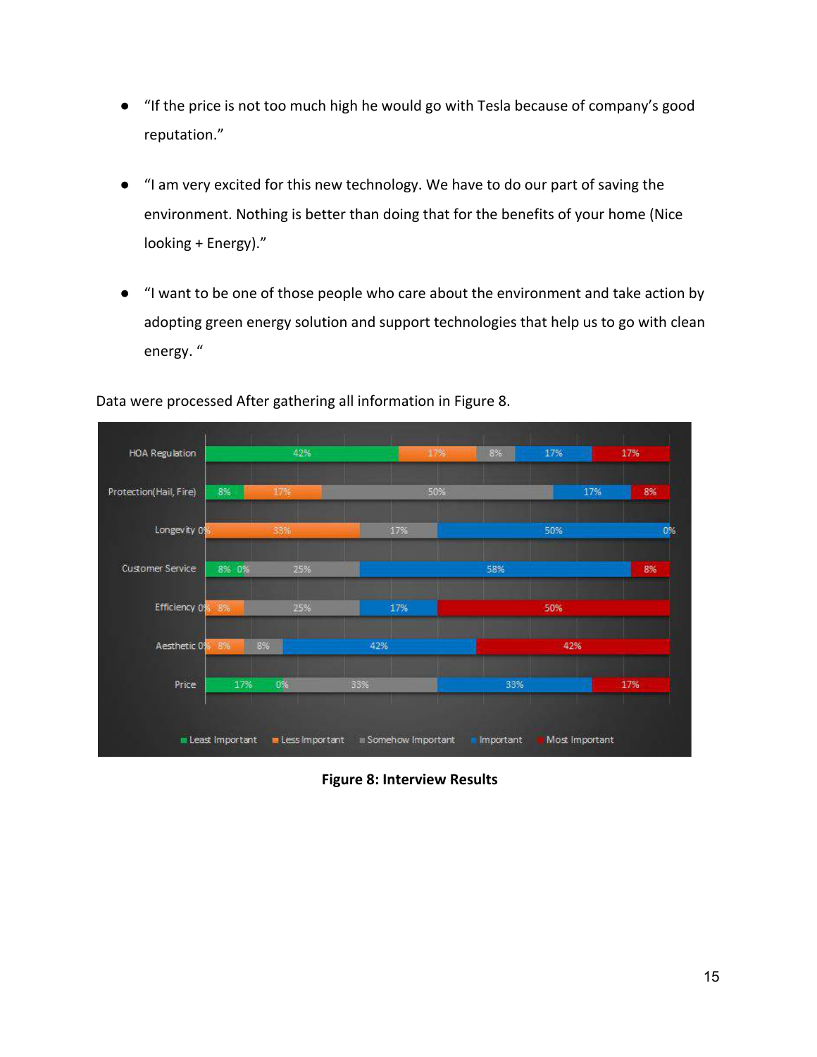- "If the price is not too much high he would go with Tesla because of company's good reputation."
- "I am very excited for this new technology. We have to do our part of saving the environment. Nothing is better than doing that for the benefits of your home (Nice looking + Energy)."
- "I want to be one of those people who care about the environment and take action by adopting green energy solution and support technologies that help us to go with clean energy. "

Data were processed After gathering all information in Figure 8.

| | Least Important | Less Important | Somehow Important | Important | Most Important |
| --- | --- | --- | --- | --- | --- |
| HOA Regulation | 42% | 17% | 8% | 17% | 17% |
| Protection(Hail, Fire) | 8% | 17% | 50% | 17% | 8% |
| Longevity | 0% | 33% | 17% | 50% | 0% |
| Customer Service | 8% | 0% | 25% | 58% | 8% |
| Efficiency | 0% | 8% | 25% | 17% | 50% |
| Aesthetic | 0% | 8% | 8% | 42% | 42% |
| Price | 17% | 0% | 33% | 33% | 17% |

**Figure 8: Interview Results**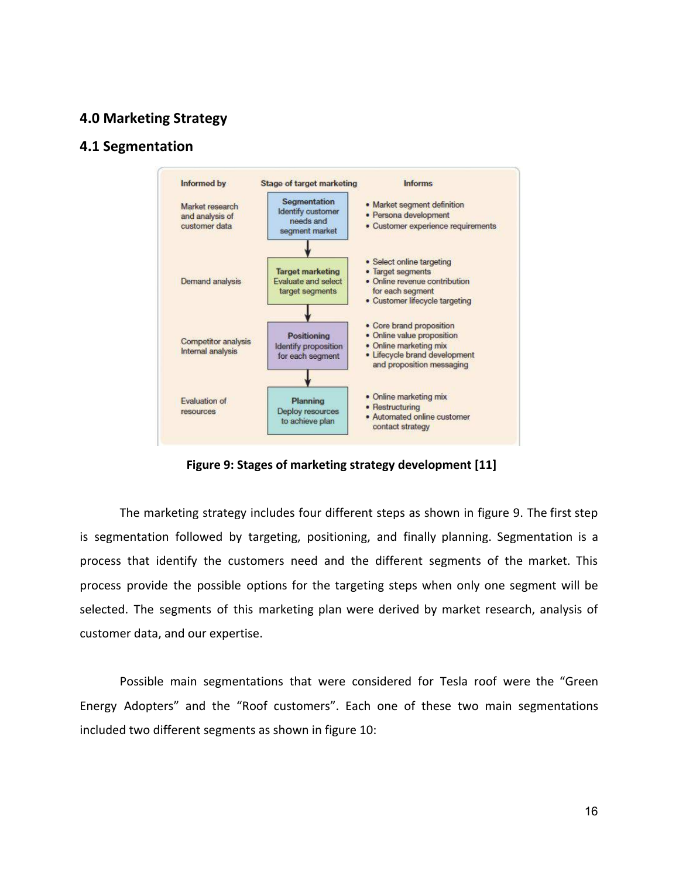## 4.0 Marketing Strategy

### 4.1 Segmentation

| Informed by | Stage of target marketing | Informs |
| --- | --- | --- |
| Market research and analysis of customer data | **Segmentation** Identify customer needs and segment market | • Market segment definition<br>• Persona development<br>• Customer experience requirements |
| Demand analysis | **Target marketing** Evaluate and select target segments | • Select online targeting<br>• Target segments<br>• Online revenue contribution for each segment<br>• Customer lifecycle targeting |
| Competitor analysis<br>Internal analysis | **Positioning** Identify proposition for each segment | • Core brand proposition<br>• Online value proposition<br>• Online marketing mix<br>• Lifecycle brand development and proposition messaging |
| Evaluation of resources | **Planning** Deploy resources to achieve plan | • Online marketing mix<br>• Restructuring<br>• Automated online customer contact strategy |

**Figure 9: Stages of marketing strategy development [11]**

The marketing strategy includes four different steps as shown in figure 9. The first step is segmentation followed by targeting, positioning, and finally planning. Segmentation is a process that identify the customers need and the different segments of the market. This process provide the possible options for the targeting steps when only one segment will be selected. The segments of this marketing plan were derived by market research, analysis of customer data, and our expertise.

Possible main segmentations that were considered for Tesla roof were the "Green Energy Adopters" and the "Roof customers". Each one of these two main segmentations included two different segments as shown in figure 10: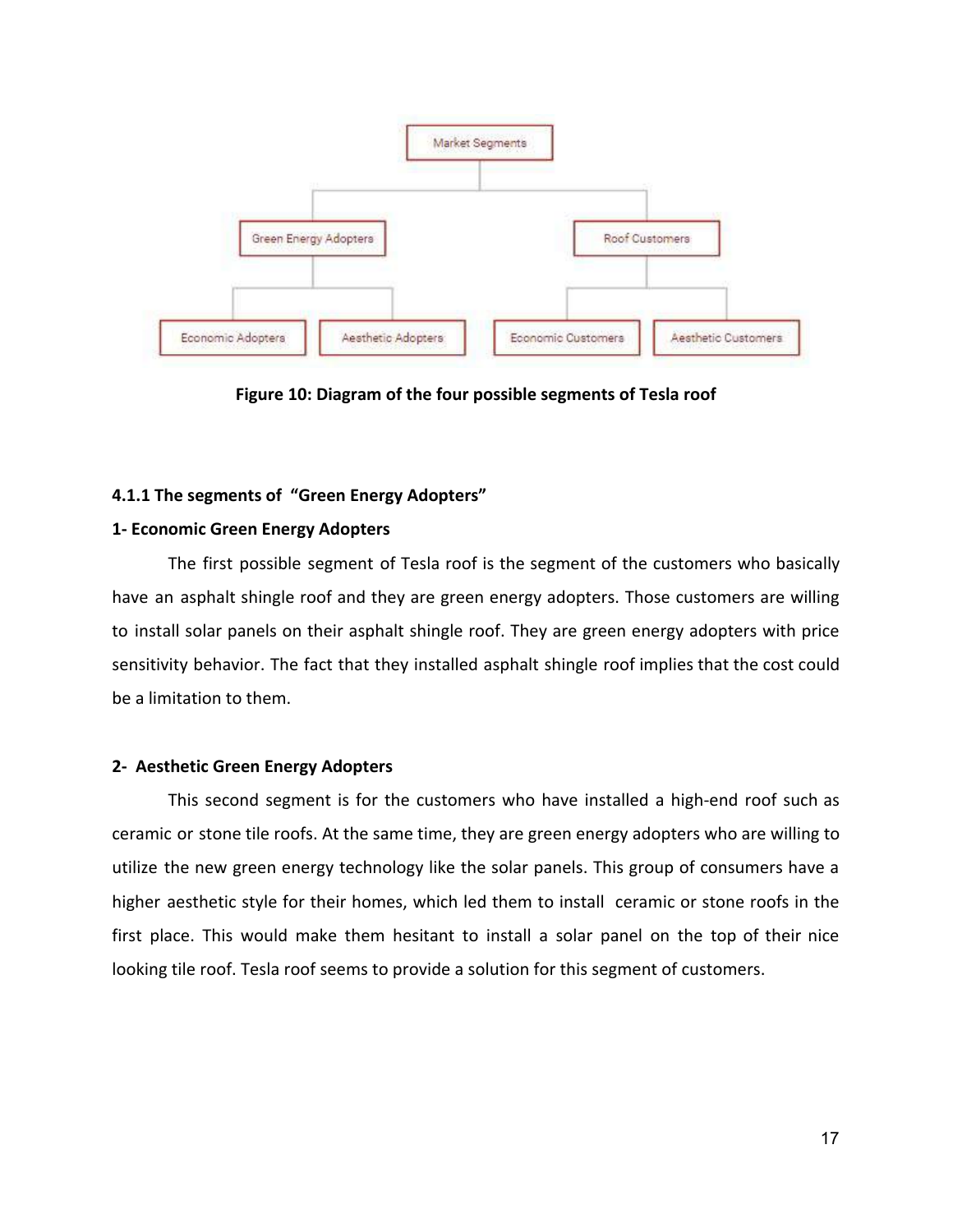Figure 10: Diagram of the four possible segments of Tesla roof

### 4.1.1 The segments of "Green Energy Adopters"

**1- Economic Green Energy Adopters**

The first possible segment of Tesla roof is the segment of the customers who basically have an asphalt shingle roof and they are green energy adopters. Those customers are willing to install solar panels on their asphalt shingle roof. They are green energy adopters with price sensitivity behavior. The fact that they installed asphalt shingle roof implies that the cost could be a limitation to them.

**2- Aesthetic Green Energy Adopters**

This second segment is for the customers who have installed a high-end roof such as ceramic or stone tile roofs. At the same time, they are green energy adopters who are willing to utilize the new green energy technology like the solar panels. This group of consumers have a higher aesthetic style for their homes, which led them to install ceramic or stone roofs in the first place. This would make them hesitant to install a solar panel on the top of their nice looking tile roof. Tesla roof seems to provide a solution for this segment of customers.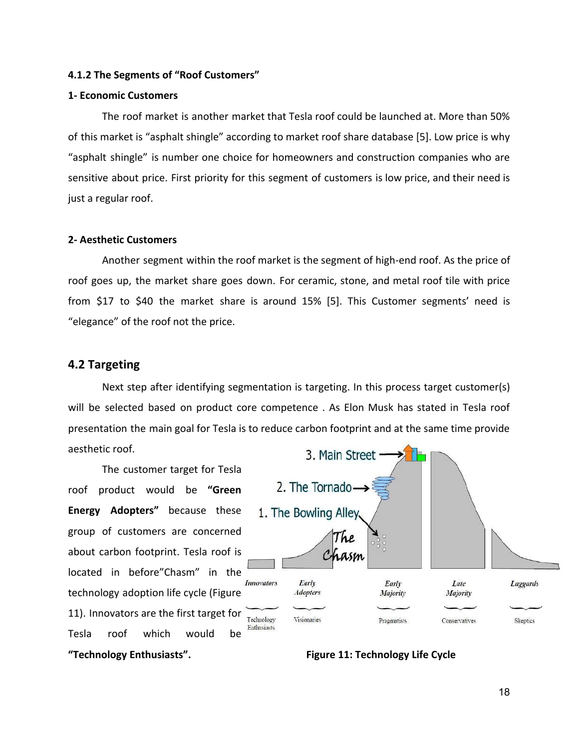#### 4.1.2 The Segments of "Roof Customers"

**1- Economic Customers**

The roof market is another market that Tesla roof could be launched at. More than 50% of this market is "asphalt shingle" according to market roof share database [5]. Low price is why "asphalt shingle" is number one choice for homeowners and construction companies who are sensitive about price. First priority for this segment of customers is low price, and their need is just a regular roof.

**2- Aesthetic Customers**

Another segment within the roof market is the segment of high-end roof. As the price of roof goes up, the market share goes down. For ceramic, stone, and metal roof tile with price from $17 to $40 the market share is around 15% [5]. This Customer segments' need is "elegance" of the roof not the price.

### 4.2 Targeting

Next step after identifying segmentation is targeting. In this process target customer(s) will be selected based on product core competence . As Elon Musk has stated in Tesla roof presentation the main goal for Tesla is to reduce carbon footprint and at the same time provide aesthetic roof.

The customer target for Tesla roof product would be **"Green Energy Adopters"** because these group of customers are concerned about carbon footprint. Tesla roof is located in before"Chasm" in the technology adoption life cycle (Figure 11). Innovators are the first target for Tesla roof which would be **"Technology Enthusiasts".**

3. Main Street
2. The Tornado
1. The Bowling Alley
The Chasm

Innovators | Early Adopters | Early Majority | Late Majority | Laggards

Technology Enthusiasts | Visionaries | Pragmatists | Conservatives | Skeptics

**Figure 11: Technology Life Cycle**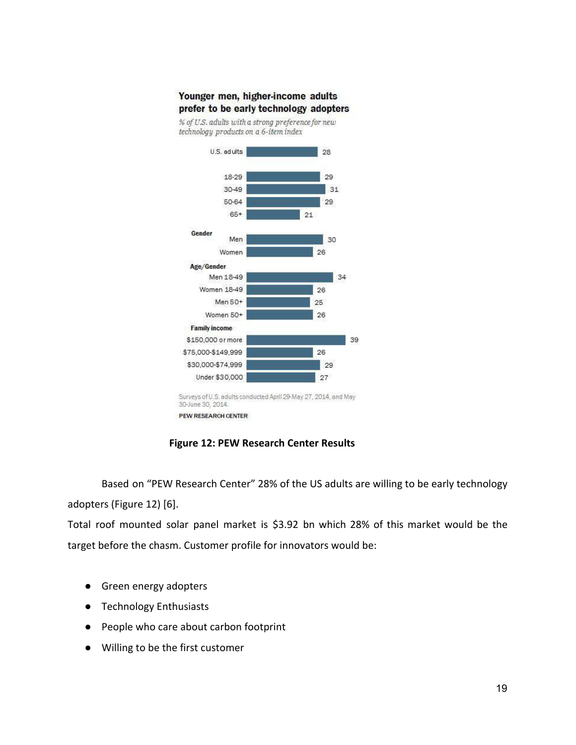**Younger men, higher-income adults prefer to be early technology adopters**

*% of U.S. adults with a strong preference for new technology products on a 6-item index*

| | % |
|---|---|
| U.S. adults | 28 |
| 18-29 | 29 |
| 30-49 | 31 |
| 50-64 | 29 |
| 65+ | 21 |
| **Gender** | |
| Men | 30 |
| Women | 26 |
| **Age/Gender** | |
| Men 18-49 | 34 |
| Women 18-49 | 26 |
| Men 50+ | 25 |
| Women 50+ | 26 |
| **Family income** | |
| $150,000 or more | 39 |
| $75,000-$149,999 | 26 |
| $30,000-$74,999 | 29 |
| Under $30,000 | 27 |

Surveys of U.S. adults conducted April 29-May 27, 2014, and May 30-June 30, 2014.

PEW RESEARCH CENTER

**Figure 12: PEW Research Center Results**

Based on "PEW Research Center" 28% of the US adults are willing to be early technology adopters (Figure 12) [6].

Total roof mounted solar panel market is $3.92 bn which 28% of this market would be the target before the chasm. Customer profile for innovators would be:

- Green energy adopters
- Technology Enthusiasts
- People who care about carbon footprint
- Willing to be the first customer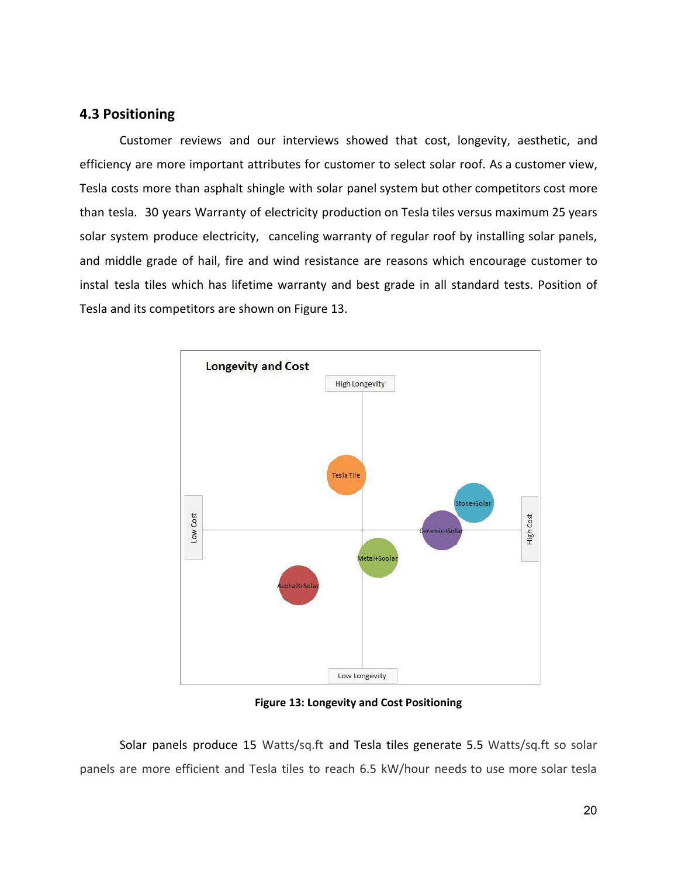### 4.3 Positioning

Customer reviews and our interviews showed that cost, longevity, aesthetic, and efficiency are more important attributes for customer to select solar roof. As a customer view, Tesla costs more than asphalt shingle with solar panel system but other competitors cost more than tesla. 30 years Warranty of electricity production on Tesla tiles versus maximum 25 years solar system produce electricity, canceling warranty of regular roof by installing solar panels, and middle grade of hail, fire and wind resistance are reasons which encourage customer to instal tesla tiles which has lifetime warranty and best grade in all standard tests. Position of Tesla and its competitors are shown on Figure 13.

**Figure 13: Longevity and Cost Positioning**

Solar panels produce 15 Watts/sq.ft and Tesla tiles generate 5.5 Watts/sq.ft so solar panels are more efficient and Tesla tiles to reach 6.5 kW/hour needs to use more solar tesla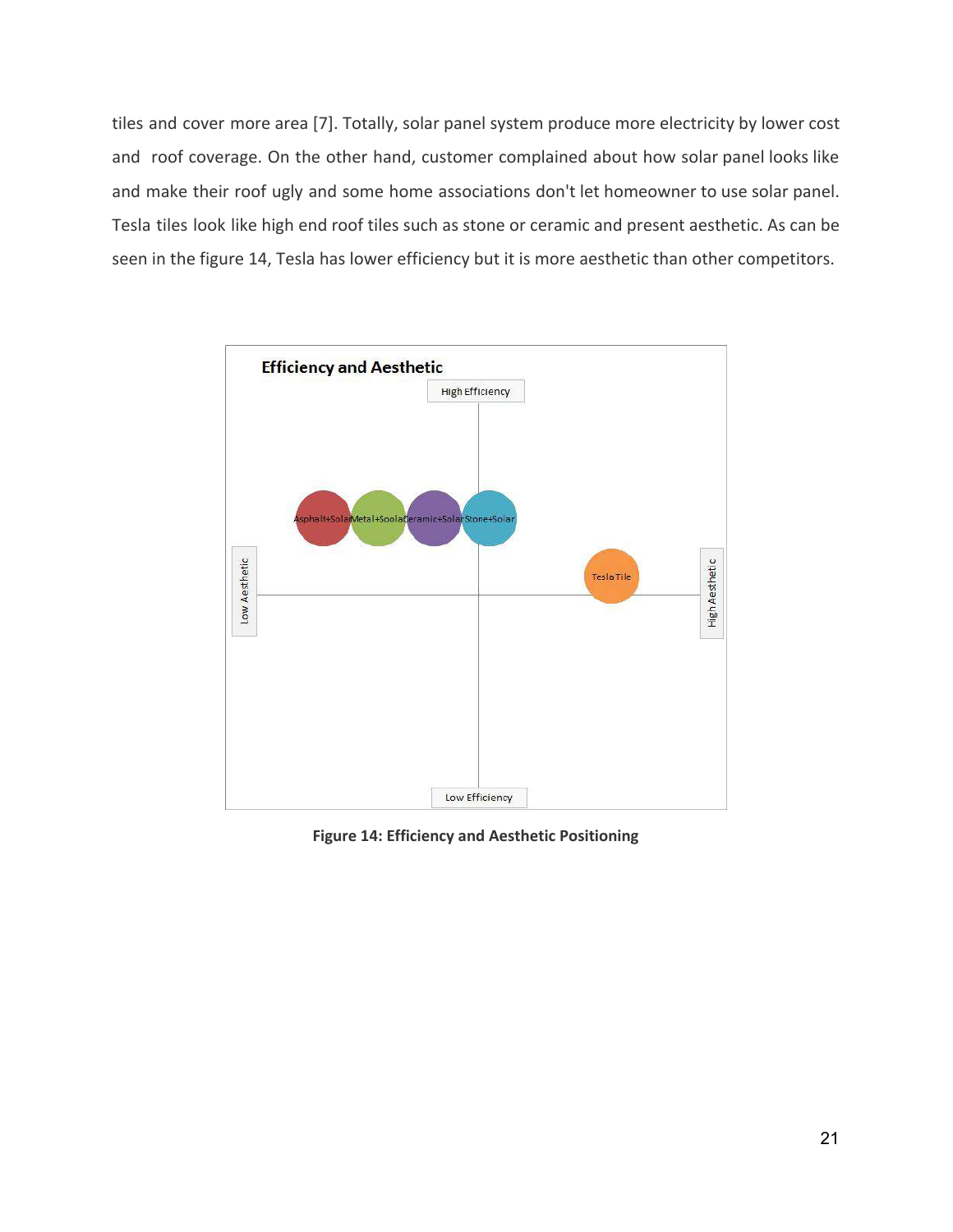tiles and cover more area [7]. Totally, solar panel system produce more electricity by lower cost and roof coverage. On the other hand, customer complained about how solar panel looks like and make their roof ugly and some home associations don't let homeowner to use solar panel. Tesla tiles look like high end roof tiles such as stone or ceramic and present aesthetic. As can be seen in the figure 14, Tesla has lower efficiency but it is more aesthetic than other competitors.

**Figure 14: Efficiency and Aesthetic Positioning**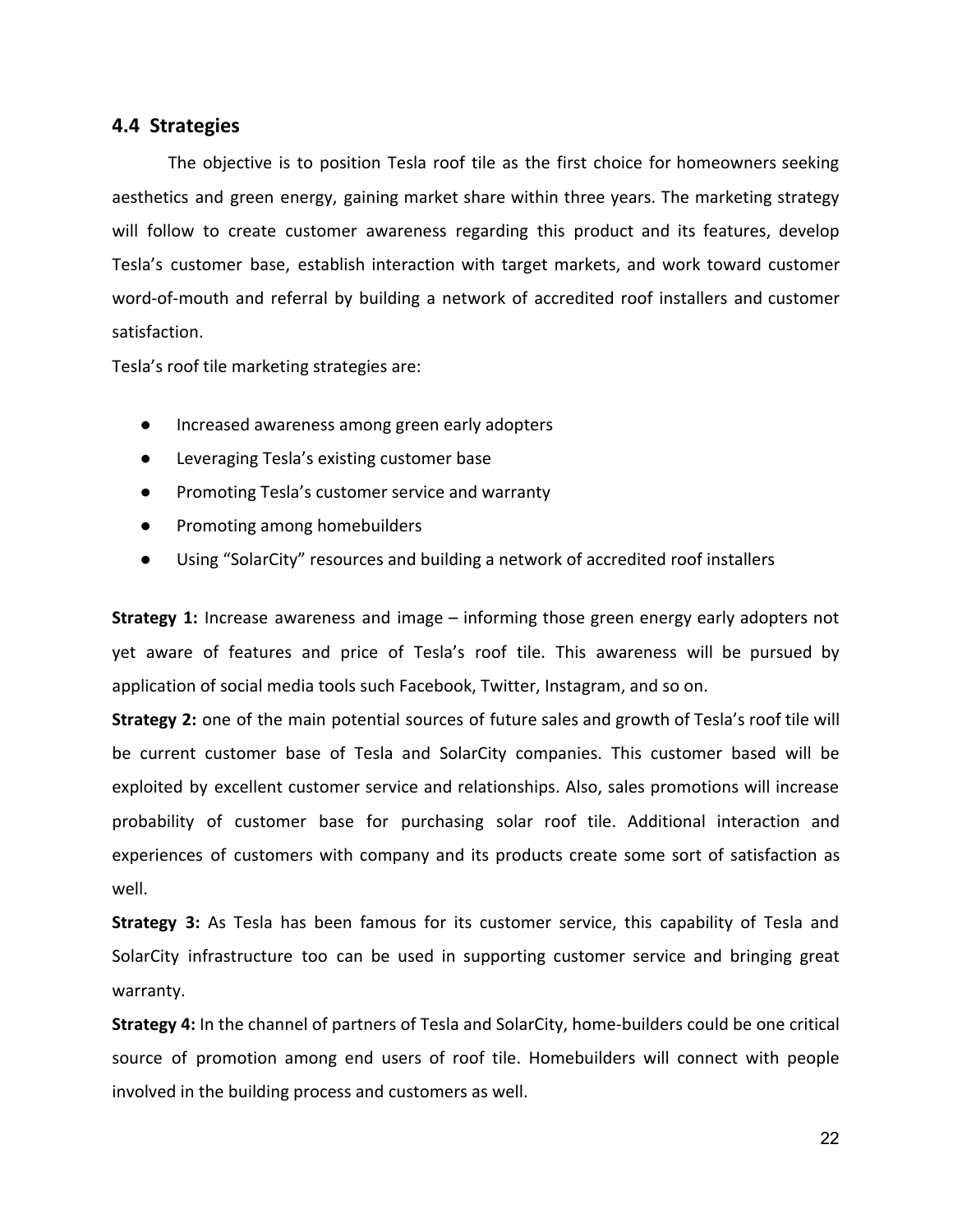## 4.4 Strategies

The objective is to position Tesla roof tile as the first choice for homeowners seeking aesthetics and green energy, gaining market share within three years. The marketing strategy will follow to create customer awareness regarding this product and its features, develop Tesla's customer base, establish interaction with target markets, and work toward customer word-of-mouth and referral by building a network of accredited roof installers and customer satisfaction.

Tesla's roof tile marketing strategies are:

- Increased awareness among green early adopters
- Leveraging Tesla's existing customer base
- Promoting Tesla's customer service and warranty
- Promoting among homebuilders
- Using "SolarCity" resources and building a network of accredited roof installers

**Strategy 1:** Increase awareness and image – informing those green energy early adopters not yet aware of features and price of Tesla's roof tile. This awareness will be pursued by application of social media tools such Facebook, Twitter, Instagram, and so on.

**Strategy 2:** one of the main potential sources of future sales and growth of Tesla's roof tile will be current customer base of Tesla and SolarCity companies. This customer based will be exploited by excellent customer service and relationships. Also, sales promotions will increase probability of customer base for purchasing solar roof tile. Additional interaction and experiences of customers with company and its products create some sort of satisfaction as well.

**Strategy 3:** As Tesla has been famous for its customer service, this capability of Tesla and SolarCity infrastructure too can be used in supporting customer service and bringing great warranty.

**Strategy 4:** In the channel of partners of Tesla and SolarCity, home-builders could be one critical source of promotion among end users of roof tile. Homebuilders will connect with people involved in the building process and customers as well.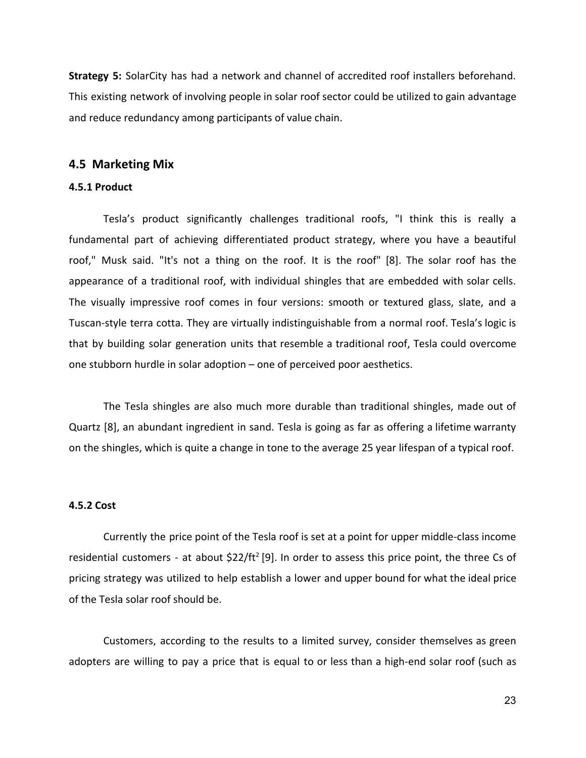**Strategy 5:** SolarCity has had a network and channel of accredited roof installers beforehand. This existing network of involving people in solar roof sector could be utilized to gain advantage and reduce redundancy among participants of value chain.

## 4.5 Marketing Mix

### 4.5.1 Product

Tesla's product significantly challenges traditional roofs, "I think this is really a fundamental part of achieving differentiated product strategy, where you have a beautiful roof," Musk said. "It's not a thing on the roof. It is the roof" [8]. The solar roof has the appearance of a traditional roof, with individual shingles that are embedded with solar cells. The visually impressive roof comes in four versions: smooth or textured glass, slate, and a Tuscan-style terra cotta. They are virtually indistinguishable from a normal roof. Tesla's logic is that by building solar generation units that resemble a traditional roof, Tesla could overcome one stubborn hurdle in solar adoption – one of perceived poor aesthetics.

The Tesla shingles are also much more durable than traditional shingles, made out of Quartz [8], an abundant ingredient in sand. Tesla is going as far as offering a lifetime warranty on the shingles, which is quite a change in tone to the average 25 year lifespan of a typical roof.

### 4.5.2 Cost

Currently the price point of the Tesla roof is set at a point for upper middle-class income residential customers - at about $\$22/ft^2$ [9]. In order to assess this price point, the three Cs of pricing strategy was utilized to help establish a lower and upper bound for what the ideal price of the Tesla solar roof should be.

Customers, according to the results to a limited survey, consider themselves as green adopters are willing to pay a price that is equal to or less than a high-end solar roof (such as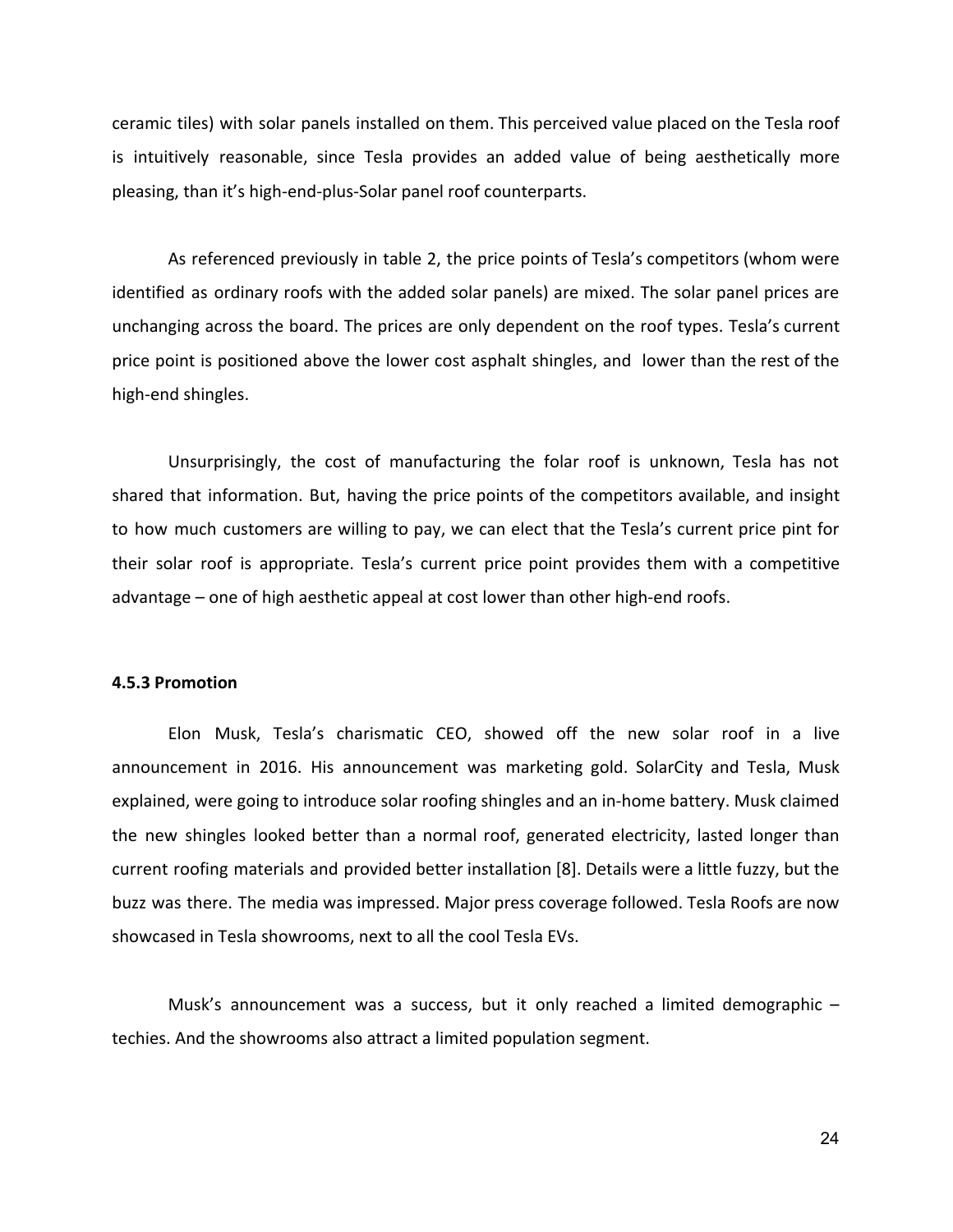ceramic tiles) with solar panels installed on them. This perceived value placed on the Tesla roof is intuitively reasonable, since Tesla provides an added value of being aesthetically more pleasing, than it's high-end-plus-Solar panel roof counterparts.

As referenced previously in table 2, the price points of Tesla's competitors (whom were identified as ordinary roofs with the added solar panels) are mixed. The solar panel prices are unchanging across the board. The prices are only dependent on the roof types. Tesla's current price point is positioned above the lower cost asphalt shingles, and lower than the rest of the high-end shingles.

Unsurprisingly, the cost of manufacturing the folar roof is unknown, Tesla has not shared that information. But, having the price points of the competitors available, and insight to how much customers are willing to pay, we can elect that the Tesla's current price pint for their solar roof is appropriate. Tesla's current price point provides them with a competitive advantage – one of high aesthetic appeal at cost lower than other high-end roofs.

#### 4.5.3 Promotion

Elon Musk, Tesla's charismatic CEO, showed off the new solar roof in a live announcement in 2016. His announcement was marketing gold. SolarCity and Tesla, Musk explained, were going to introduce solar roofing shingles and an in-home battery. Musk claimed the new shingles looked better than a normal roof, generated electricity, lasted longer than current roofing materials and provided better installation [8]. Details were a little fuzzy, but the buzz was there. The media was impressed. Major press coverage followed. Tesla Roofs are now showcased in Tesla showrooms, next to all the cool Tesla EVs.

Musk's announcement was a success, but it only reached a limited demographic – techies. And the showrooms also attract a limited population segment.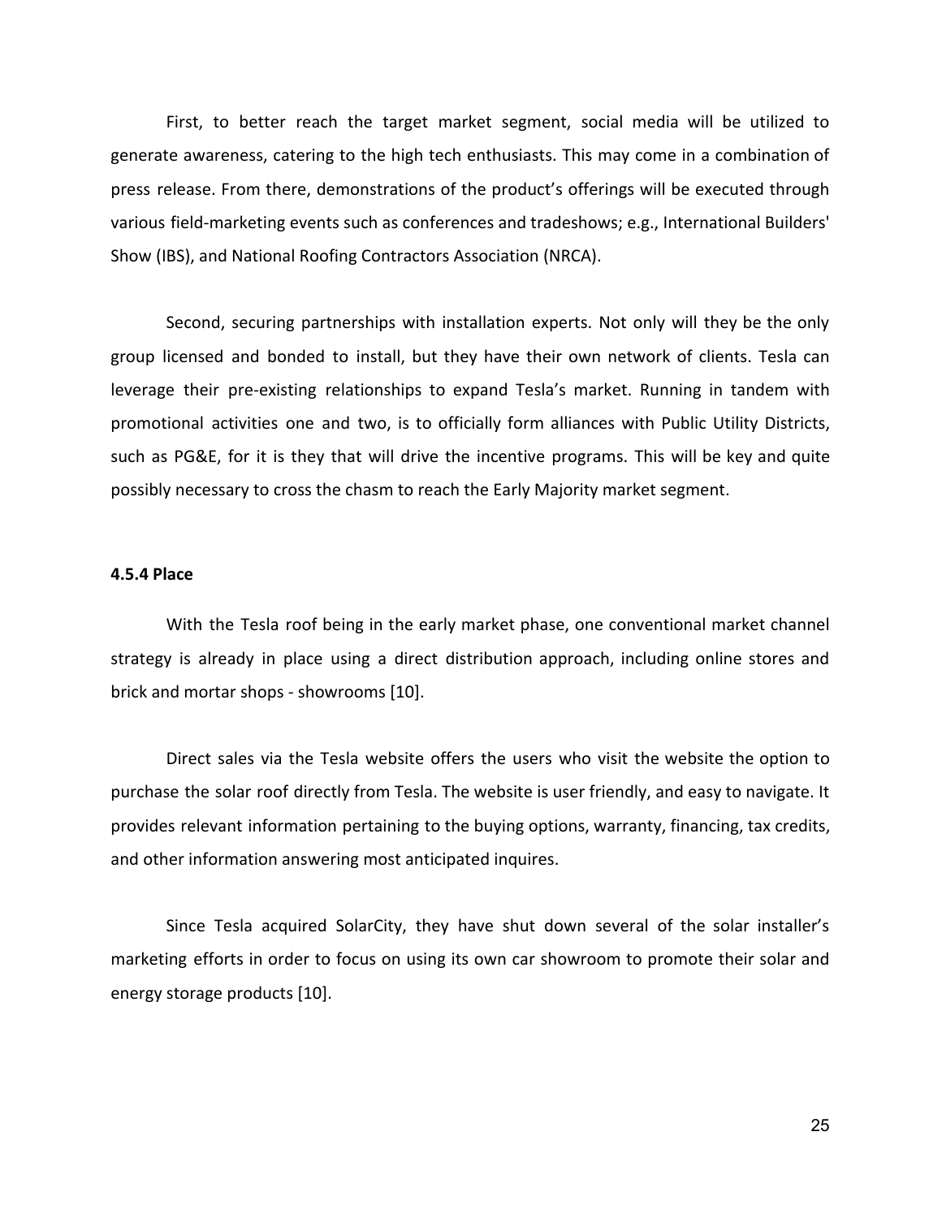First, to better reach the target market segment, social media will be utilized to generate awareness, catering to the high tech enthusiasts. This may come in a combination of press release. From there, demonstrations of the product's offerings will be executed through various field-marketing events such as conferences and tradeshows; e.g., International Builders' Show (IBS), and National Roofing Contractors Association (NRCA).

Second, securing partnerships with installation experts. Not only will they be the only group licensed and bonded to install, but they have their own network of clients. Tesla can leverage their pre-existing relationships to expand Tesla's market. Running in tandem with promotional activities one and two, is to officially form alliances with Public Utility Districts, such as PG&E, for it is they that will drive the incentive programs. This will be key and quite possibly necessary to cross the chasm to reach the Early Majority market segment.

#### 4.5.4 Place

With the Tesla roof being in the early market phase, one conventional market channel strategy is already in place using a direct distribution approach, including online stores and brick and mortar shops - showrooms [10].

Direct sales via the Tesla website offers the users who visit the website the option to purchase the solar roof directly from Tesla. The website is user friendly, and easy to navigate. It provides relevant information pertaining to the buying options, warranty, financing, tax credits, and other information answering most anticipated inquires.

Since Tesla acquired SolarCity, they have shut down several of the solar installer's marketing efforts in order to focus on using its own car showroom to promote their solar and energy storage products [10].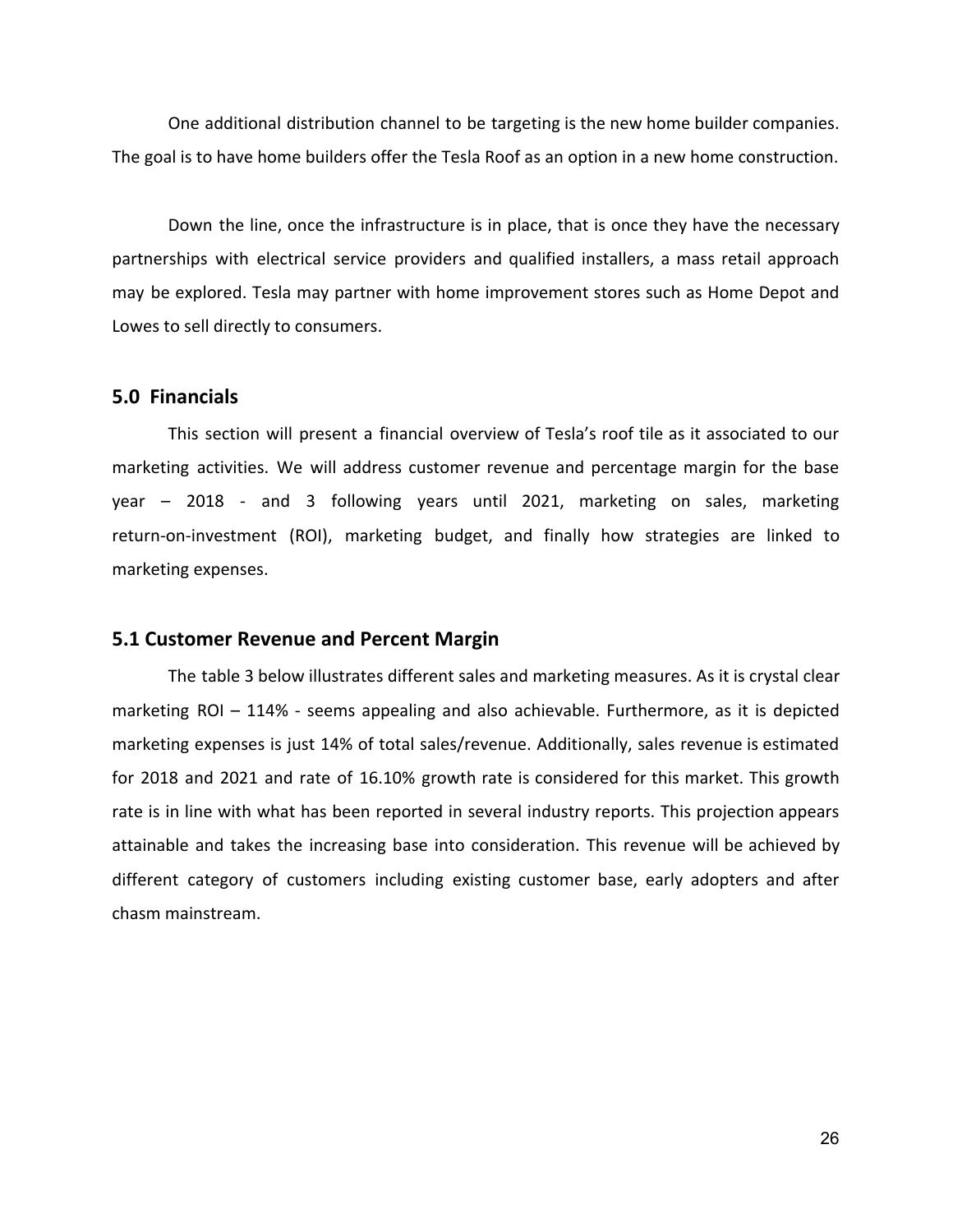One additional distribution channel to be targeting is the new home builder companies. The goal is to have home builders offer the Tesla Roof as an option in a new home construction.

Down the line, once the infrastructure is in place, that is once they have the necessary partnerships with electrical service providers and qualified installers, a mass retail approach may be explored. Tesla may partner with home improvement stores such as Home Depot and Lowes to sell directly to consumers.

## 5.0 Financials

This section will present a financial overview of Tesla's roof tile as it associated to our marketing activities. We will address customer revenue and percentage margin for the base year – 2018 - and 3 following years until 2021, marketing on sales, marketing return-on-investment (ROI), marketing budget, and finally how strategies are linked to marketing expenses.

## 5.1 Customer Revenue and Percent Margin

The table 3 below illustrates different sales and marketing measures. As it is crystal clear marketing ROI – 114% - seems appealing and also achievable. Furthermore, as it is depicted marketing expenses is just 14% of total sales/revenue. Additionally, sales revenue is estimated for 2018 and 2021 and rate of 16.10% growth rate is considered for this market. This growth rate is in line with what has been reported in several industry reports. This projection appears attainable and takes the increasing base into consideration. This revenue will be achieved by different category of customers including existing customer base, early adopters and after chasm mainstream.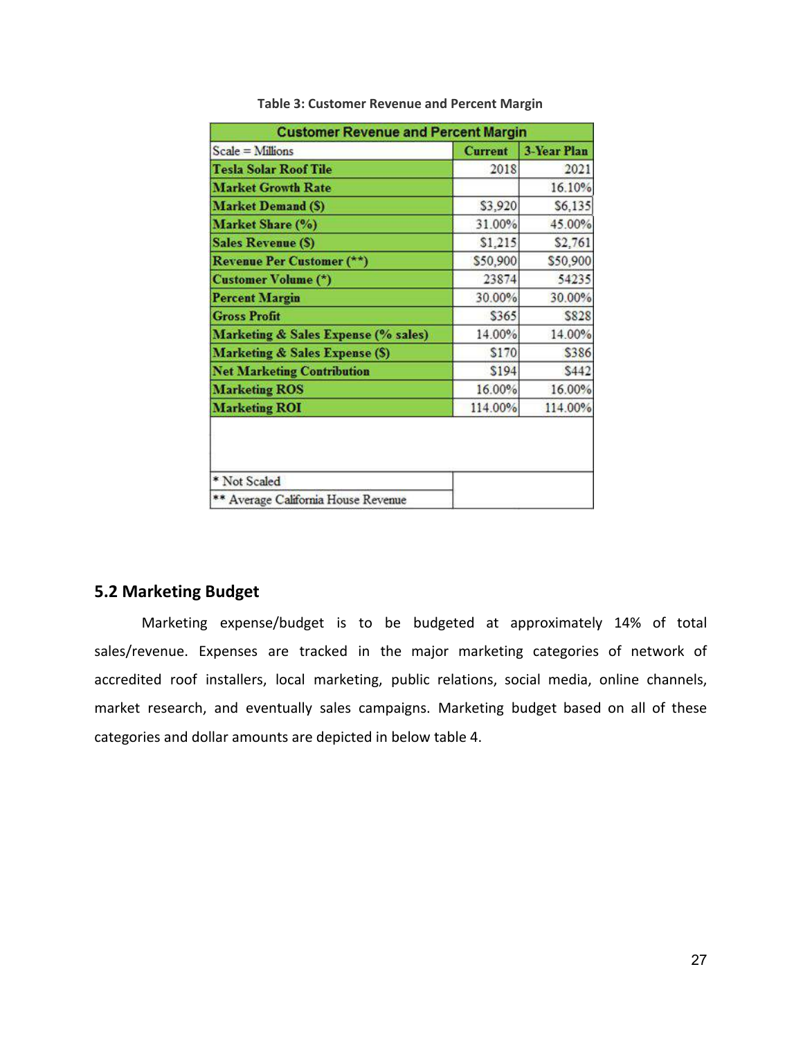Table 3: Customer Revenue and Percent Margin

| Customer Revenue and Percent Margin | | |
|---|---|---|
| Scale = Millions | Current | 3-Year Plan |
| Tesla Solar Roof Tile | 2018 | 2021 |
| Market Growth Rate | | 16.10% |
| Market Demand ($) | $3,920 | $6,135 |
| Market Share (%) | 31.00% | 45.00% |
| Sales Revenue ($) | $1,215 | $2,761 |
| Revenue Per Customer (**) | $50,900 | $50,900 |
| Customer Volume (*) | 23874 | 54235 |
| Percent Margin | 30.00% | 30.00% |
| Gross Profit | $365 | $828 |
| Marketing & Sales Expense (% sales) | 14.00% | 14.00% |
| Marketing & Sales Expense ($) | $170 | $386 |
| Net Marketing Contribution | $194 | $442 |
| Marketing ROS | 16.00% | 16.00% |
| Marketing ROI | 114.00% | 114.00% |
| * Not Scaled | | |
| ** Average California House Revenue | | |

## 5.2 Marketing Budget

Marketing expense/budget is to be budgeted at approximately 14% of total sales/revenue. Expenses are tracked in the major marketing categories of network of accredited roof installers, local marketing, public relations, social media, online channels, market research, and eventually sales campaigns. Marketing budget based on all of these categories and dollar amounts are depicted in below table 4.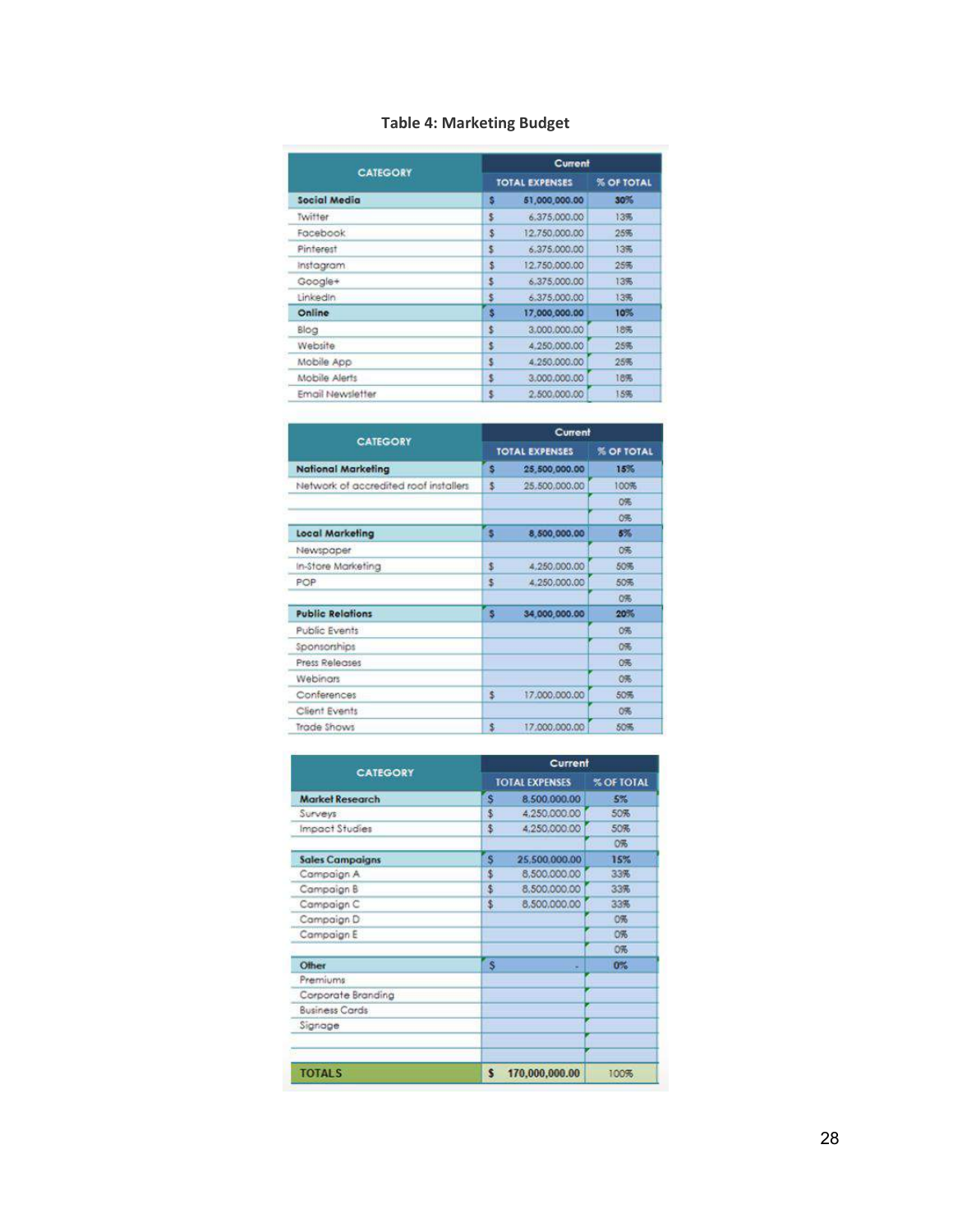**Table 4: Marketing Budget**

| CATEGORY | Current | |
|---|---|---|
| | TOTAL EXPENSES | % OF TOTAL |
| **Social Media** | **$ 51,000,000.00** | **30%** |
| Twitter | $ 6,375,000.00 | 13% |
| Facebook | $ 12,750,000.00 | 25% |
| Pinterest | $ 6,375,000.00 | 13% |
| Instagram | $ 12,750,000.00 | 25% |
| Google+ | $ 6,375,000.00 | 13% |
| LinkedIn | $ 6,375,000.00 | 13% |
| **Online** | **$ 17,000,000.00** | **10%** |
| Blog | $ 3,000,000.00 | 18% |
| Website | $ 4,250,000.00 | 25% |
| Mobile App | $ 4,250,000.00 | 25% |
| Mobile Alerts | $ 3,000,000.00 | 18% |
| Email Newsletter | $ 2,500,000.00 | 15% |

| CATEGORY | Current | |
|---|---|---|
| | TOTAL EXPENSES | % OF TOTAL |
| **National Marketing** | **$ 25,500,000.00** | **15%** |
| Network of accredited roof installers | $ 25,500,000.00 | 100% |
| | | 0% |
| | | 0% |
| **Local Marketing** | **$ 8,500,000.00** | **5%** |
| Newspaper | | 0% |
| In-Store Marketing | $ 4,250,000.00 | 50% |
| POP | $ 4,250,000.00 | 50% |
| | | 0% |
| **Public Relations** | **$ 34,000,000.00** | **20%** |
| Public Events | | 0% |
| Sponsorships | | 0% |
| Press Releases | | 0% |
| Webinars | | 0% |
| Conferences | $ 17,000,000.00 | 50% |
| Client Events | | 0% |
| Trade Shows | $ 17,000,000.00 | 50% |

| CATEGORY | Current | |
|---|---|---|
| | TOTAL EXPENSES | % OF TOTAL |
| **Market Research** | **$ 8,500,000.00** | **5%** |
| Surveys | $ 4,250,000.00 | 50% |
| Impact Studies | $ 4,250,000.00 | 50% |
| | | 0% |
| **Sales Campaigns** | **$ 25,500,000.00** | **15%** |
| Campaign A | $ 8,500,000.00 | 33% |
| Campaign B | $ 8,500,000.00 | 33% |
| Campaign C | $ 8,500,000.00 | 33% |
| Campaign D | | 0% |
| Campaign E | | 0% |
| | | 0% |
| **Other** | **$ -** | **0%** |
| Premiums | | |
| Corporate Branding | | |
| Business Cards | | |
| Signage | | |
| | | |
| | | |
| **TOTALS** | **$ 170,000,000.00** | 100% |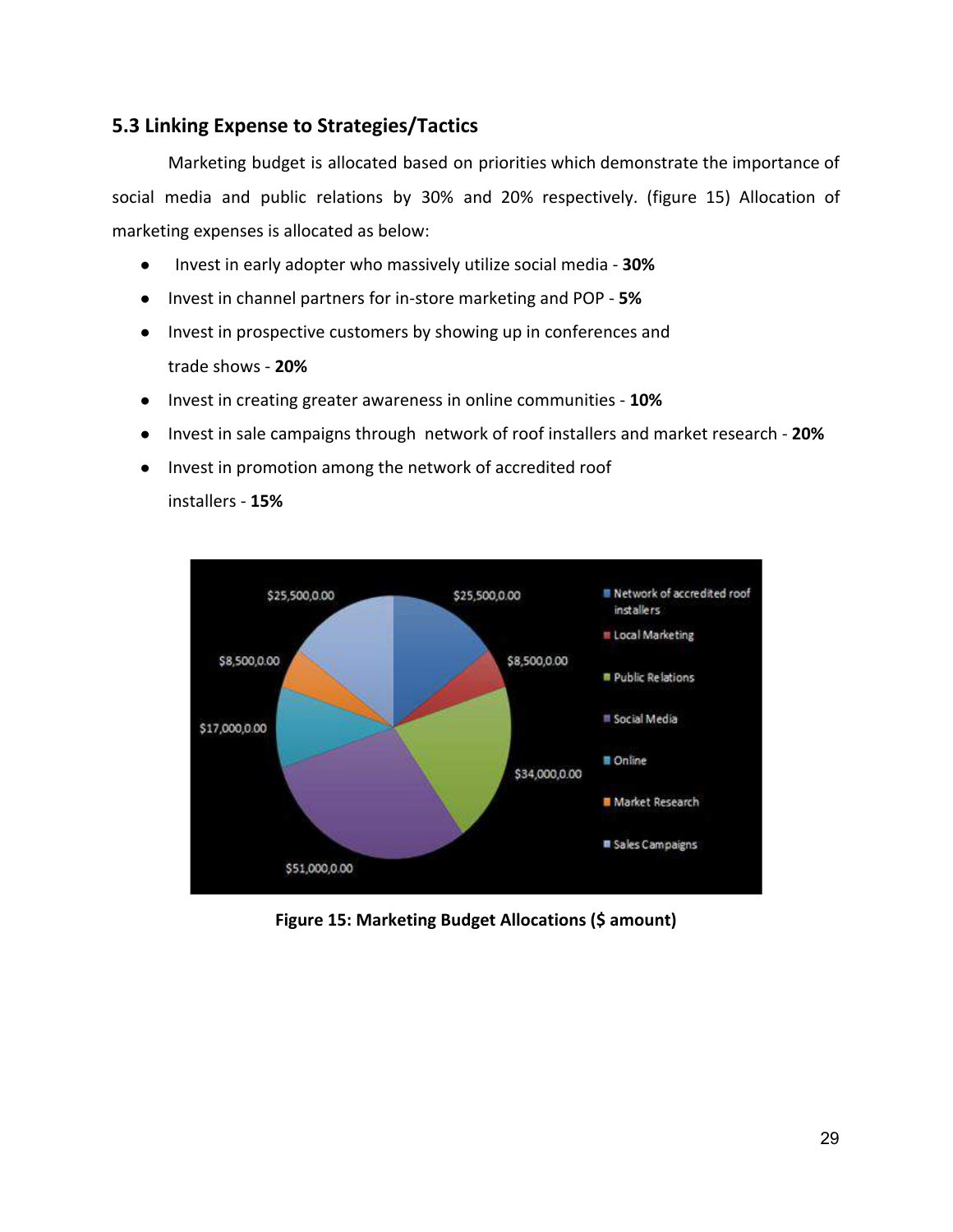### 5.3 Linking Expense to Strategies/Tactics

Marketing budget is allocated based on priorities which demonstrate the importance of social media and public relations by 30% and 20% respectively. (figure 15) Allocation of marketing expenses is allocated as below:

- Invest in early adopter who massively utilize social media - **30%**
- Invest in channel partners for in-store marketing and POP - **5%**
- Invest in prospective customers by showing up in conferences and trade shows - **20%**
- Invest in creating greater awareness in online communities - **10%**
- Invest in sale campaigns through network of roof installers and market research - **20%**
- Invest in promotion among the network of accredited roof installers - **15%**

**Figure 15: Marketing Budget Allocations ($ amount)**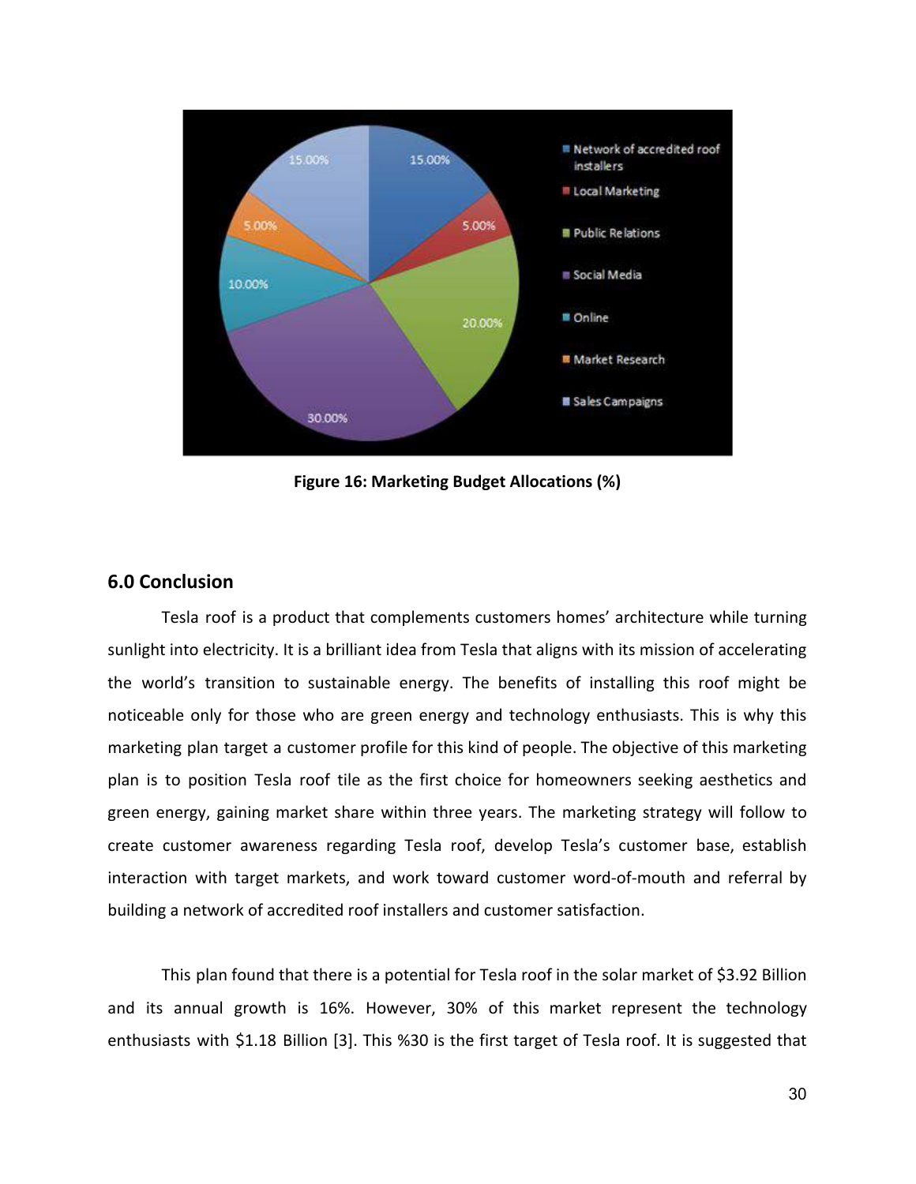Figure 16: Marketing Budget Allocations (%)

## 6.0 Conclusion

Tesla roof is a product that complements customers homes' architecture while turning sunlight into electricity. It is a brilliant idea from Tesla that aligns with its mission of accelerating the world's transition to sustainable energy. The benefits of installing this roof might be noticeable only for those who are green energy and technology enthusiasts. This is why this marketing plan target a customer profile for this kind of people. The objective of this marketing plan is to position Tesla roof tile as the first choice for homeowners seeking aesthetics and green energy, gaining market share within three years. The marketing strategy will follow to create customer awareness regarding Tesla roof, develop Tesla's customer base, establish interaction with target markets, and work toward customer word-of-mouth and referral by building a network of accredited roof installers and customer satisfaction.

This plan found that there is a potential for Tesla roof in the solar market of $3.92 Billion and its annual growth is 16%. However, 30% of this market represent the technology enthusiasts with $1.18 Billion [3]. This %30 is the first target of Tesla roof. It is suggested that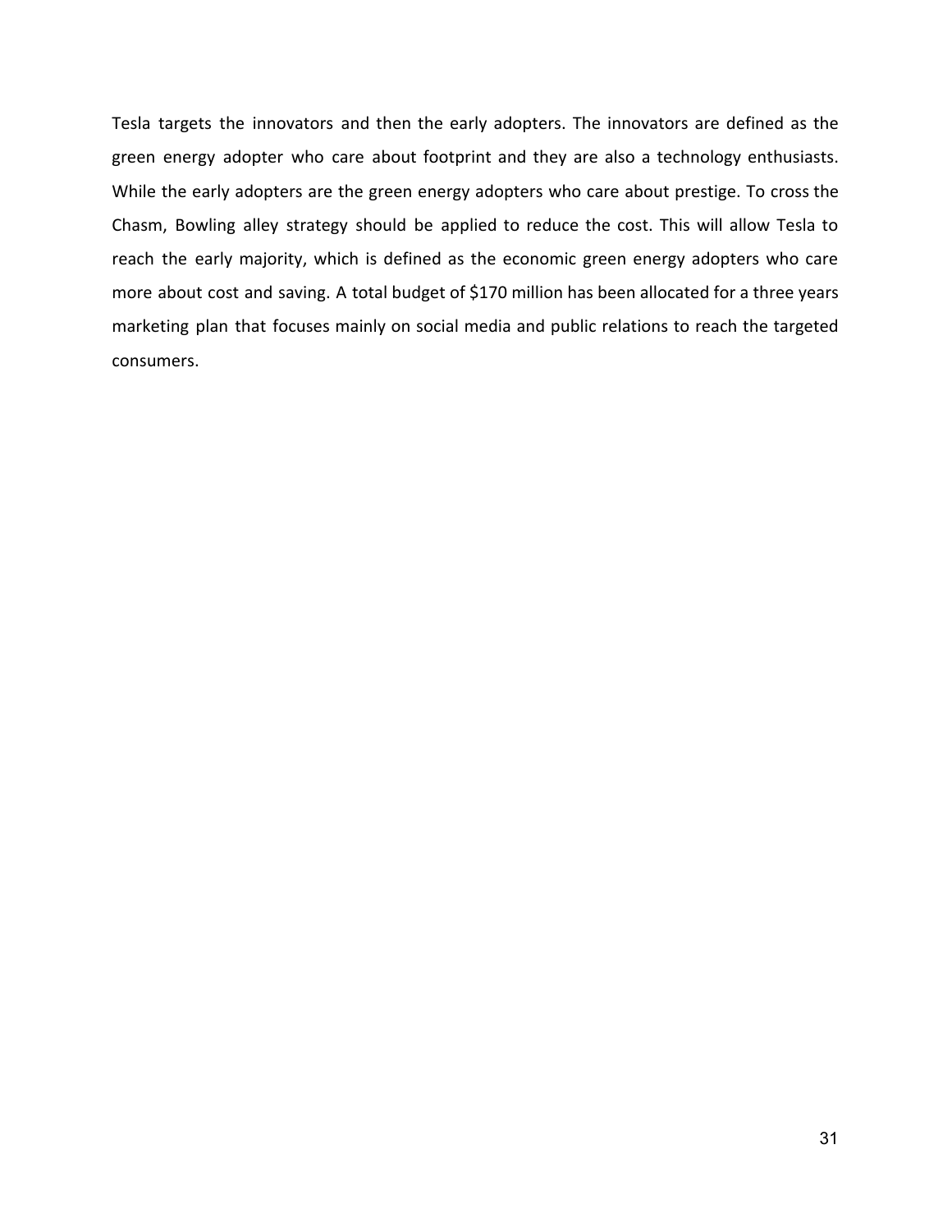Tesla targets the innovators and then the early adopters. The innovators are defined as the green energy adopter who care about footprint and they are also a technology enthusiasts. While the early adopters are the green energy adopters who care about prestige. To cross the Chasm, Bowling alley strategy should be applied to reduce the cost. This will allow Tesla to reach the early majority, which is defined as the economic green energy adopters who care more about cost and saving. A total budget of $170 million has been allocated for a three years marketing plan that focuses mainly on social media and public relations to reach the targeted consumers.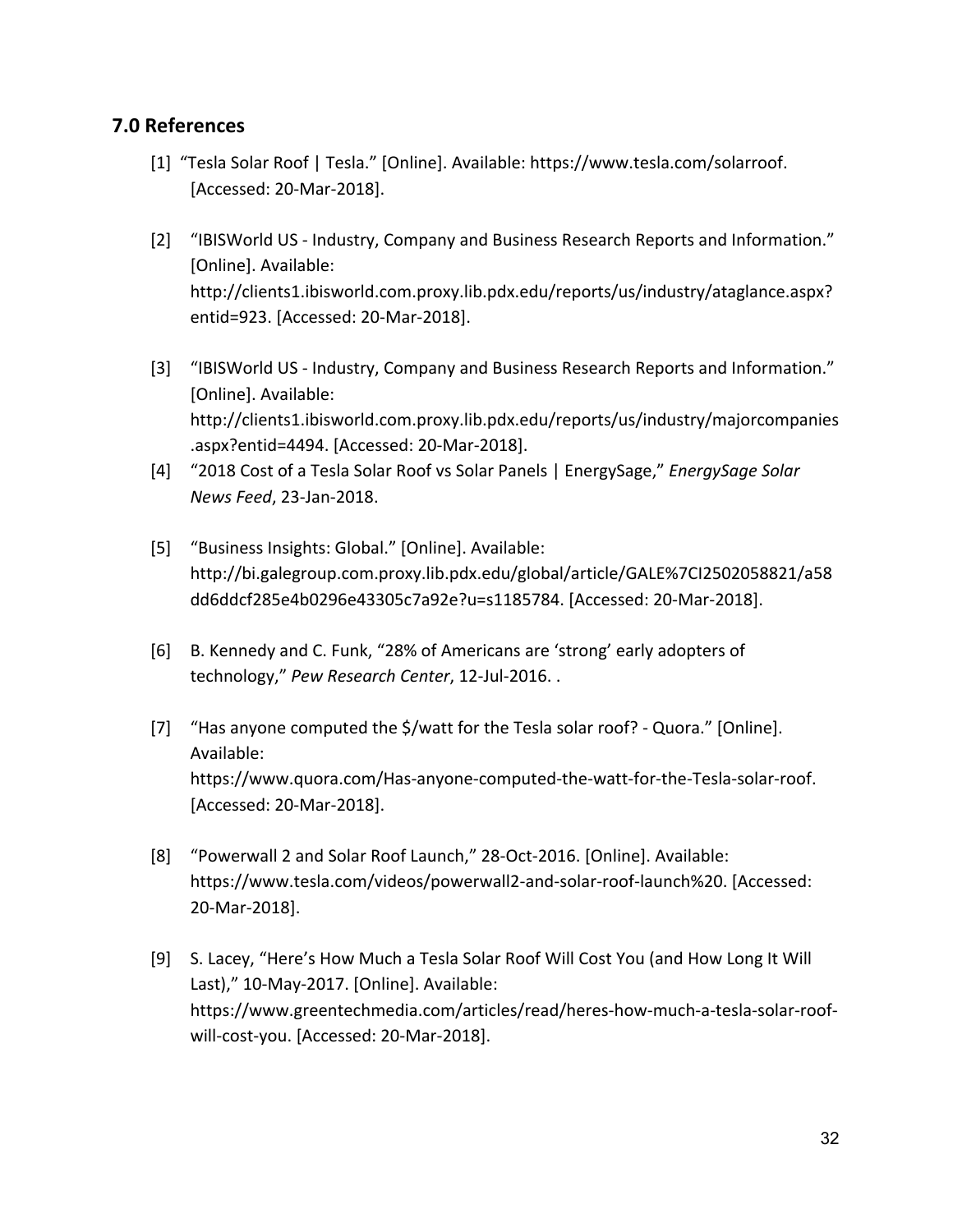## 7.0 References

[1] “Tesla Solar Roof | Tesla.” [Online]. Available: https://www.tesla.com/solarroof. [Accessed: 20-Mar-2018].

[2] “IBISWorld US - Industry, Company and Business Research Reports and Information.” [Online]. Available: http://clients1.ibisworld.com.proxy.lib.pdx.edu/reports/us/industry/ataglance.aspx?entid=923. [Accessed: 20-Mar-2018].

[3] “IBISWorld US - Industry, Company and Business Research Reports and Information.” [Online]. Available: http://clients1.ibisworld.com.proxy.lib.pdx.edu/reports/us/industry/majorcompanies.aspx?entid=4494. [Accessed: 20-Mar-2018].

[4] “2018 Cost of a Tesla Solar Roof vs Solar Panels | EnergySage,” *EnergySage Solar News Feed*, 23-Jan-2018.

[5] “Business Insights: Global.” [Online]. Available: http://bi.galegroup.com.proxy.lib.pdx.edu/global/article/GALE%7CI2502058821/a58dd6ddcf285e4b0296e43305c7a92e?u=s1185784. [Accessed: 20-Mar-2018].

[6] B. Kennedy and C. Funk, “28% of Americans are ‘strong’ early adopters of technology,” *Pew Research Center*, 12-Jul-2016. .

[7] “Has anyone computed the $/watt for the Tesla solar roof? - Quora.” [Online]. Available: https://www.quora.com/Has-anyone-computed-the-watt-for-the-Tesla-solar-roof. [Accessed: 20-Mar-2018].

[8] “Powerwall 2 and Solar Roof Launch,” 28-Oct-2016. [Online]. Available: https://www.tesla.com/videos/powerwall2-and-solar-roof-launch%20. [Accessed: 20-Mar-2018].

[9] S. Lacey, “Here’s How Much a Tesla Solar Roof Will Cost You (and How Long It Will Last),” 10-May-2017. [Online]. Available: https://www.greentechmedia.com/articles/read/heres-how-much-a-tesla-solar-roof-will-cost-you. [Accessed: 20-Mar-2018].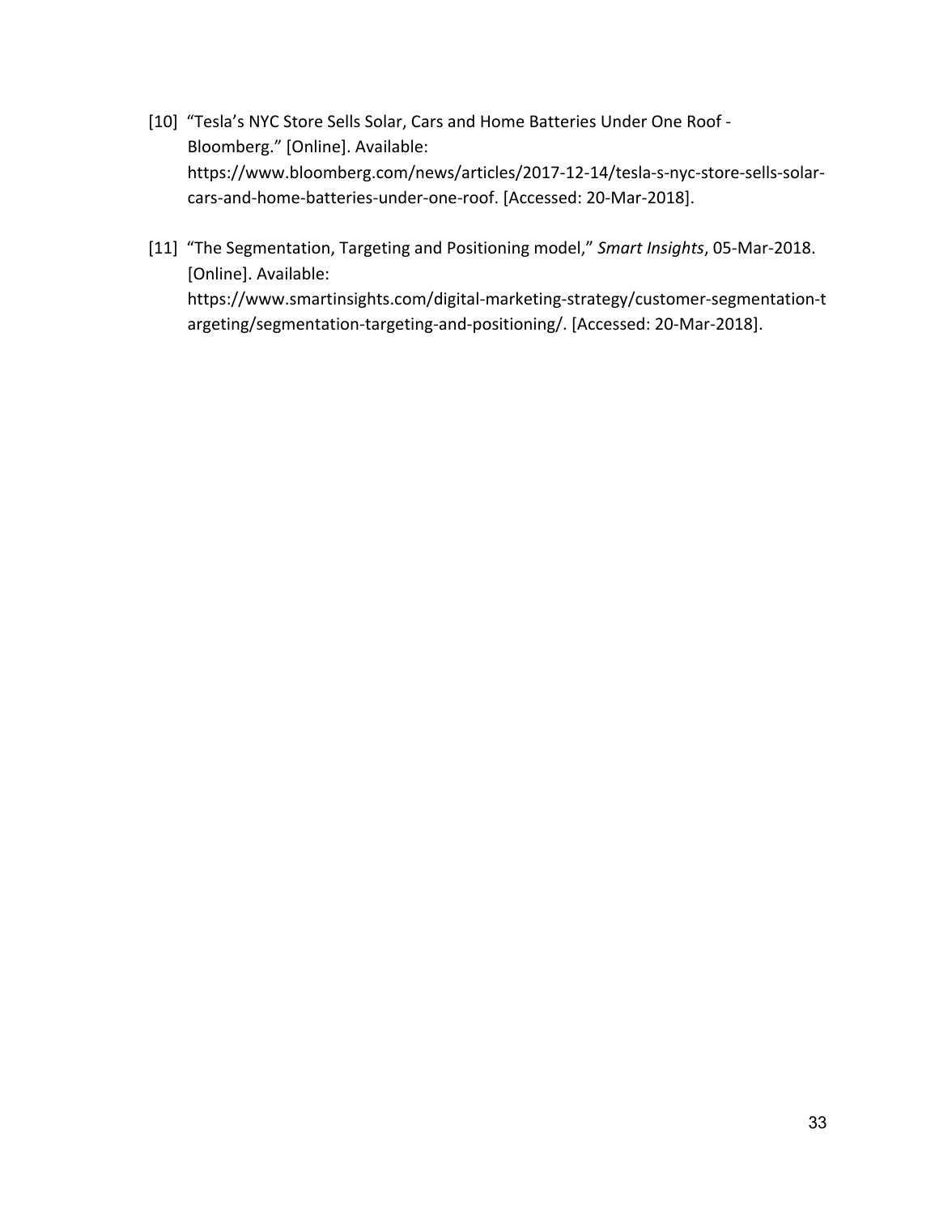[10] "Tesla's NYC Store Sells Solar, Cars and Home Batteries Under One Roof - Bloomberg." [Online]. Available: https://www.bloomberg.com/news/articles/2017-12-14/tesla-s-nyc-store-sells-solar-cars-and-home-batteries-under-one-roof. [Accessed: 20-Mar-2018].

[11] "The Segmentation, Targeting and Positioning model," *Smart Insights*, 05-Mar-2018. [Online]. Available: https://www.smartinsights.com/digital-marketing-strategy/customer-segmentation-targeting/segmentation-targeting-and-positioning/. [Accessed: 20-Mar-2018].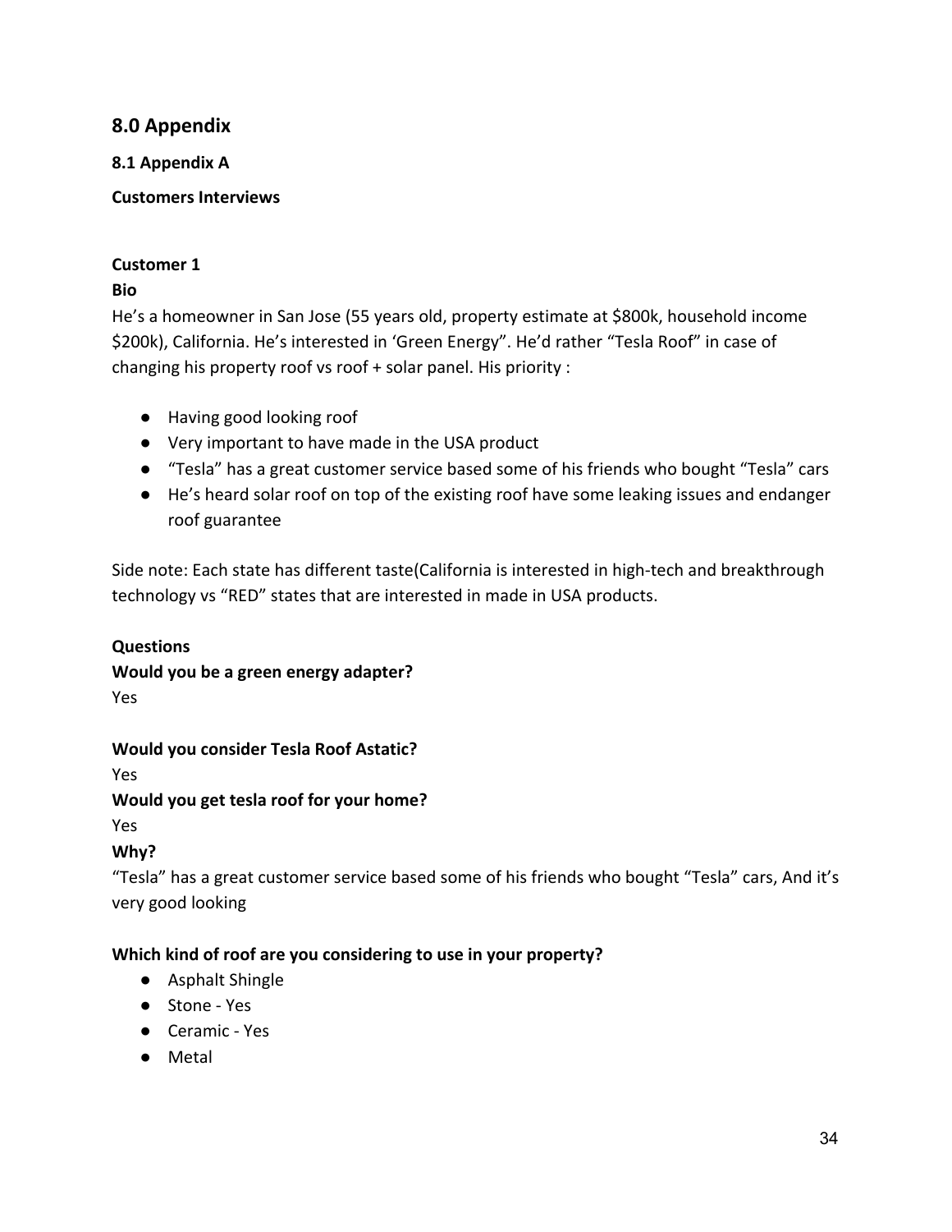## 8.0 Appendix

### 8.1 Appendix A

**Customers Interviews**

**Customer 1**

**Bio**

He's a homeowner in San Jose (55 years old, property estimate at $800k, household income $200k), California. He's interested in 'Green Energy". He'd rather "Tesla Roof" in case of changing his property roof vs roof + solar panel. His priority :

- Having good looking roof
- Very important to have made in the USA product
- "Tesla" has a great customer service based some of his friends who bought "Tesla" cars
- He's heard solar roof on top of the existing roof have some leaking issues and endanger roof guarantee

Side note: Each state has different taste(California is interested in high-tech and breakthrough technology vs "RED" states that are interested in made in USA products.

**Questions**

**Would you be a green energy adapter?**

Yes

**Would you consider Tesla Roof Astatic?**

Yes

**Would you get tesla roof for your home?**

Yes

**Why?**

"Tesla" has a great customer service based some of his friends who bought "Tesla" cars, And it's very good looking

**Which kind of roof are you considering to use in your property?**

- Asphalt Shingle
- Stone - Yes
- Ceramic - Yes
- Metal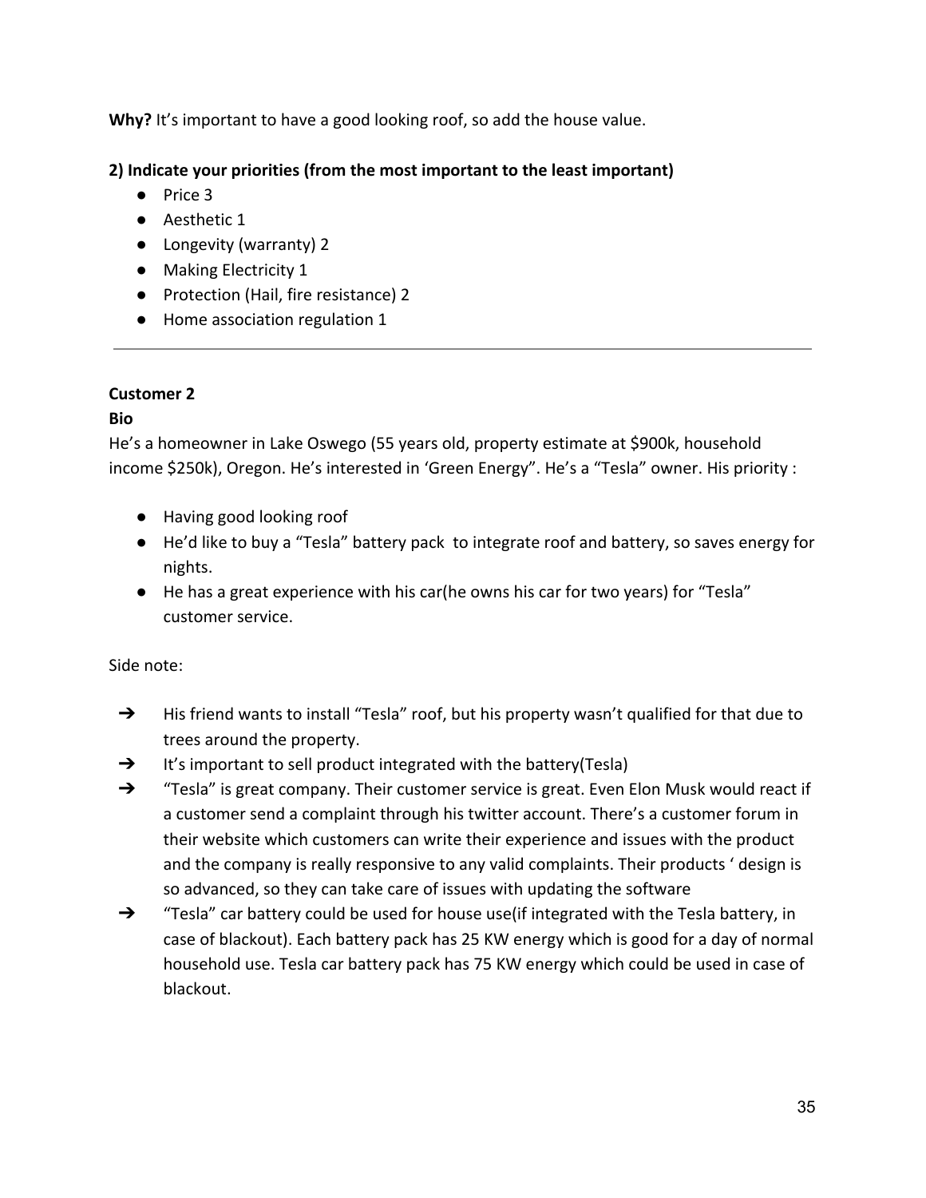**Why?** It's important to have a good looking roof, so add the house value.

**2) Indicate your priorities (from the most important to the least important)**

- Price 3
- Aesthetic 1
- Longevity (warranty) 2
- Making Electricity 1
- Protection (Hail, fire resistance) 2
- Home association regulation 1

---

**Customer 2**

**Bio**

He's a homeowner in Lake Oswego (55 years old, property estimate at $900k, household income $250k), Oregon. He's interested in 'Green Energy". He's a "Tesla" owner. His priority :

- Having good looking roof
- He'd like to buy a "Tesla" battery pack to integrate roof and battery, so saves energy for nights.
- He has a great experience with his car(he owns his car for two years) for "Tesla" customer service.

Side note:

- ➔ His friend wants to install "Tesla" roof, but his property wasn't qualified for that due to trees around the property.
- ➔ It's important to sell product integrated with the battery(Tesla)
- ➔ "Tesla" is great company. Their customer service is great. Even Elon Musk would react if a customer send a complaint through his twitter account. There's a customer forum in their website which customers can write their experience and issues with the product and the company is really responsive to any valid complaints. Their products ' design is so advanced, so they can take care of issues with updating the software
- ➔ "Tesla" car battery could be used for house use(if integrated with the Tesla battery, in case of blackout). Each battery pack has 25 KW energy which is good for a day of normal household use. Tesla car battery pack has 75 KW energy which could be used in case of blackout.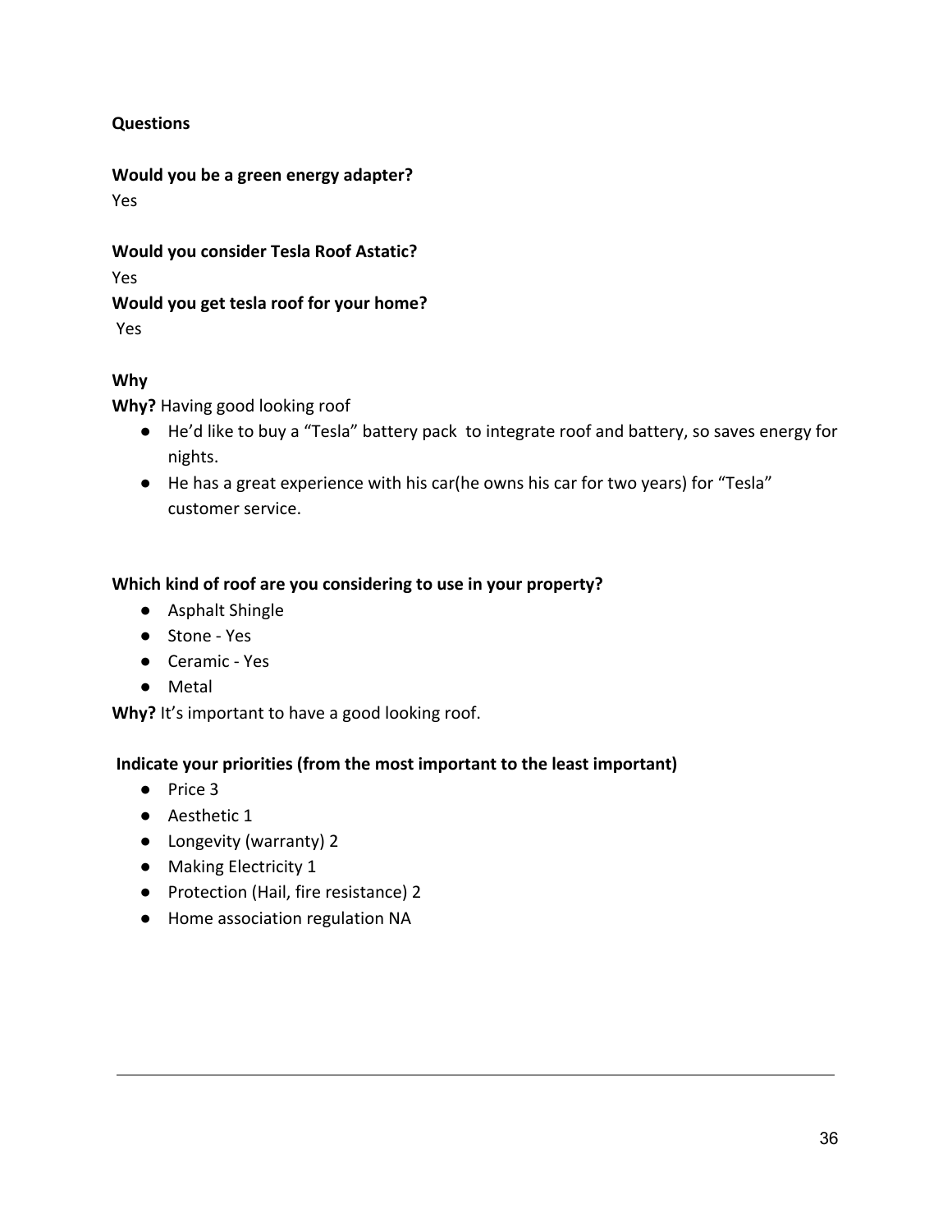**Questions**

**Would you be a green energy adapter?**
Yes

**Would you consider Tesla Roof Astatic?**
Yes
**Would you get tesla roof for your home?**
Yes

**Why**
**Why?** Having good looking roof

- He'd like to buy a "Tesla" battery pack to integrate roof and battery, so saves energy for nights.
- He has a great experience with his car(he owns his car for two years) for "Tesla" customer service.

**Which kind of roof are you considering to use in your property?**

- Asphalt Shingle
- Stone - Yes
- Ceramic - Yes
- Metal

**Why?** It's important to have a good looking roof.

**Indicate your priorities (from the most important to the least important)**

- Price 3
- Aesthetic 1
- Longevity (warranty) 2
- Making Electricity 1
- Protection (Hail, fire resistance) 2
- Home association regulation NA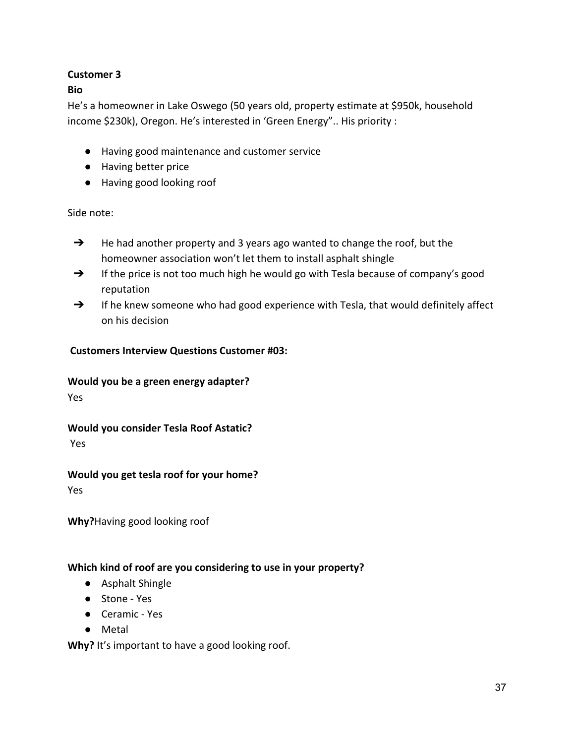**Customer 3**

**Bio**

He's a homeowner in Lake Oswego (50 years old, property estimate at $950k, household income $230k), Oregon. He's interested in 'Green Energy".. His priority :

- Having good maintenance and customer service
- Having better price
- Having good looking roof

Side note:

- ➔ He had another property and 3 years ago wanted to change the roof, but the homeowner association won't let them to install asphalt shingle
- ➔ If the price is not too much high he would go with Tesla because of company's good reputation
- ➔ If he knew someone who had good experience with Tesla, that would definitely affect on his decision

**Customers Interview Questions Customer #03:**

**Would you be a green energy adapter?**

Yes

**Would you consider Tesla Roof Astatic?**

Yes

**Would you get tesla roof for your home?**

Yes

**Why?**Having good looking roof

**Which kind of roof are you considering to use in your property?**

- Asphalt Shingle
- Stone - Yes
- Ceramic - Yes
- Metal

**Why?** It's important to have a good looking roof.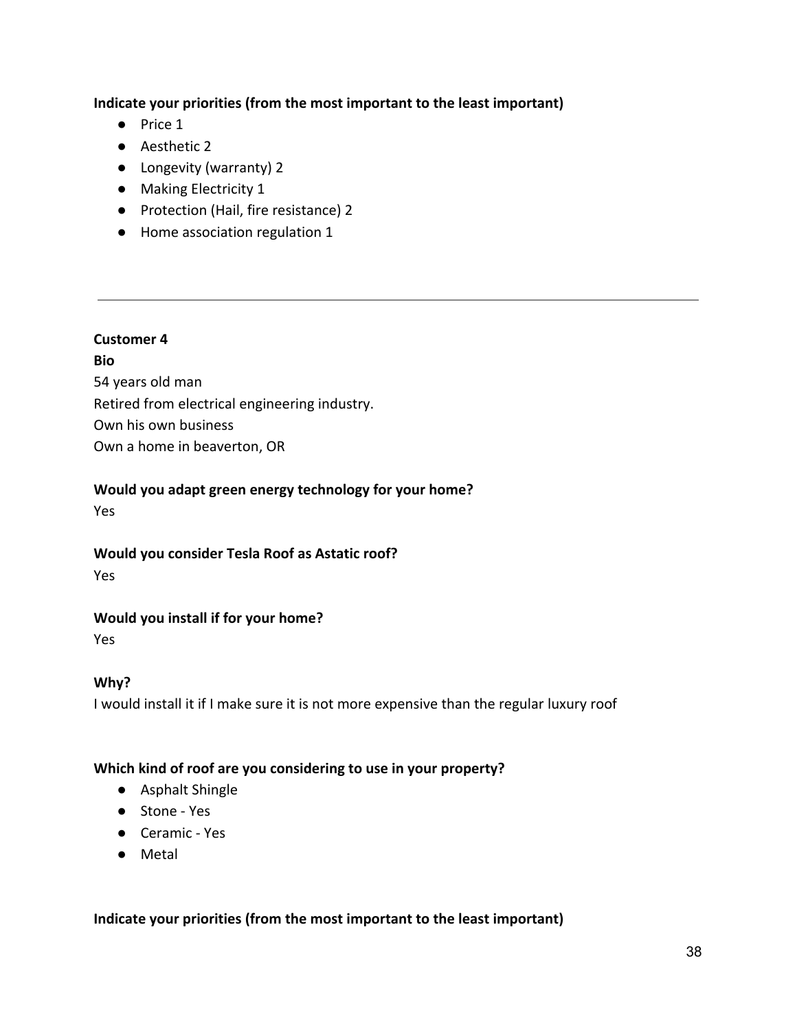**Indicate your priorities (from the most important to the least important)**

- Price 1
- Aesthetic 2
- Longevity (warranty) 2
- Making Electricity 1
- Protection (Hail, fire resistance) 2
- Home association regulation 1

---

**Customer 4**

**Bio**

54 years old man
Retired from electrical engineering industry.
Own his own business
Own a home in beaverton, OR

**Would you adapt green energy technology for your home?**

Yes

**Would you consider Tesla Roof as Astatic roof?**

Yes

**Would you install if for your home?**

Yes

**Why?**

I would install it if I make sure it is not more expensive than the regular luxury roof

**Which kind of roof are you considering to use in your property?**

- Asphalt Shingle
- Stone - Yes
- Ceramic - Yes
- Metal

**Indicate your priorities (from the most important to the least important)**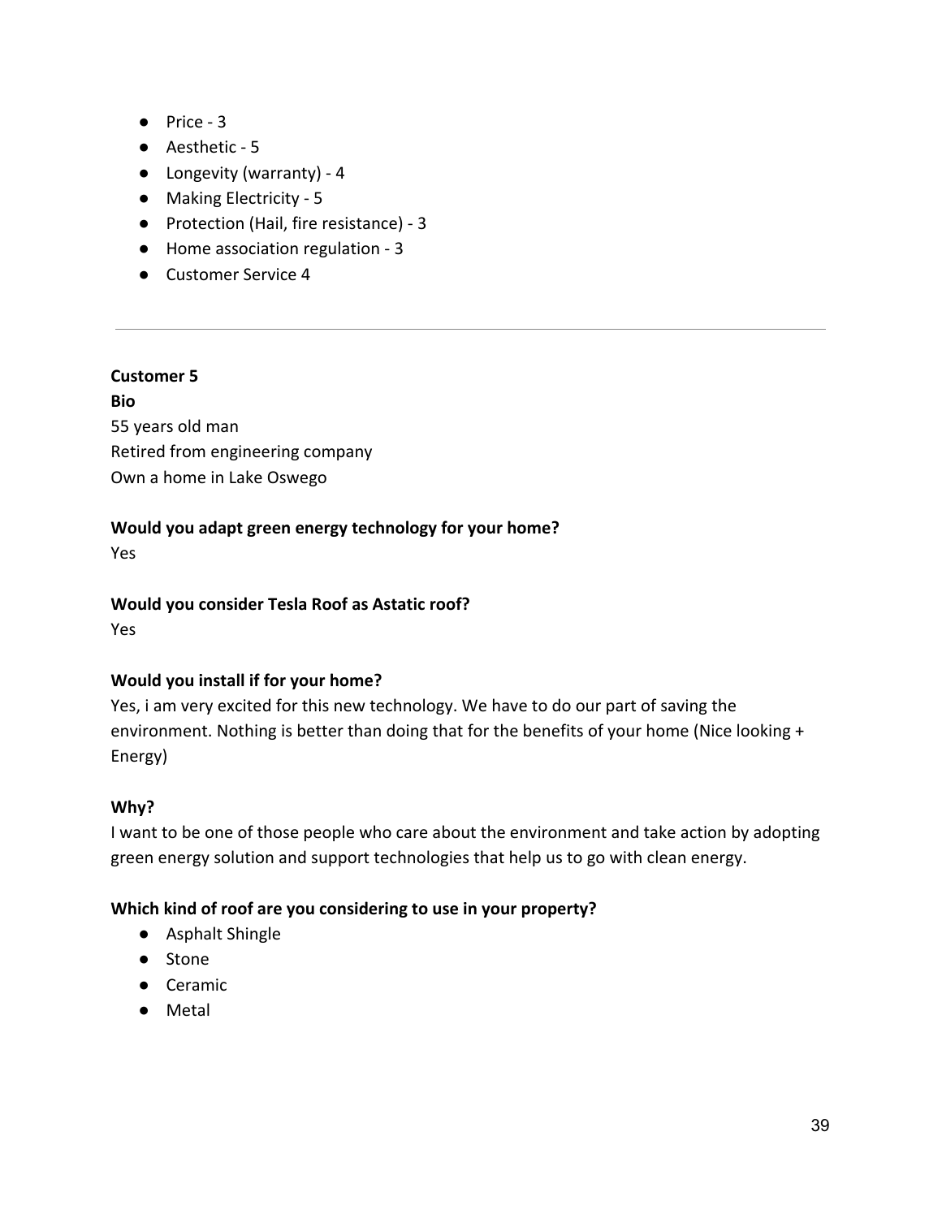- Price - 3
- Aesthetic - 5
- Longevity (warranty) - 4
- Making Electricity - 5
- Protection (Hail, fire resistance) - 3
- Home association regulation - 3
- Customer Service 4

---

**Customer 5**

**Bio**

55 years old man
Retired from engineering company
Own a home in Lake Oswego

**Would you adapt green energy technology for your home?**

Yes

**Would you consider Tesla Roof as Astatic roof?**

Yes

**Would you install if for your home?**

Yes, i am very excited for this new technology. We have to do our part of saving the environment. Nothing is better than doing that for the benefits of your home (Nice looking + Energy)

**Why?**

I want to be one of those people who care about the environment and take action by adopting green energy solution and support technologies that help us to go with clean energy.

**Which kind of roof are you considering to use in your property?**

- Asphalt Shingle
- Stone
- Ceramic
- Metal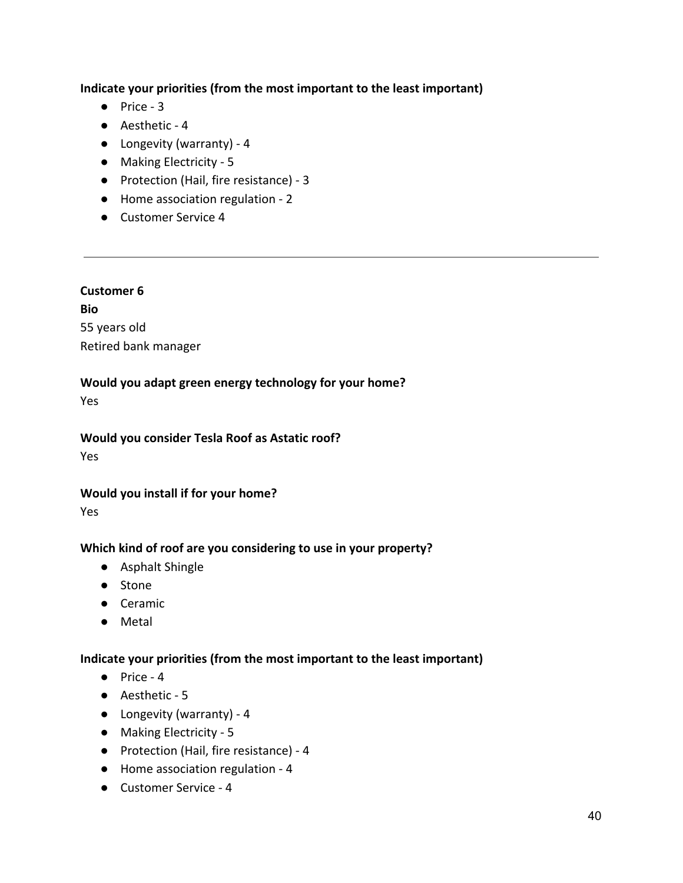**Indicate your priorities (from the most important to the least important)**

- Price - 3
- Aesthetic - 4
- Longevity (warranty) - 4
- Making Electricity - 5
- Protection (Hail, fire resistance) - 3
- Home association regulation - 2
- Customer Service 4

---

**Customer 6**

**Bio**

55 years old

Retired bank manager

**Would you adapt green energy technology for your home?**

Yes

**Would you consider Tesla Roof as Astatic roof?**

Yes

**Would you install if for your home?**

Yes

**Which kind of roof are you considering to use in your property?**

- Asphalt Shingle
- Stone
- Ceramic
- Metal

**Indicate your priorities (from the most important to the least important)**

- Price - 4
- Aesthetic - 5
- Longevity (warranty) - 4
- Making Electricity - 5
- Protection (Hail, fire resistance) - 4
- Home association regulation - 4
- Customer Service - 4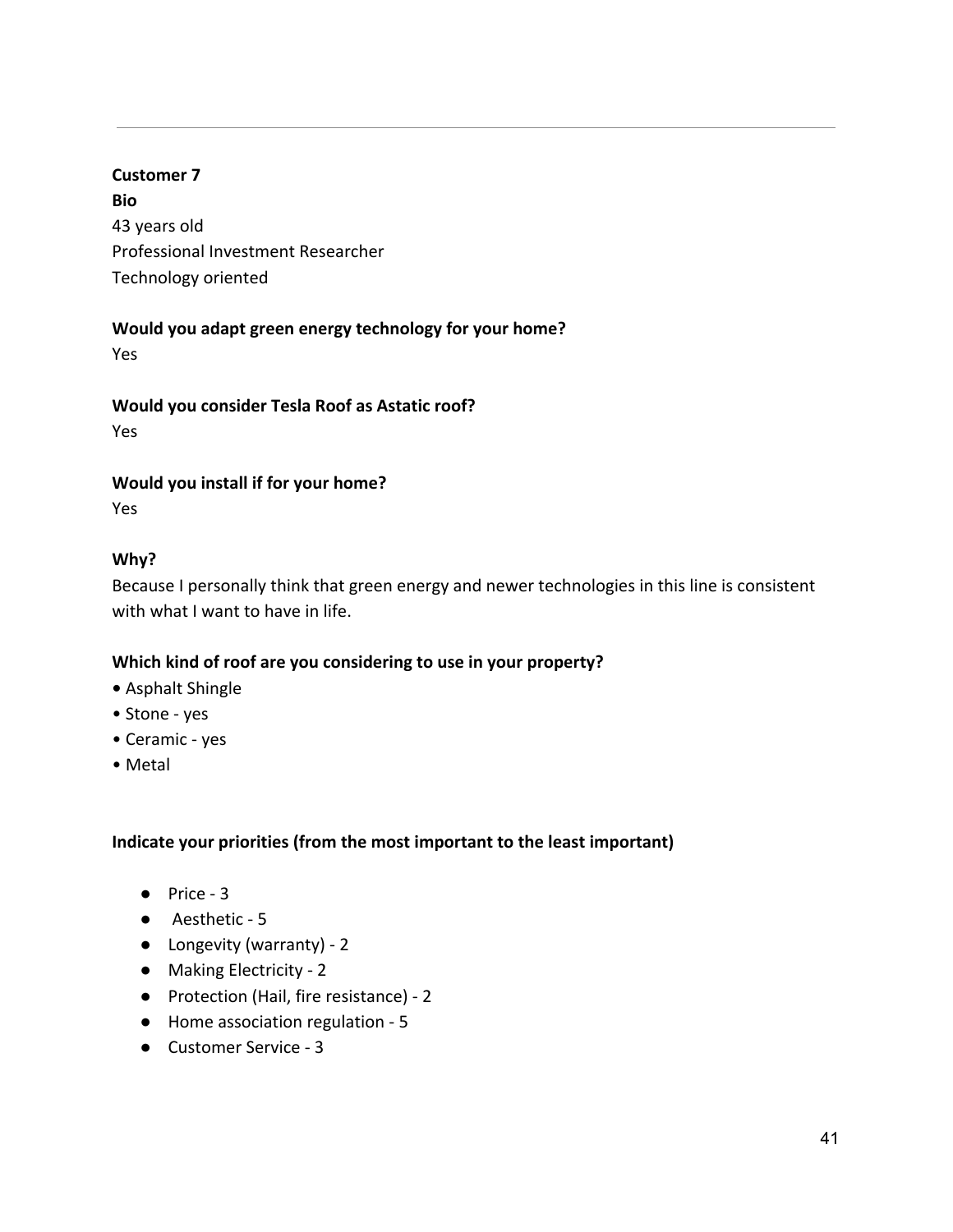---

**Customer 7**

**Bio**

43 years old

Professional Investment Researcher

Technology oriented

**Would you adapt green energy technology for your home?**

Yes

**Would you consider Tesla Roof as Astatic roof?**

Yes

**Would you install if for your home?**

Yes

**Why?**

Because I personally think that green energy and newer technologies in this line is consistent with what I want to have in life.

**Which kind of roof are you considering to use in your property?**

- Asphalt Shingle
- Stone - yes
- Ceramic - yes
- Metal

**Indicate your priorities (from the most important to the least important)**

- Price - 3
- Aesthetic - 5
- Longevity (warranty) - 2
- Making Electricity - 2
- Protection (Hail, fire resistance) - 2
- Home association regulation - 5
- Customer Service - 3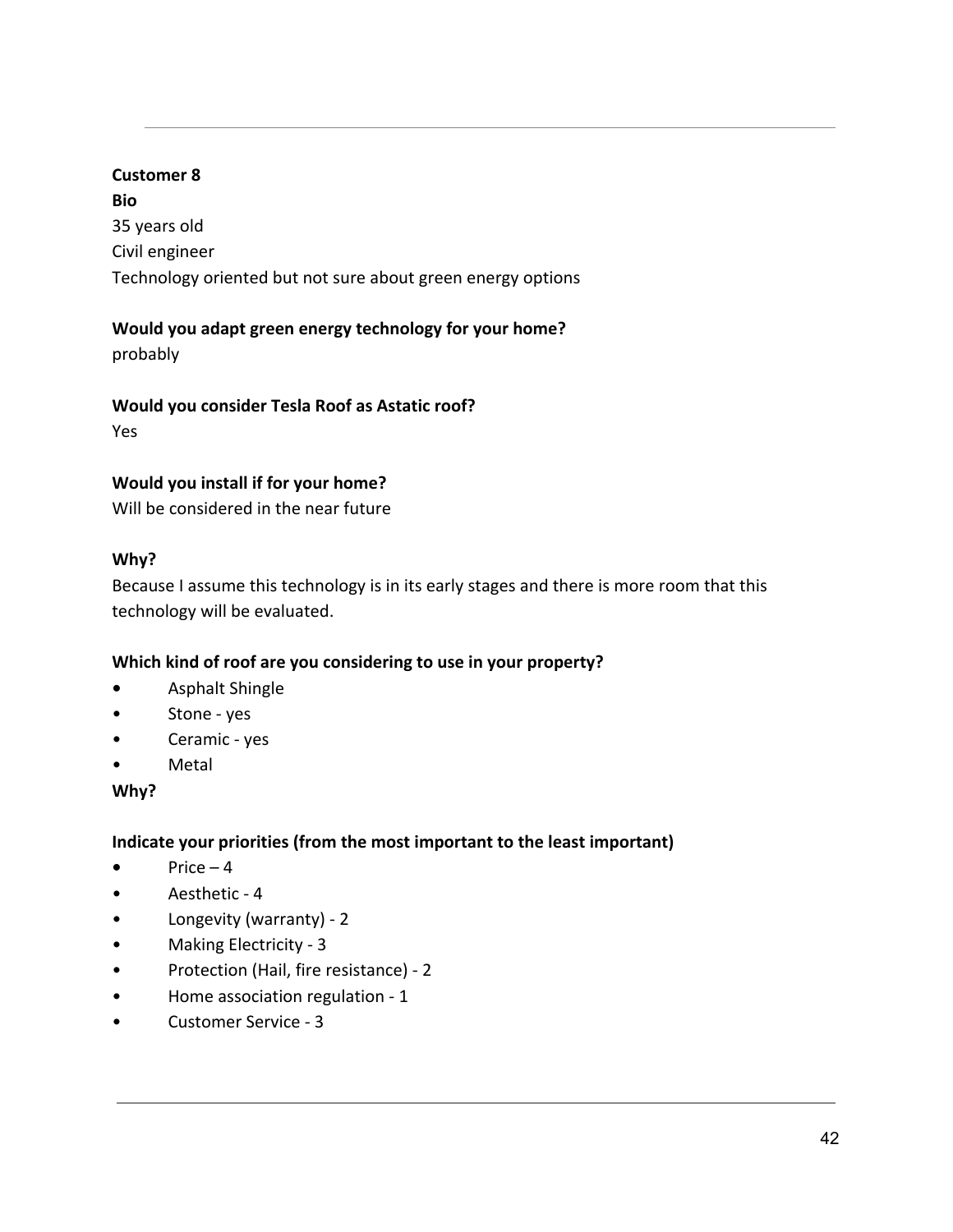**Customer 8**

**Bio**

35 years old

Civil engineer

Technology oriented but not sure about green energy options

**Would you adapt green energy technology for your home?**

probably

**Would you consider Tesla Roof as Astatic roof?**

Yes

**Would you install if for your home?**

Will be considered in the near future

**Why?**

Because I assume this technology is in its early stages and there is more room that this technology will be evaluated.

**Which kind of roof are you considering to use in your property?**

- Asphalt Shingle
- Stone - yes
- Ceramic - yes
- Metal

**Why?**

**Indicate your priorities (from the most important to the least important)**

- Price – 4
- Aesthetic - 4
- Longevity (warranty) - 2
- Making Electricity - 3
- Protection (Hail, fire resistance) - 2
- Home association regulation - 1
- Customer Service - 3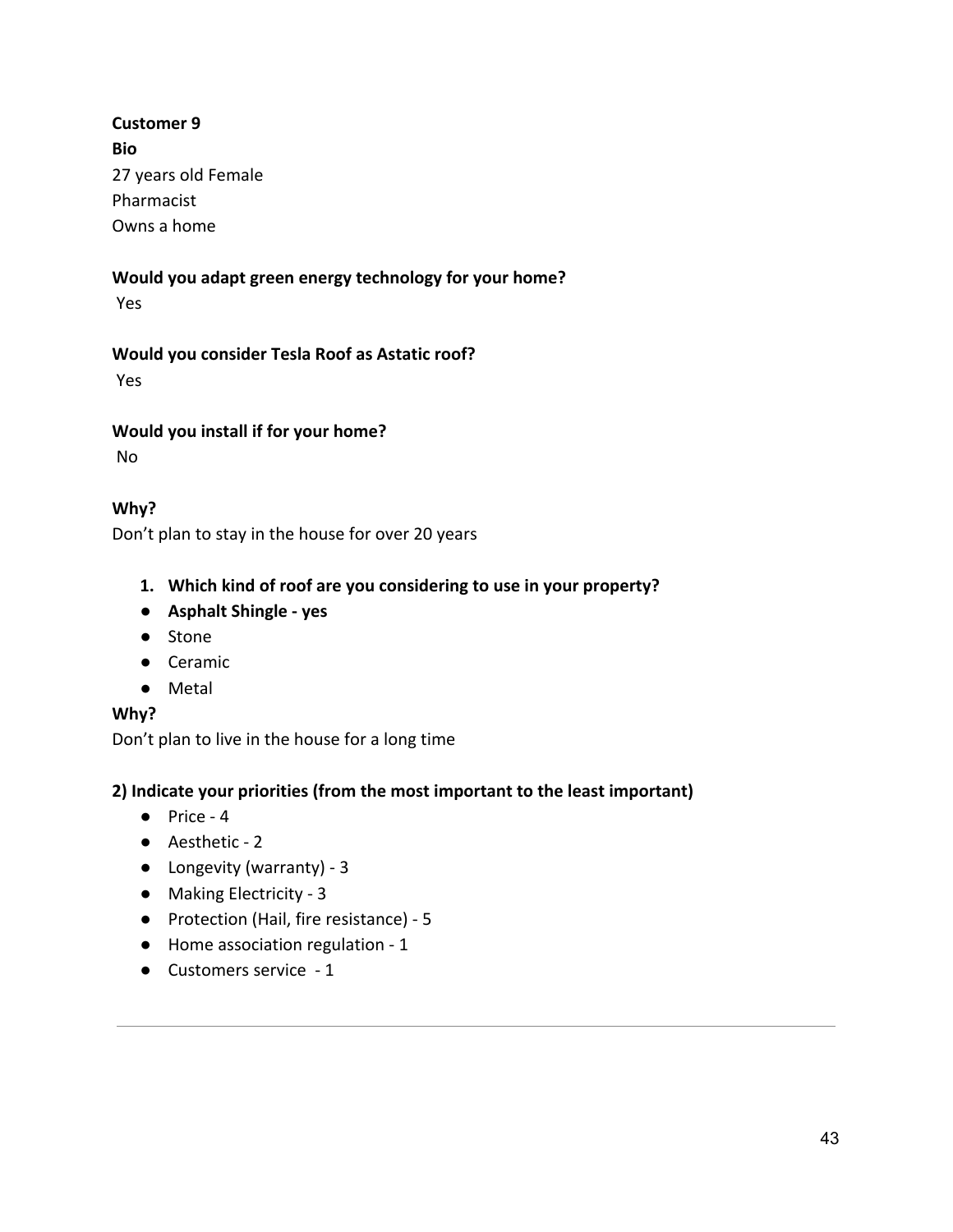**Customer 9**

**Bio**

27 years old Female

Pharmacist

Owns a home

**Would you adapt green energy technology for your home?**

Yes

**Would you consider Tesla Roof as Astatic roof?**

Yes

**Would you install if for your home?**

No

**Why?**

Don't plan to stay in the house for over 20 years

1. **Which kind of roof are you considering to use in your property?**

- **Asphalt Shingle - yes**
- Stone
- Ceramic
- Metal

**Why?**

Don't plan to live in the house for a long time

**2) Indicate your priorities (from the most important to the least important)**

- Price - 4
- Aesthetic - 2
- Longevity (warranty) - 3
- Making Electricity - 3
- Protection (Hail, fire resistance) - 5
- Home association regulation - 1
- Customers service - 1

---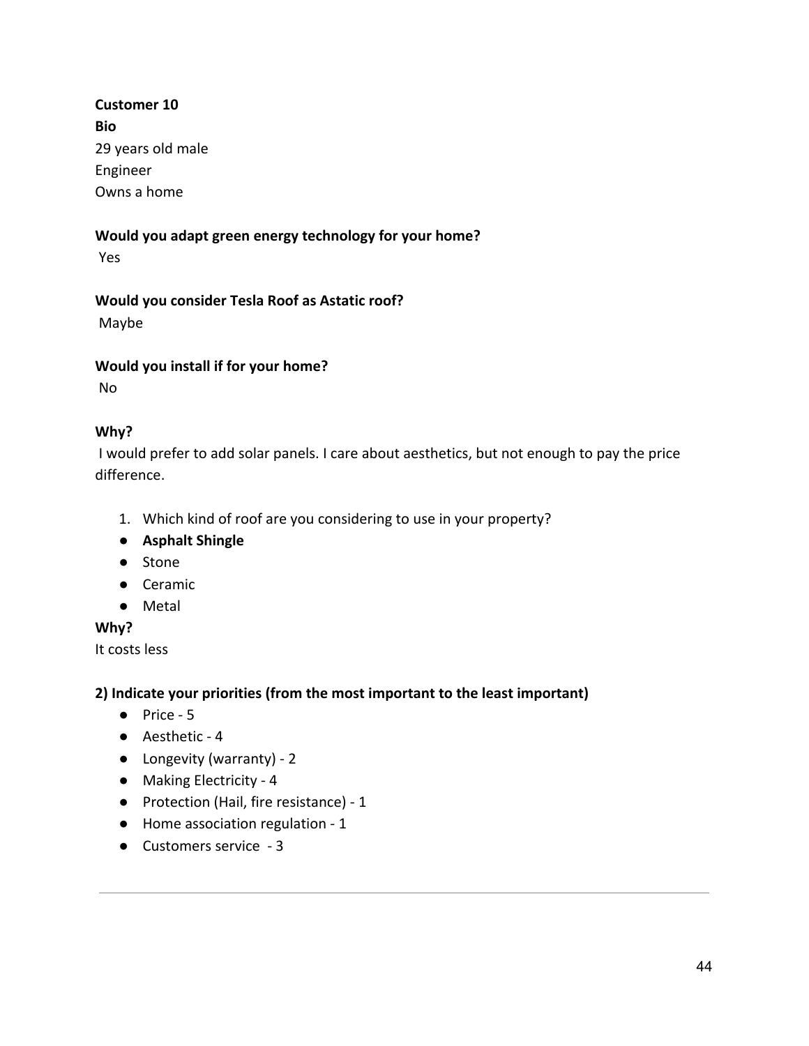**Customer 10**

**Bio**

29 years old male
Engineer
Owns a home

**Would you adapt green energy technology for your home?**

Yes

**Would you consider Tesla Roof as Astatic roof?**

Maybe

**Would you install if for your home?**

No

**Why?**

I would prefer to add solar panels. I care about aesthetics, but not enough to pay the price difference.

1. Which kind of roof are you considering to use in your property?

- **Asphalt Shingle**
- Stone
- Ceramic
- Metal

**Why?**

It costs less

**2) Indicate your priorities (from the most important to the least important)**

- Price - 5
- Aesthetic - 4
- Longevity (warranty) - 2
- Making Electricity - 4
- Protection (Hail, fire resistance) - 1
- Home association regulation - 1
- Customers service - 3

---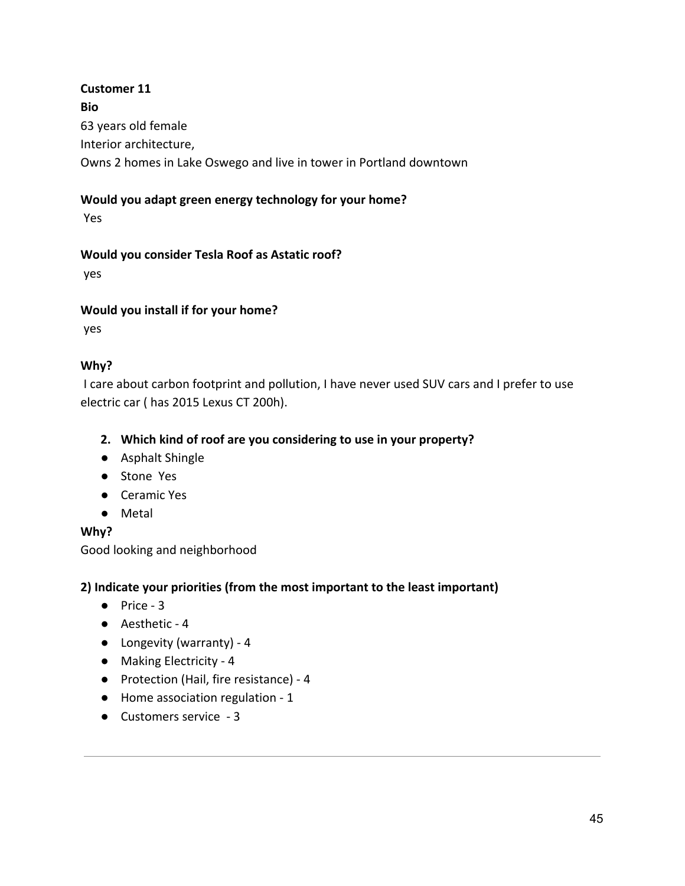**Customer 11**

**Bio**

63 years old female

Interior architecture,

Owns 2 homes in Lake Oswego and live in tower in Portland downtown

**Would you adapt green energy technology for your home?**

Yes

**Would you consider Tesla Roof as Astatic roof?**

yes

**Would you install if for your home?**

yes

**Why?**

I care about carbon footprint and pollution, I have never used SUV cars and I prefer to use electric car ( has 2015 Lexus CT 200h).

2. **Which kind of roof are you considering to use in your property?**

- Asphalt Shingle
- Stone Yes
- Ceramic Yes
- Metal

**Why?**

Good looking and neighborhood

**2) Indicate your priorities (from the most important to the least important)**

- Price - 3
- Aesthetic - 4
- Longevity (warranty) - 4
- Making Electricity - 4
- Protection (Hail, fire resistance) - 4
- Home association regulation - 1
- Customers service - 3

---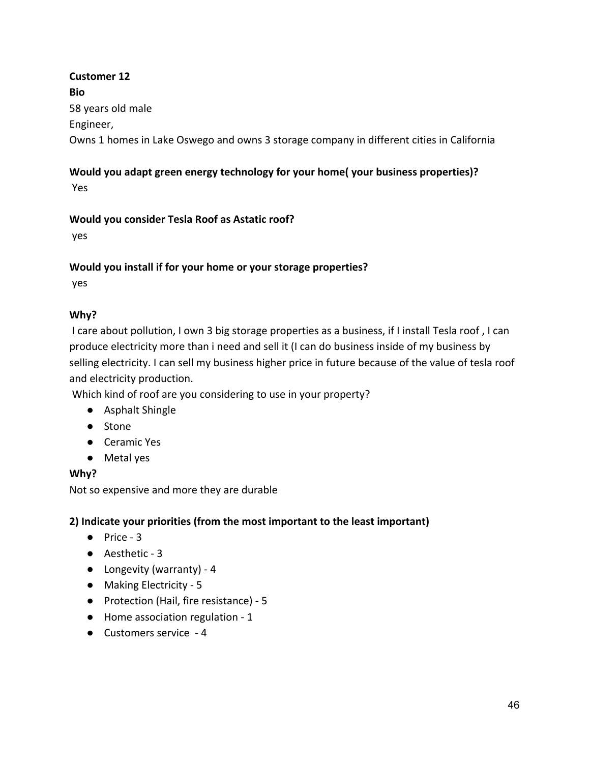**Customer 12**

**Bio**

58 years old male

Engineer,

Owns 1 homes in Lake Oswego and owns 3 storage company in different cities in California

**Would you adapt green energy technology for your home( your business properties)?**

Yes

**Would you consider Tesla Roof as Astatic roof?**

yes

**Would you install if for your home or your storage properties?**

yes

**Why?**

I care about pollution, I own 3 big storage properties as a business, if I install Tesla roof , I can produce electricity more than i need and sell it (I can do business inside of my business by selling electricity. I can sell my business higher price in future because of the value of tesla roof and electricity production.

Which kind of roof are you considering to use in your property?

- Asphalt Shingle
- Stone
- Ceramic Yes
- Metal yes

**Why?**

Not so expensive and more they are durable

**2) Indicate your priorities (from the most important to the least important)**

- Price - 3
- Aesthetic - 3
- Longevity (warranty) - 4
- Making Electricity - 5
- Protection (Hail, fire resistance) - 5
- Home association regulation - 1
- Customers service - 4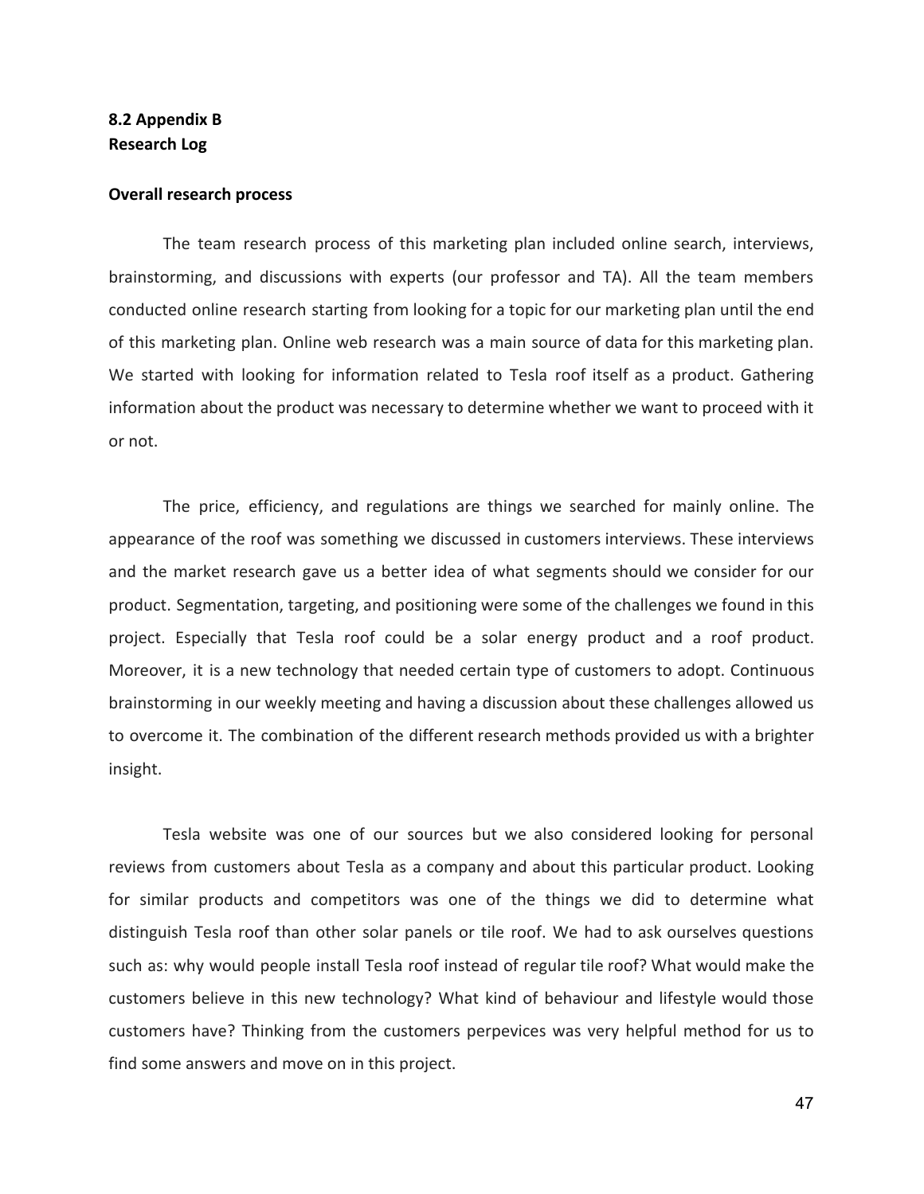**8.2 Appendix B**
**Research Log**

**Overall research process**

The team research process of this marketing plan included online search, interviews, brainstorming, and discussions with experts (our professor and TA). All the team members conducted online research starting from looking for a topic for our marketing plan until the end of this marketing plan. Online web research was a main source of data for this marketing plan. We started with looking for information related to Tesla roof itself as a product. Gathering information about the product was necessary to determine whether we want to proceed with it or not.

The price, efficiency, and regulations are things we searched for mainly online. The appearance of the roof was something we discussed in customers interviews. These interviews and the market research gave us a better idea of what segments should we consider for our product. Segmentation, targeting, and positioning were some of the challenges we found in this project. Especially that Tesla roof could be a solar energy product and a roof product. Moreover, it is a new technology that needed certain type of customers to adopt. Continuous brainstorming in our weekly meeting and having a discussion about these challenges allowed us to overcome it. The combination of the different research methods provided us with a brighter insight.

Tesla website was one of our sources but we also considered looking for personal reviews from customers about Tesla as a company and about this particular product. Looking for similar products and competitors was one of the things we did to determine what distinguish Tesla roof than other solar panels or tile roof. We had to ask ourselves questions such as: why would people install Tesla roof instead of regular tile roof? What would make the customers believe in this new technology? What kind of behaviour and lifestyle would those customers have? Thinking from the customers perpevices was very helpful method for us to find some answers and move on in this project.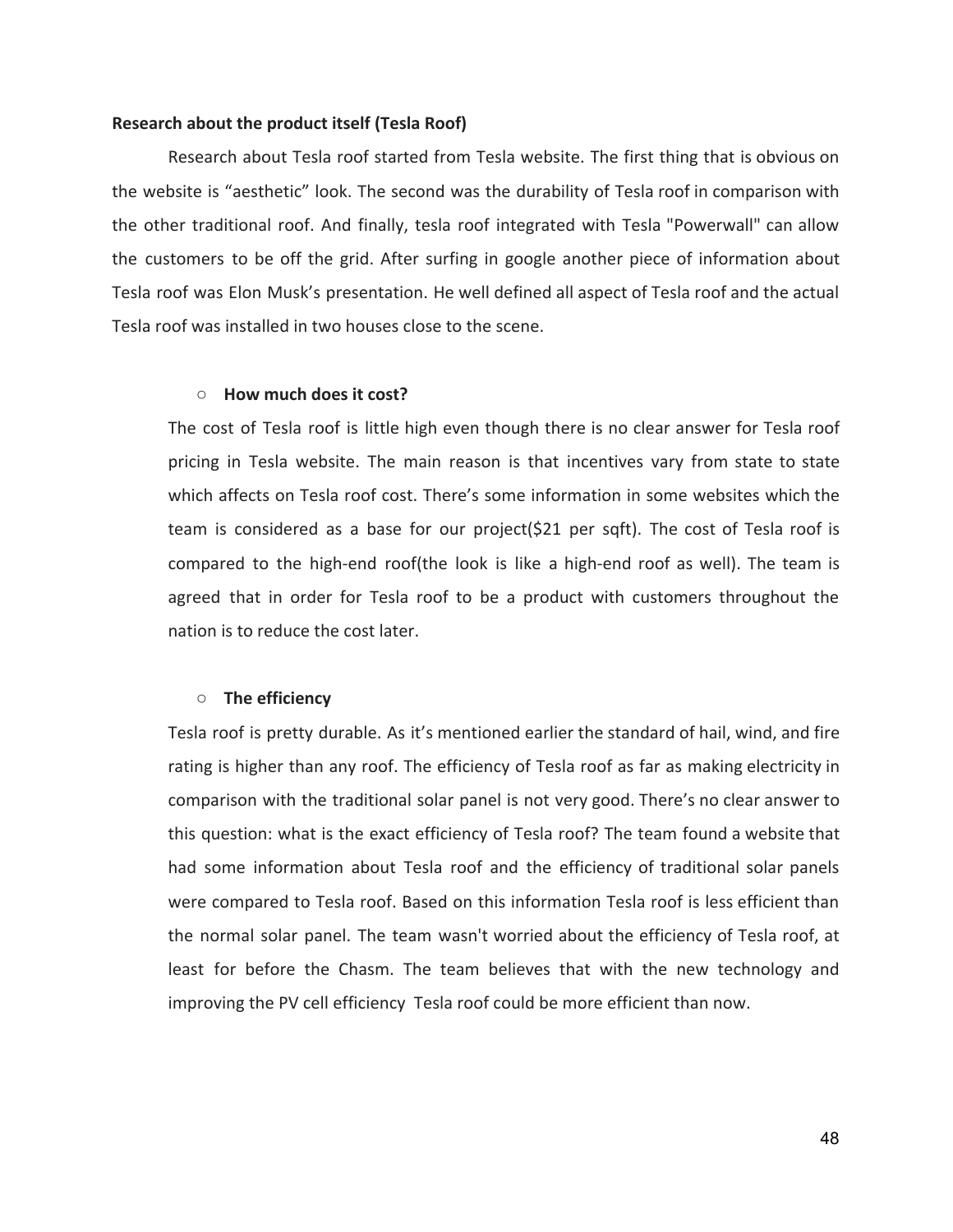**Research about the product itself (Tesla Roof)**

Research about Tesla roof started from Tesla website. The first thing that is obvious on the website is "aesthetic" look. The second was the durability of Tesla roof in comparison with the other traditional roof. And finally, tesla roof integrated with Tesla "Powerwall" can allow the customers to be off the grid. After surfing in google another piece of information about Tesla roof was Elon Musk's presentation. He well defined all aspect of Tesla roof and the actual Tesla roof was installed in two houses close to the scene.

- **How much does it cost?**

  The cost of Tesla roof is little high even though there is no clear answer for Tesla roof pricing in Tesla website. The main reason is that incentives vary from state to state which affects on Tesla roof cost. There's some information in some websites which the team is considered as a base for our project($21 per sqft). The cost of Tesla roof is compared to the high-end roof(the look is like a high-end roof as well). The team is agreed that in order for Tesla roof to be a product with customers throughout the nation is to reduce the cost later.

- **The efficiency**

  Tesla roof is pretty durable. As it's mentioned earlier the standard of hail, wind, and fire rating is higher than any roof. The efficiency of Tesla roof as far as making electricity in comparison with the traditional solar panel is not very good. There's no clear answer to this question: what is the exact efficiency of Tesla roof? The team found a website that had some information about Tesla roof and the efficiency of traditional solar panels were compared to Tesla roof. Based on this information Tesla roof is less efficient than the normal solar panel. The team wasn't worried about the efficiency of Tesla roof, at least for before the Chasm. The team believes that with the new technology and improving the PV cell efficiency Tesla roof could be more efficient than now.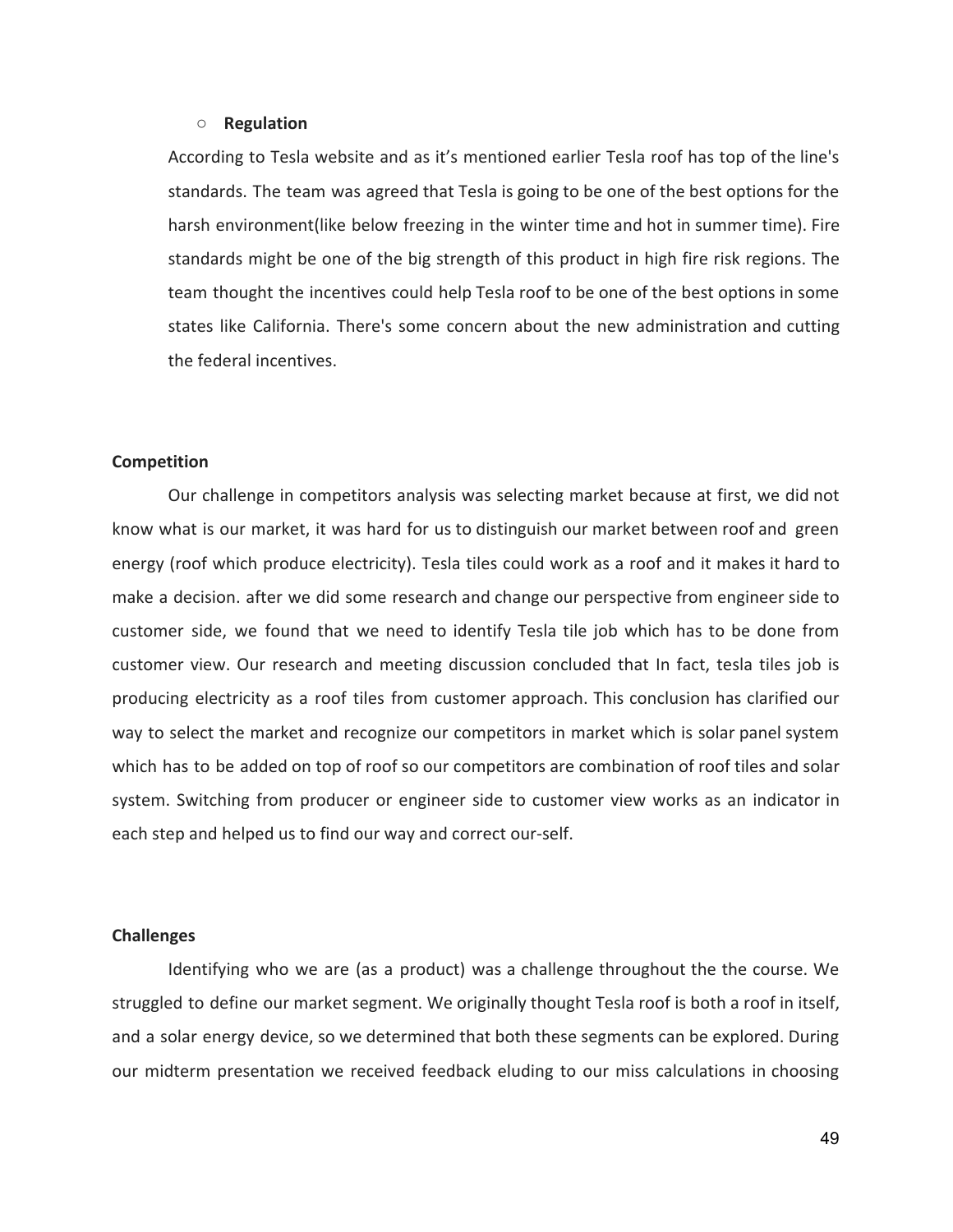- **Regulation**

According to Tesla website and as it's mentioned earlier Tesla roof has top of the line's standards. The team was agreed that Tesla is going to be one of the best options for the harsh environment(like below freezing in the winter time and hot in summer time). Fire standards might be one of the big strength of this product in high fire risk regions. The team thought the incentives could help Tesla roof to be one of the best options in some states like California. There's some concern about the new administration and cutting the federal incentives.

**Competition**

Our challenge in competitors analysis was selecting market because at first, we did not know what is our market, it was hard for us to distinguish our market between roof and green energy (roof which produce electricity). Tesla tiles could work as a roof and it makes it hard to make a decision. after we did some research and change our perspective from engineer side to customer side, we found that we need to identify Tesla tile job which has to be done from customer view. Our research and meeting discussion concluded that In fact, tesla tiles job is producing electricity as a roof tiles from customer approach. This conclusion has clarified our way to select the market and recognize our competitors in market which is solar panel system which has to be added on top of roof so our competitors are combination of roof tiles and solar system. Switching from producer or engineer side to customer view works as an indicator in each step and helped us to find our way and correct our-self.

**Challenges**

Identifying who we are (as a product) was a challenge throughout the the course. We struggled to define our market segment. We originally thought Tesla roof is both a roof in itself, and a solar energy device, so we determined that both these segments can be explored. During our midterm presentation we received feedback eluding to our miss calculations in choosing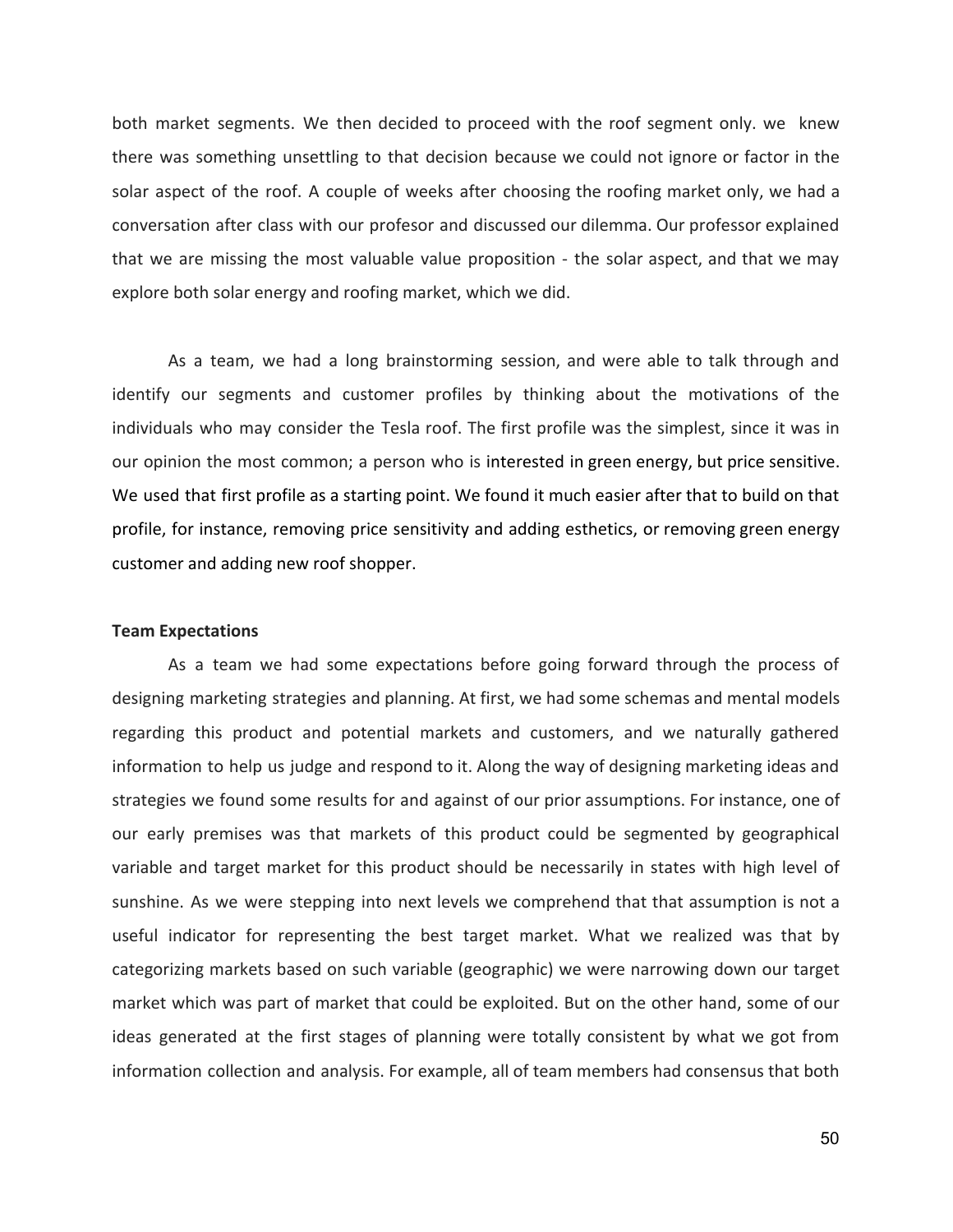both market segments. We then decided to proceed with the roof segment only. we knew there was something unsettling to that decision because we could not ignore or factor in the solar aspect of the roof. A couple of weeks after choosing the roofing market only, we had a conversation after class with our profesor and discussed our dilemma. Our professor explained that we are missing the most valuable value proposition - the solar aspect, and that we may explore both solar energy and roofing market, which we did.

As a team, we had a long brainstorming session, and were able to talk through and identify our segments and customer profiles by thinking about the motivations of the individuals who may consider the Tesla roof. The first profile was the simplest, since it was in our opinion the most common; a person who is interested in green energy, but price sensitive. We used that first profile as a starting point. We found it much easier after that to build on that profile, for instance, removing price sensitivity and adding esthetics, or removing green energy customer and adding new roof shopper.

**Team Expectations**

As a team we had some expectations before going forward through the process of designing marketing strategies and planning. At first, we had some schemas and mental models regarding this product and potential markets and customers, and we naturally gathered information to help us judge and respond to it. Along the way of designing marketing ideas and strategies we found some results for and against of our prior assumptions. For instance, one of our early premises was that markets of this product could be segmented by geographical variable and target market for this product should be necessarily in states with high level of sunshine. As we were stepping into next levels we comprehend that that assumption is not a useful indicator for representing the best target market. What we realized was that by categorizing markets based on such variable (geographic) we were narrowing down our target market which was part of market that could be exploited. But on the other hand, some of our ideas generated at the first stages of planning were totally consistent by what we got from information collection and analysis. For example, all of team members had consensus that both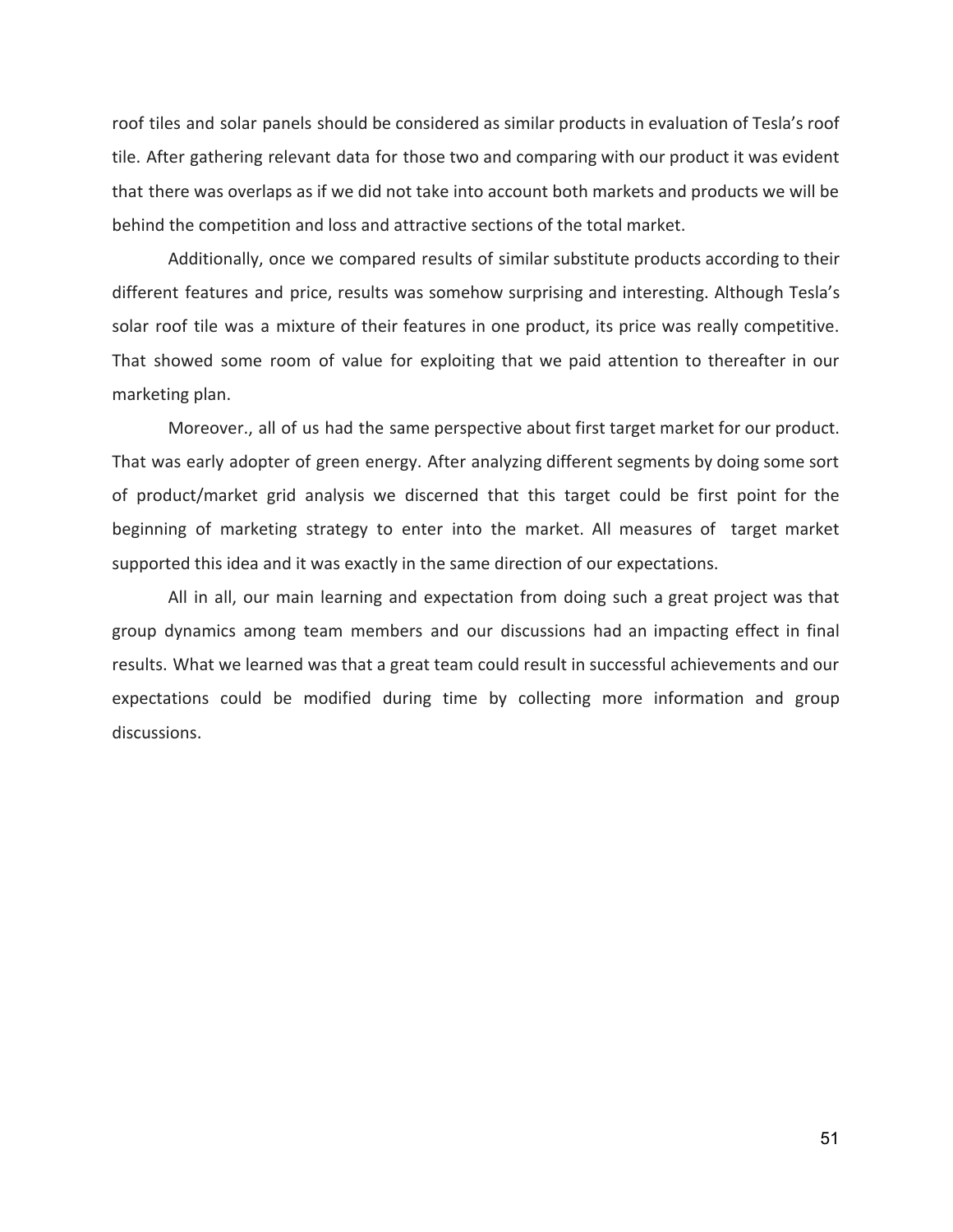roof tiles and solar panels should be considered as similar products in evaluation of Tesla's roof tile. After gathering relevant data for those two and comparing with our product it was evident that there was overlaps as if we did not take into account both markets and products we will be behind the competition and loss and attractive sections of the total market.

Additionally, once we compared results of similar substitute products according to their different features and price, results was somehow surprising and interesting. Although Tesla's solar roof tile was a mixture of their features in one product, its price was really competitive. That showed some room of value for exploiting that we paid attention to thereafter in our marketing plan.

Moreover., all of us had the same perspective about first target market for our product. That was early adopter of green energy. After analyzing different segments by doing some sort of product/market grid analysis we discerned that this target could be first point for the beginning of marketing strategy to enter into the market. All measures of target market supported this idea and it was exactly in the same direction of our expectations.

All in all, our main learning and expectation from doing such a great project was that group dynamics among team members and our discussions had an impacting effect in final results. What we learned was that a great team could result in successful achievements and our expectations could be modified during time by collecting more information and group discussions.